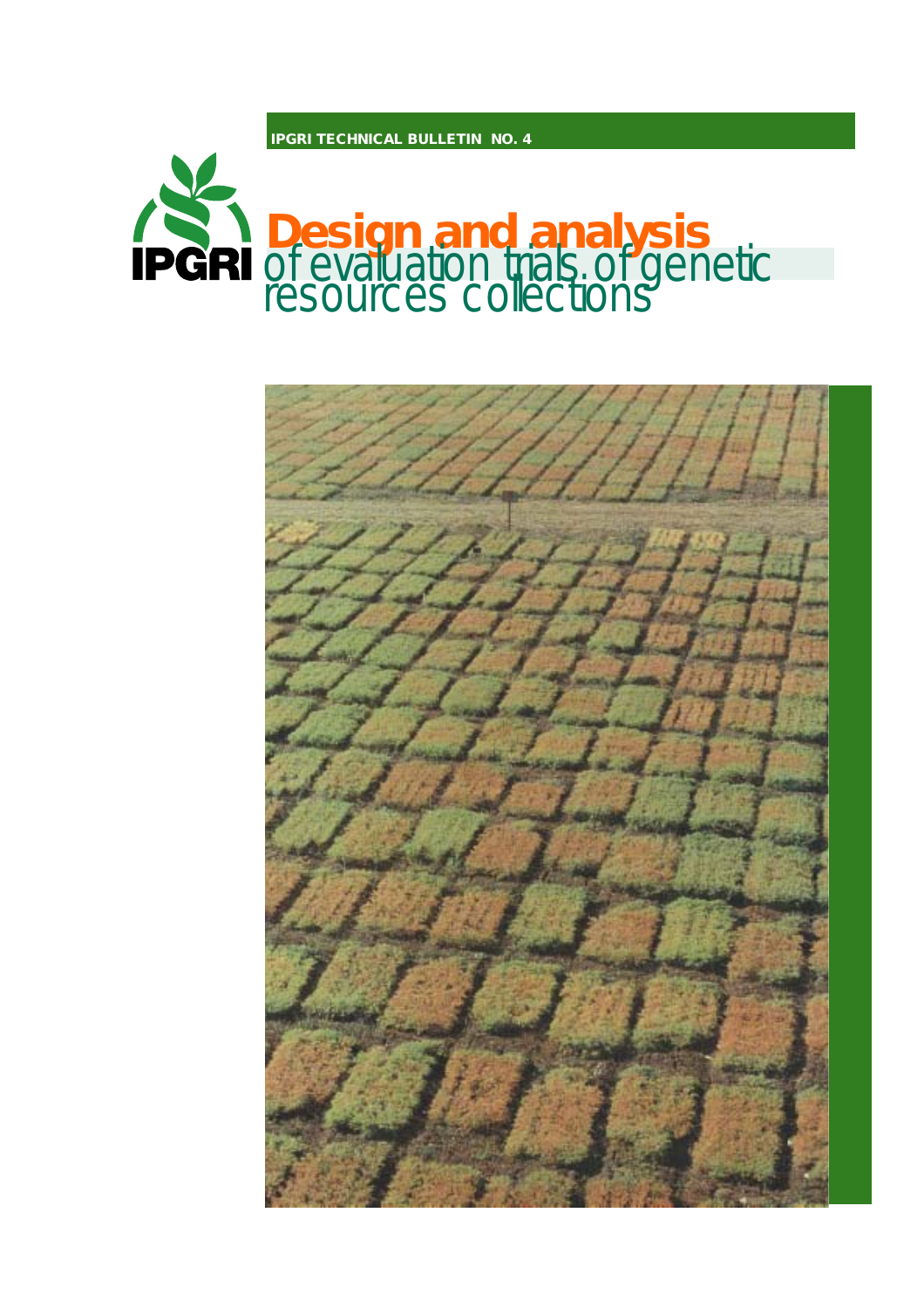IPGRI TECHNICAL BULLETIN NO. 4

IPGRI

# Design and analysis of evaluation trials of genetic resources collections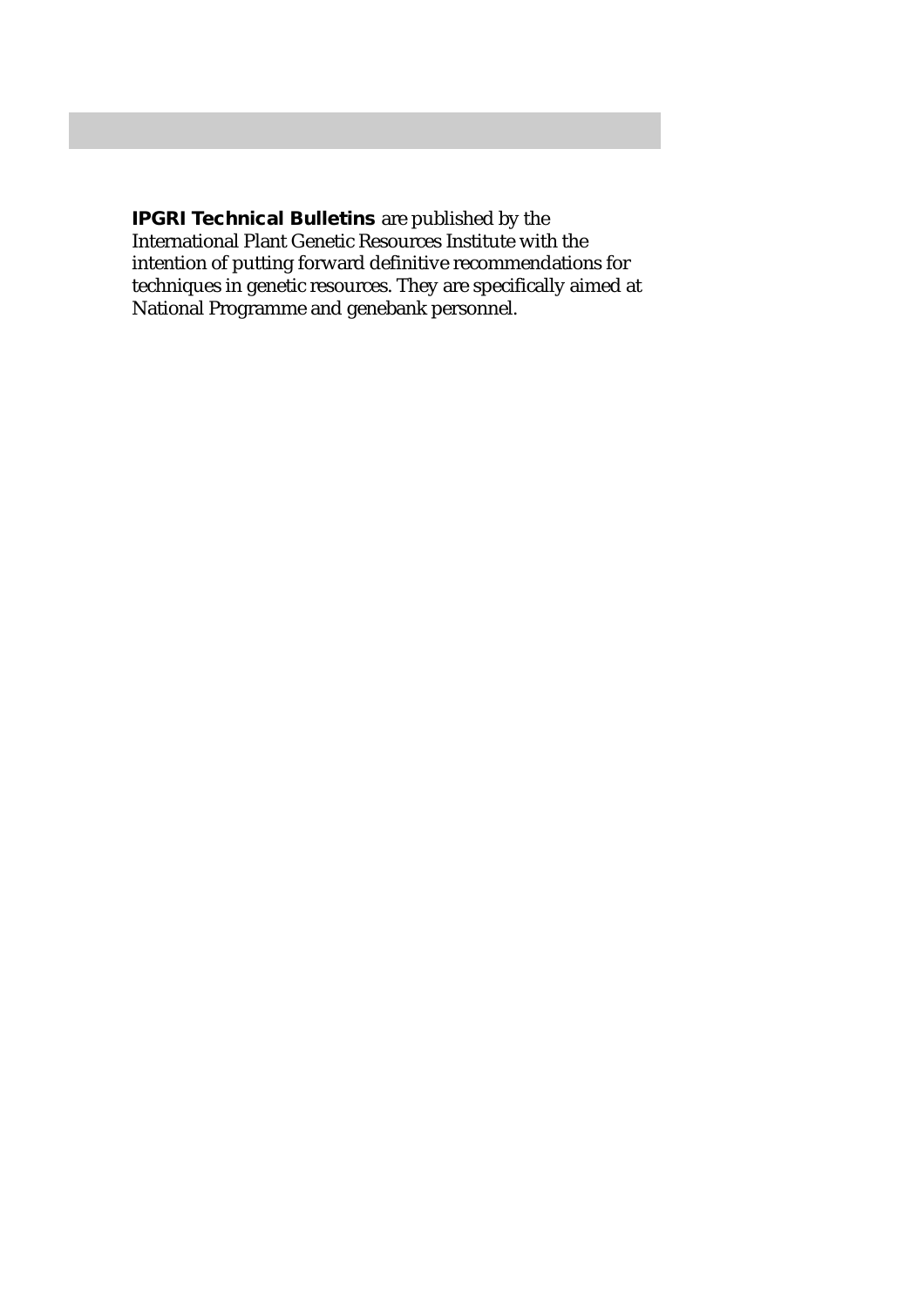**IPGRI Technical Bulletins** are published by the International Plant Genetic Resources Institute with the intention of putting forward definitive recommendations for techniques in genetic resources. They are specifically aimed at National Programme and genebank personnel.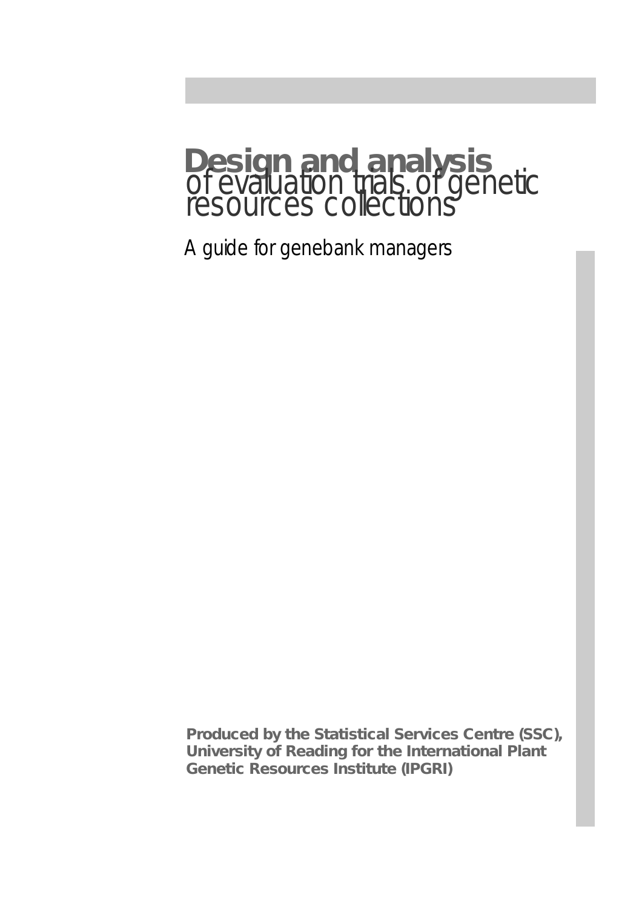# Design and analysis of evaluation trials of genetic resources collections

## A guide for genebank managers

**Produced by the Statistical Services Centre (SSC), University of Reading for the International Plant Genetic Resources Institute (IPGRI)**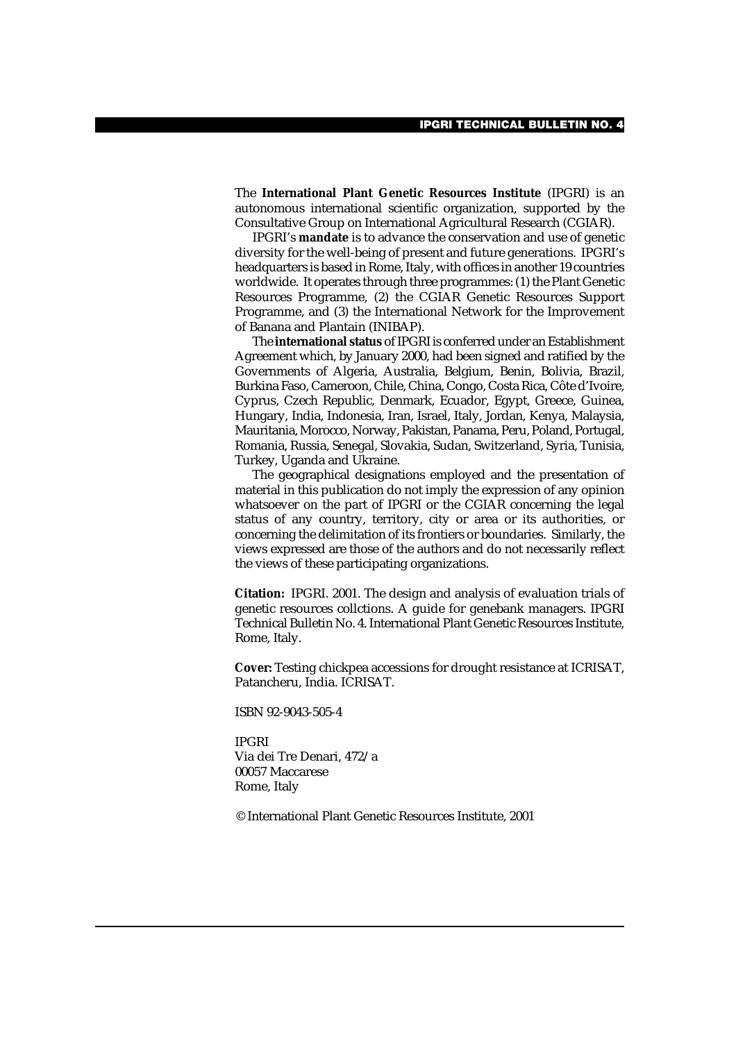The **International Plant Genetic Resources Institute** (IPGRI) is an autonomous international scientific organization, supported by the Consultative Group on International Agricultural Research (CGIAR).

IPGRI's **mandate** is to advance the conservation and use of genetic diversity for the well-being of present and future generations. IPGRI's headquarters is based in Rome, Italy, with offices in another 19 countries worldwide. It operates through three programmes: (1) the Plant Genetic Resources Programme, (2) the CGIAR Genetic Resources Support Programme, and (3) the International Network for the Improvement of Banana and Plantain (INIBAP).

The **international status** of IPGRI is conferred under an Establishment Agreement which, by January 2000, had been signed and ratified by the Governments of Algeria, Australia, Belgium, Benin, Bolivia, Brazil, Burkina Faso, Cameroon, Chile, China, Congo, Costa Rica, Côte d'Ivoire, Cyprus, Czech Republic, Denmark, Ecuador, Egypt, Greece, Guinea, Hungary, India, Indonesia, Iran, Israel, Italy, Jordan, Kenya, Malaysia, Mauritania, Morocco, Norway, Pakistan, Panama, Peru, Poland, Portugal, Romania, Russia, Senegal, Slovakia, Sudan, Switzerland, Syria, Tunisia, Turkey, Uganda and Ukraine.

The geographical designations employed and the presentation of material in this publication do not imply the expression of any opinion whatsoever on the part of IPGRI or the CGIAR concerning the legal status of any country, territory, city or area or its authorities, or concerning the delimitation of its frontiers or boundaries. Similarly, the views expressed are those of the authors and do not necessarily reflect the views of these participating organizations.

**Citation:** IPGRI. 2001. The design and analysis of evaluation trials of genetic resources collctions. A guide for genebank managers. IPGRI Technical Bulletin No. 4. International Plant Genetic Resources Institute, Rome, Italy.

**Cover:** Testing chickpea accessions for drought resistance at ICRISAT, Patancheru, India. ICRISAT.

ISBN 92-9043-505-4

IPGRI
Via dei Tre Denari, 472/a
00057 Maccarese
Rome, Italy

© International Plant Genetic Resources Institute, 2001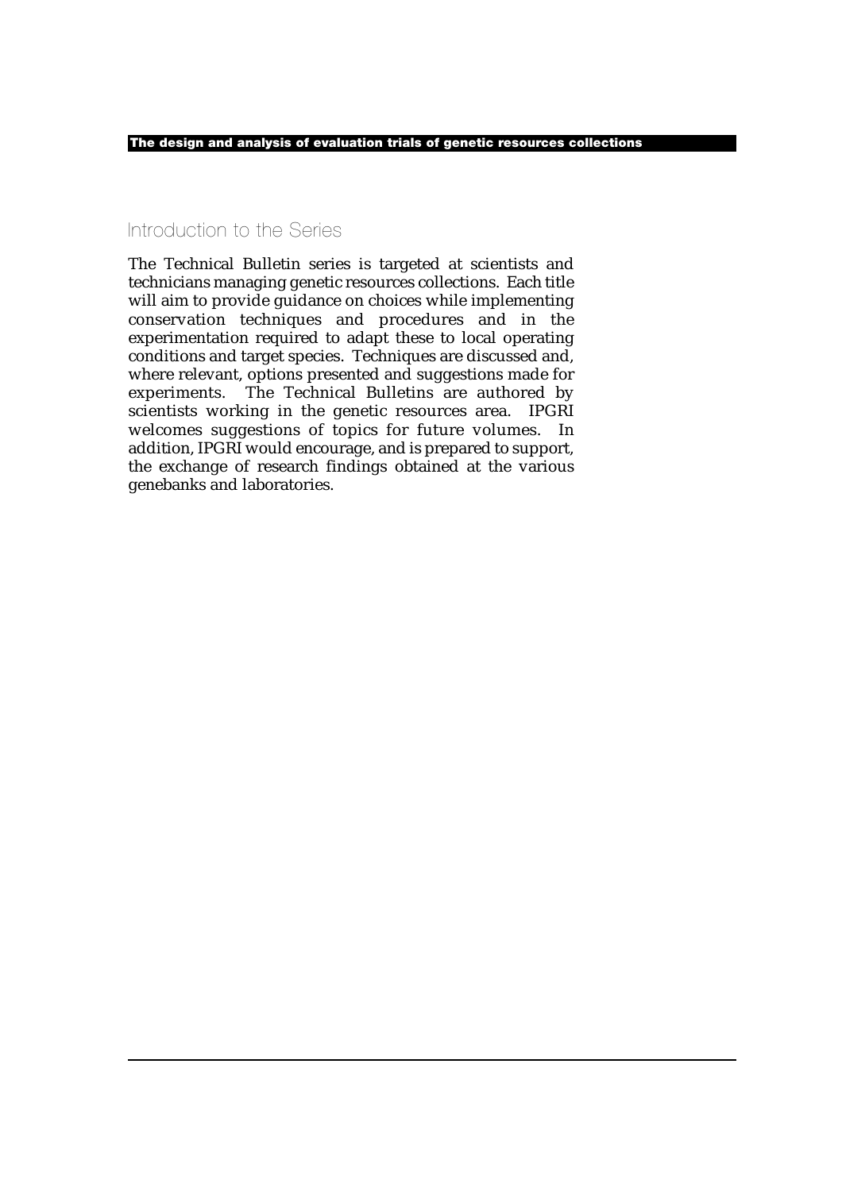## Introduction to the Series

The Technical Bulletin series is targeted at scientists and technicians managing genetic resources collections. Each title will aim to provide guidance on choices while implementing conservation techniques and procedures and in the experimentation required to adapt these to local operating conditions and target species. Techniques are discussed and, where relevant, options presented and suggestions made for experiments. The Technical Bulletins are authored by scientists working in the genetic resources area. IPGRI welcomes suggestions of topics for future volumes. In addition, IPGRI would encourage, and is prepared to support, the exchange of research findings obtained at the various genebanks and laboratories.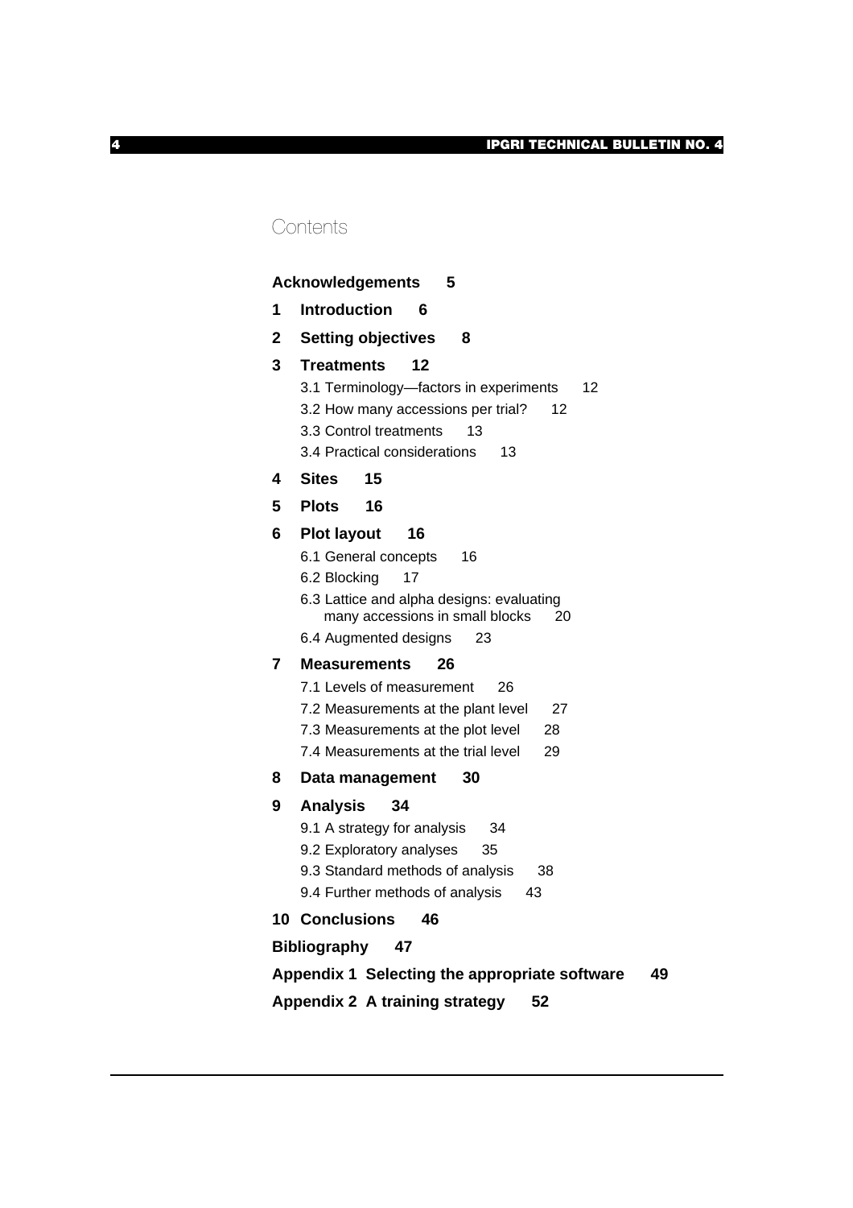# Contents

**Acknowledgements 5**

**1 Introduction 6**

**2 Setting objectives 8**

**3 Treatments 12**

- 3.1 Terminology—factors in experiments 12
- 3.2 How many accessions per trial? 12
- 3.3 Control treatments 13
- 3.4 Practical considerations 13

**4 Sites 15**

**5 Plots 16**

**6 Plot layout 16**

- 6.1 General concepts 16
- 6.2 Blocking 17
- 6.3 Lattice and alpha designs: evaluating many accessions in small blocks 20
- 6.4 Augmented designs 23

**7 Measurements 26**

- 7.1 Levels of measurement 26
- 7.2 Measurements at the plant level 27
- 7.3 Measurements at the plot level 28
- 7.4 Measurements at the trial level 29

**8 Data management 30**

**9 Analysis 34**

- 9.1 A strategy for analysis 34
- 9.2 Exploratory analyses 35
- 9.3 Standard methods of analysis 38
- 9.4 Further methods of analysis 43

**10 Conclusions 46**

**Bibliography 47**

**Appendix 1 Selecting the appropriate software 49**

**Appendix 2 A training strategy 52**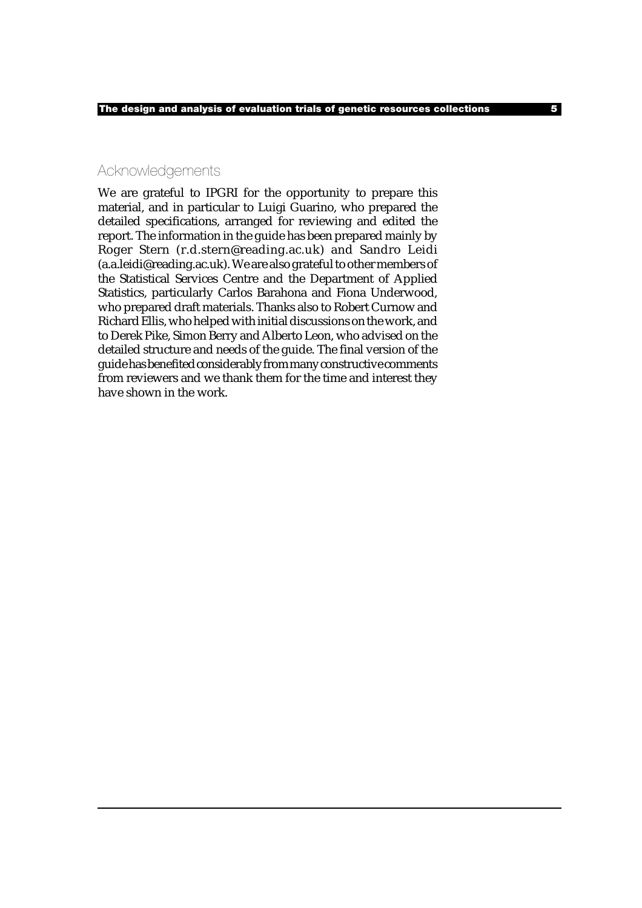## Acknowledgements

We are grateful to IPGRI for the opportunity to prepare this material, and in particular to Luigi Guarino, who prepared the detailed specifications, arranged for reviewing and edited the report. The information in the guide has been prepared mainly by Roger Stern (r.d.stern@reading.ac.uk) and Sandro Leidi (a.a.leidi@reading.ac.uk). We are also grateful to other members of the Statistical Services Centre and the Department of Applied Statistics, particularly Carlos Barahona and Fiona Underwood, who prepared draft materials. Thanks also to Robert Curnow and Richard Ellis, who helped with initial discussions on the work, and to Derek Pike, Simon Berry and Alberto Leon, who advised on the detailed structure and needs of the guide. The final version of the guide has benefited considerably from many constructive comments from reviewers and we thank them for the time and interest they have shown in the work.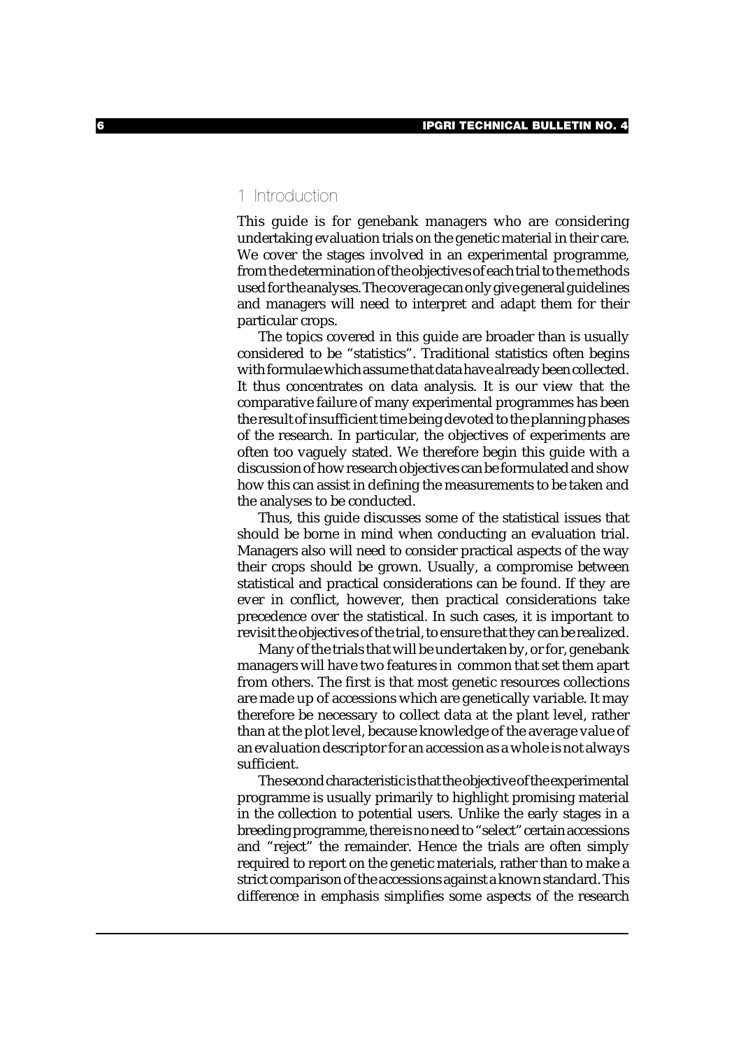# 1 Introduction

This guide is for genebank managers who are considering undertaking evaluation trials on the genetic material in their care. We cover the stages involved in an experimental programme, from the determination of the objectives of each trial to the methods used for the analyses. The coverage can only give general guidelines and managers will need to interpret and adapt them for their particular crops.

The topics covered in this guide are broader than is usually considered to be "statistics". Traditional statistics often begins with formulae which assume that data have already been collected. It thus concentrates on data analysis. It is our view that the comparative failure of many experimental programmes has been the result of insufficient time being devoted to the planning phases of the research. In particular, the objectives of experiments are often too vaguely stated. We therefore begin this guide with a discussion of how research objectives can be formulated and show how this can assist in defining the measurements to be taken and the analyses to be conducted.

Thus, this guide discusses some of the statistical issues that should be borne in mind when conducting an evaluation trial. Managers also will need to consider practical aspects of the way their crops should be grown. Usually, a compromise between statistical and practical considerations can be found. If they are ever in conflict, however, then practical considerations take precedence over the statistical. In such cases, it is important to revisit the objectives of the trial, to ensure that they can be realized.

Many of the trials that will be undertaken by, or for, genebank managers will have two features in common that set them apart from others. The first is that most genetic resources collections are made up of accessions which are genetically variable. It may therefore be necessary to collect data at the plant level, rather than at the plot level, because knowledge of the average value of an evaluation descriptor for an accession as a whole is not always sufficient.

The second characteristic is that the objective of the experimental programme is usually primarily to highlight promising material in the collection to potential users. Unlike the early stages in a breeding programme, there is no need to "select" certain accessions and "reject" the remainder. Hence the trials are often simply required to report on the genetic materials, rather than to make a strict comparison of the accessions against a known standard. This difference in emphasis simplifies some aspects of the research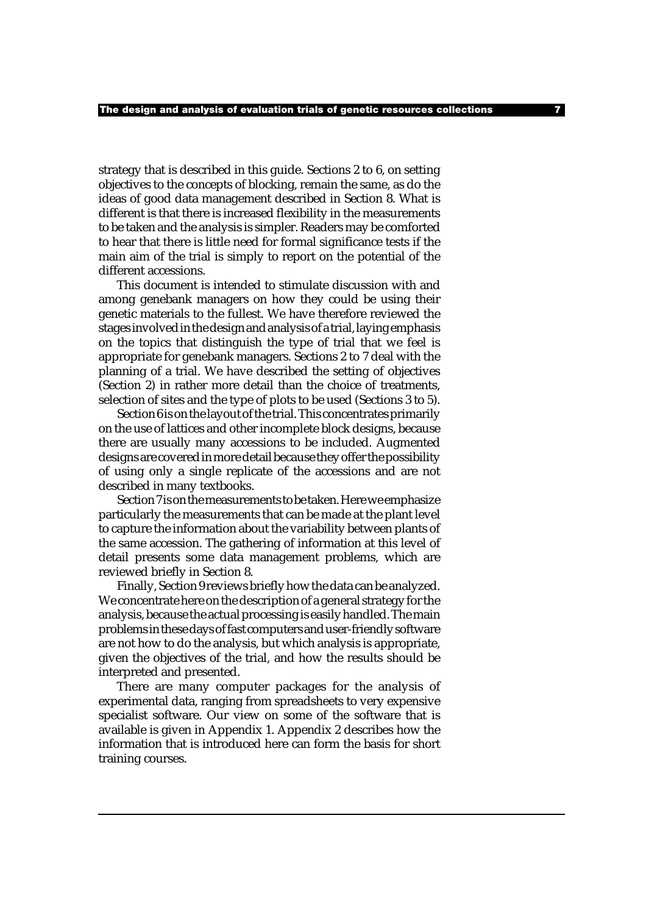strategy that is described in this guide. Sections 2 to 6, on setting objectives to the concepts of blocking, remain the same, as do the ideas of good data management described in Section 8. What is different is that there is increased flexibility in the measurements to be taken and the analysis is simpler. Readers may be comforted to hear that there is little need for formal significance tests if the main aim of the trial is simply to report on the potential of the different accessions.

This document is intended to stimulate discussion with and among genebank managers on how they could be using their genetic materials to the fullest. We have therefore reviewed the stages involved in the design and analysis of a trial, laying emphasis on the topics that distinguish the type of trial that we feel is appropriate for genebank managers. Sections 2 to 7 deal with the planning of a trial. We have described the setting of objectives (Section 2) in rather more detail than the choice of treatments, selection of sites and the type of plots to be used (Sections 3 to 5).

Section 6 is on the layout of the trial. This concentrates primarily on the use of lattices and other incomplete block designs, because there are usually many accessions to be included. Augmented designs are covered in more detail because they offer the possibility of using only a single replicate of the accessions and are not described in many textbooks.

Section 7 is on the measurements to be taken. Here we emphasize particularly the measurements that can be made at the plant level to capture the information about the variability between plants of the same accession. The gathering of information at this level of detail presents some data management problems, which are reviewed briefly in Section 8.

Finally, Section 9 reviews briefly how the data can be analyzed. We concentrate here on the description of a general strategy for the analysis, because the actual processing is easily handled. The main problems in these days of fast computers and user-friendly software are not how to do the analysis, but which analysis is appropriate, given the objectives of the trial, and how the results should be interpreted and presented.

There are many computer packages for the analysis of experimental data, ranging from spreadsheets to very expensive specialist software. Our view on some of the software that is available is given in Appendix 1. Appendix 2 describes how the information that is introduced here can form the basis for short training courses.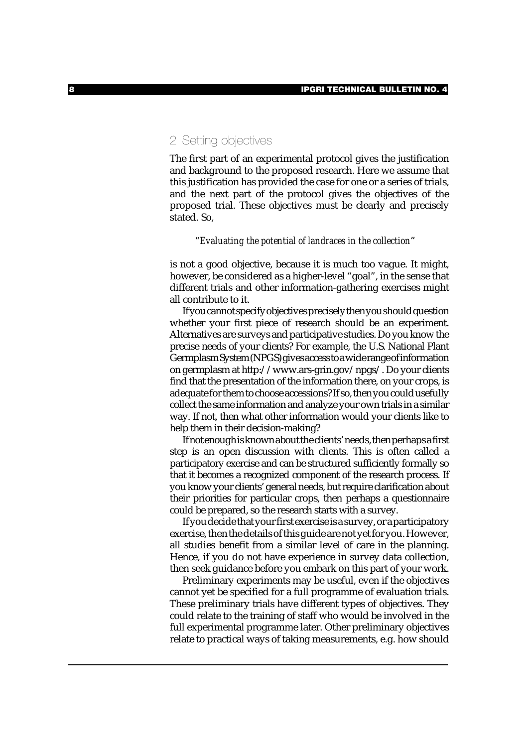## 2 Setting objectives

The first part of an experimental protocol gives the justification and background to the proposed research. Here we assume that this justification has provided the case for one or a series of trials, and the next part of the protocol gives the objectives of the proposed trial. These objectives must be clearly and precisely stated. So,

> *"Evaluating the potential of landraces in the collection"*

is not a good objective, because it is much too vague. It might, however, be considered as a higher-level "goal", in the sense that different trials and other information-gathering exercises might all contribute to it.

If you cannot specify objectives precisely then you should question whether your first piece of research should be an experiment. Alternatives are surveys and participative studies. Do you know the precise needs of your clients? For example, the U.S. National Plant Germplasm System (NPGS) gives access to a wide range of information on germplasm at http://www.ars-grin.gov/npgs/. Do your clients find that the presentation of the information there, on your crops, is adequate for them to choose accessions? If so, then you could usefully collect the same information and analyze your own trials in a similar way. If not, then what other information would your clients like to help them in their decision-making?

If not enough is known about the clients' needs, then perhaps a first step is an open discussion with clients. This is often called a participatory exercise and can be structured sufficiently formally so that it becomes a recognized component of the research process. If you know your clients' general needs, but require clarification about their priorities for particular crops, then perhaps a questionnaire could be prepared, so the research starts with a survey.

If you decide that your first exercise is a survey, or a participatory exercise, then the details of this guide are not yet for you. However, all studies benefit from a similar level of care in the planning. Hence, if you do not have experience in survey data collection, then seek guidance before you embark on this part of your work.

Preliminary experiments may be useful, even if the objectives cannot yet be specified for a full programme of evaluation trials. These preliminary trials have different types of objectives. They could relate to the training of staff who would be involved in the full experimental programme later. Other preliminary objectives relate to practical ways of taking measurements, e.g. how should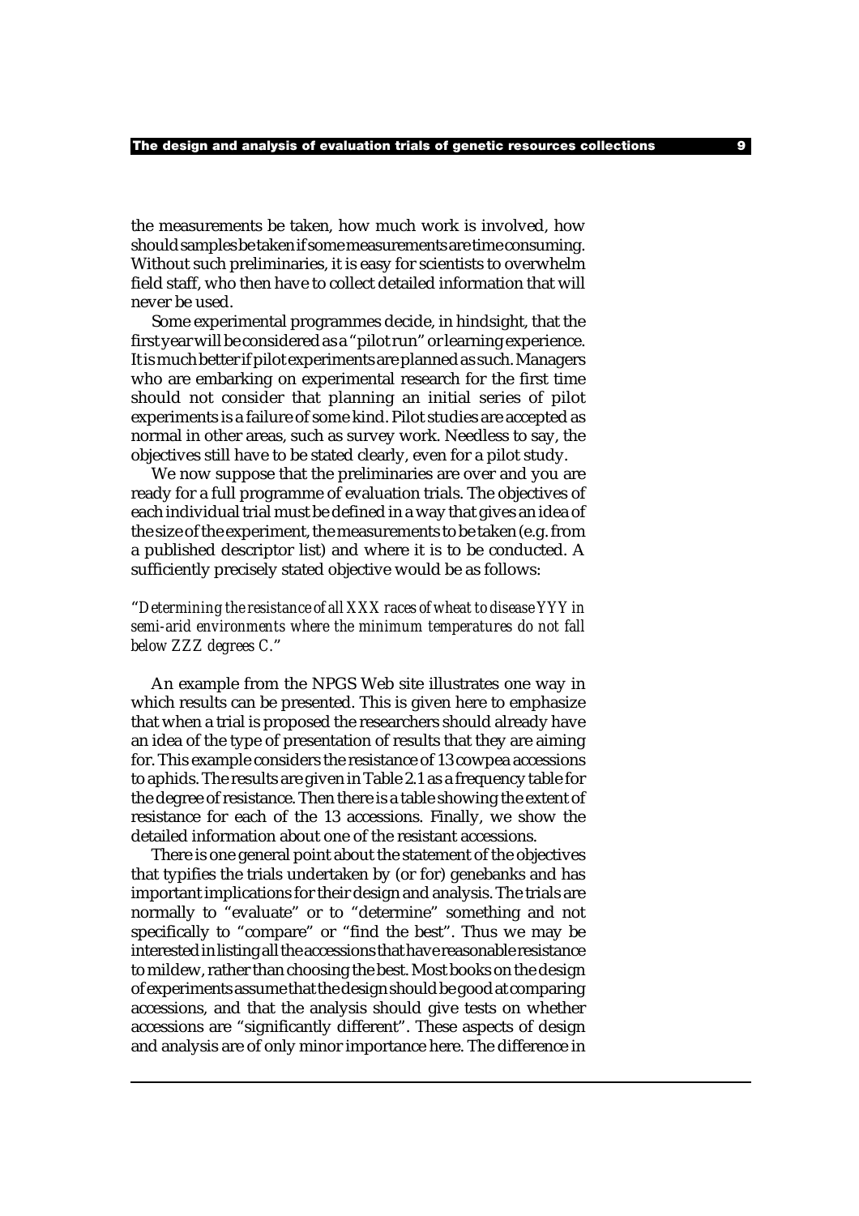the measurements be taken, how much work is involved, how should samples be taken if some measurements are time consuming. Without such preliminaries, it is easy for scientists to overwhelm field staff, who then have to collect detailed information that will never be used.

Some experimental programmes decide, in hindsight, that the first year will be considered as a "pilot run" or learning experience. It is much better if pilot experiments are planned as such. Managers who are embarking on experimental research for the first time should not consider that planning an initial series of pilot experiments is a failure of some kind. Pilot studies are accepted as normal in other areas, such as survey work. Needless to say, the objectives still have to be stated clearly, even for a pilot study.

We now suppose that the preliminaries are over and you are ready for a full programme of evaluation trials. The objectives of each individual trial must be defined in a way that gives an idea of the size of the experiment, the measurements to be taken (e.g. from a published descriptor list) and where it is to be conducted. A sufficiently precisely stated objective would be as follows:

"*Determining the resistance of all XXX races of wheat to disease YYY in semi-arid environments where the minimum temperatures do not fall below ZZZ degrees C.*"

An example from the NPGS Web site illustrates one way in which results can be presented. This is given here to emphasize that when a trial is proposed the researchers should already have an idea of the type of presentation of results that they are aiming for. This example considers the resistance of 13 cowpea accessions to aphids. The results are given in Table 2.1 as a frequency table for the degree of resistance. Then there is a table showing the extent of resistance for each of the 13 accessions. Finally, we show the detailed information about one of the resistant accessions.

There is one general point about the statement of the objectives that typifies the trials undertaken by (or for) genebanks and has important implications for their design and analysis. The trials are normally to "evaluate" or to "determine" something and not specifically to "compare" or "find the best". Thus we may be interested in listing all the accessions that have reasonable resistance to mildew, rather than choosing the best. Most books on the design of experiments assume that the design should be good at comparing accessions, and that the analysis should give tests on whether accessions are "significantly different". These aspects of design and analysis are of only minor importance here. The difference in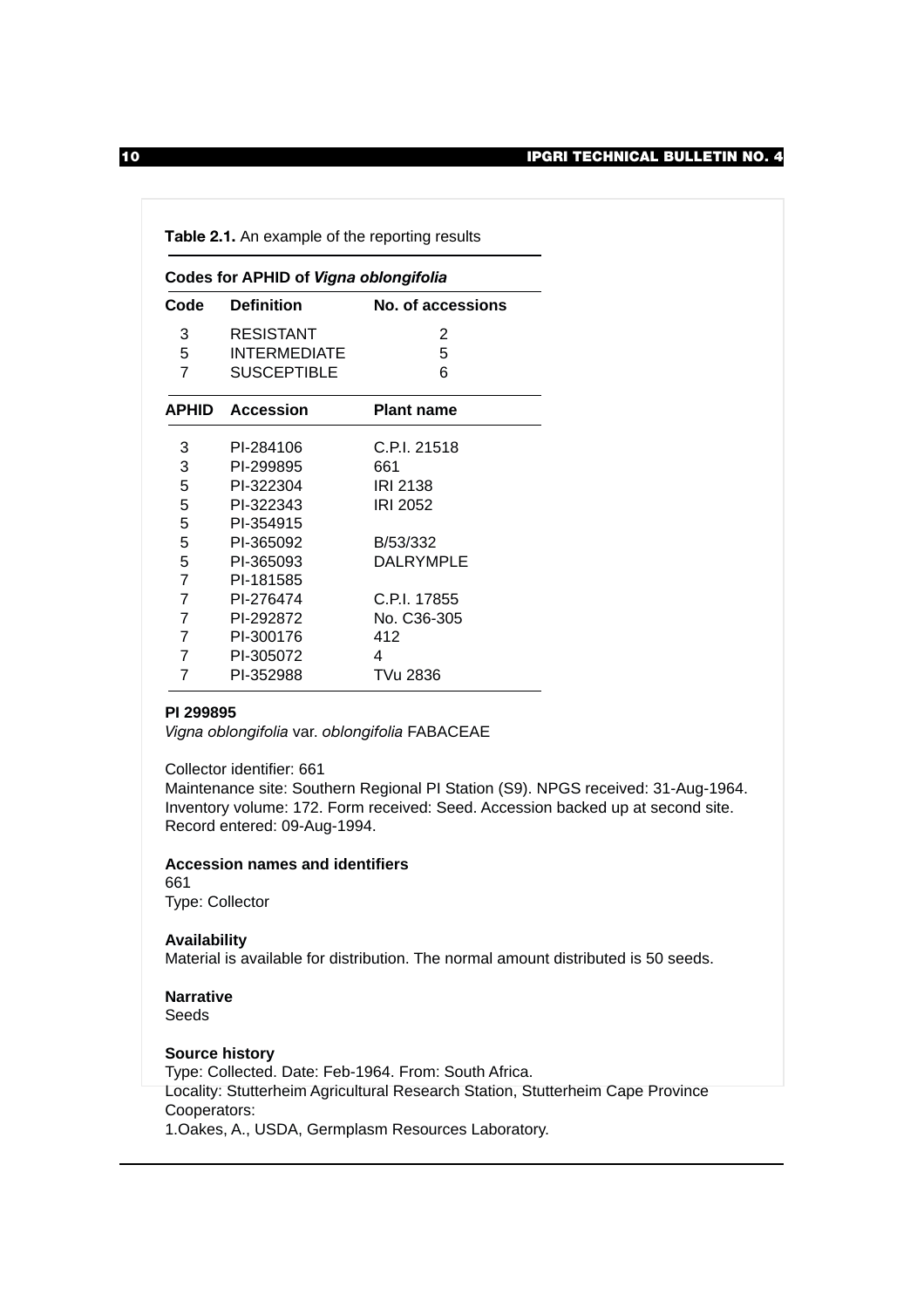**Table 2.1.** An example of the reporting results

**Codes for APHID of *Vigna oblongifolia***

| Code | Definition | No. of accessions |
|---|---|---|
| 3 | RESISTANT | 2 |
| 5 | INTERMEDIATE | 5 |
| 7 | SUSCEPTIBLE | 6 |

| APHID | Accession | Plant name |
|---|---|---|
| 3 | PI-284106 | C.P.I. 21518 |
| 3 | PI-299895 | 661 |
| 5 | PI-322304 | IRI 2138 |
| 5 | PI-322343 | IRI 2052 |
| 5 | PI-354915 | |
| 5 | PI-365092 | B/53/332 |
| 5 | PI-365093 | DALRYMPLE |
| 7 | PI-181585 | |
| 7 | PI-276474 | C.P.I. 17855 |
| 7 | PI-292872 | No. C36-305 |
| 7 | PI-300176 | 412 |
| 7 | PI-305072 | 4 |
| 7 | PI-352988 | TVu 2836 |

**PI 299895**
*Vigna oblongifolia* var. *oblongifolia* FABACEAE

Collector identifier: 661
Maintenance site: Southern Regional PI Station (S9). NPGS received: 31-Aug-1964. Inventory volume: 172. Form received: Seed. Accession backed up at second site. Record entered: 09-Aug-1994.

**Accession names and identifiers**
661
Type: Collector

**Availability**
Material is available for distribution. The normal amount distributed is 50 seeds.

**Narrative**
Seeds

**Source history**
Type: Collected. Date: Feb-1964. From: South Africa.
Locality: Stutterheim Agricultural Research Station, Stutterheim Cape Province
Cooperators:
1.Oakes, A., USDA, Germplasm Resources Laboratory.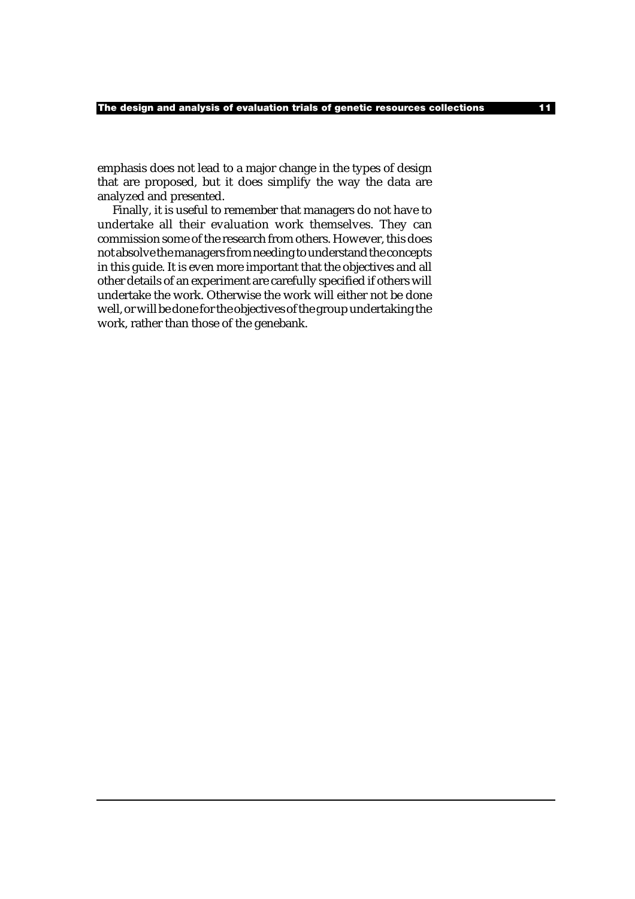emphasis does not lead to a major change in the types of design that are proposed, but it does simplify the way the data are analyzed and presented.

Finally, it is useful to remember that managers do not have to undertake all their evaluation work themselves. They can commission some of the research from others. However, this does not absolve the managers from needing to understand the concepts in this guide. It is even more important that the objectives and all other details of an experiment are carefully specified if others will undertake the work. Otherwise the work will either not be done well, or will be done for the objectives of the group undertaking the work, rather than those of the genebank.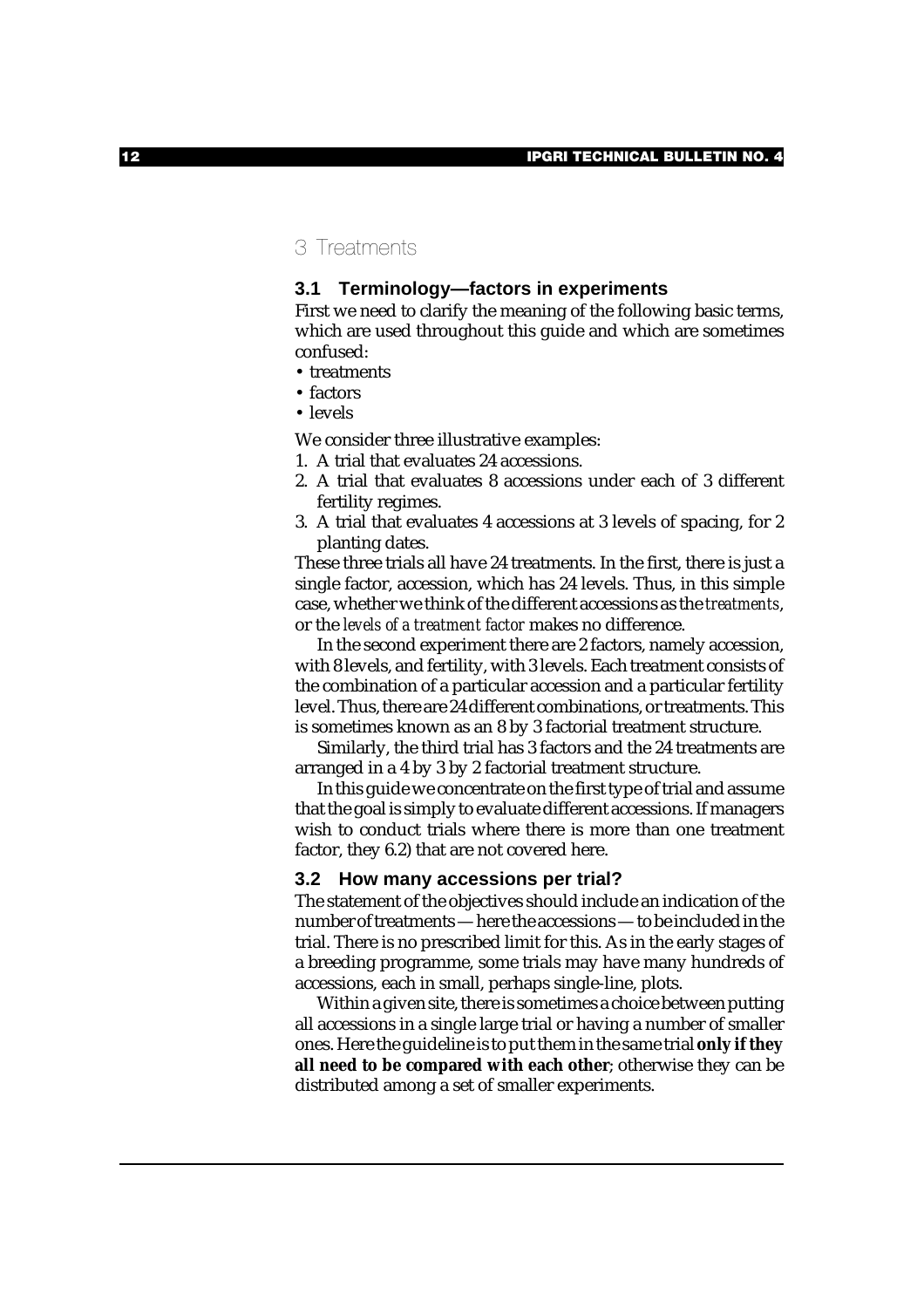# 3 Treatments

## 3.1 Terminology—factors in experiments

First we need to clarify the meaning of the following basic terms, which are used throughout this guide and which are sometimes confused:

- treatments
- factors
- levels

We consider three illustrative examples:

1. A trial that evaluates 24 accessions.
2. A trial that evaluates 8 accessions under each of 3 different fertility regimes.
3. A trial that evaluates 4 accessions at 3 levels of spacing, for 2 planting dates.

These three trials all have 24 treatments. In the first, there is just a single factor, accession, which has 24 levels. Thus, in this simple case, whether we think of the different accessions as the *treatments*, or the *levels of a treatment factor* makes no difference.

In the second experiment there are 2 factors, namely accession, with 8 levels, and fertility, with 3 levels. Each treatment consists of the combination of a particular accession and a particular fertility level. Thus, there are 24 different combinations, or treatments. This is sometimes known as an 8 by 3 factorial treatment structure.

Similarly, the third trial has 3 factors and the 24 treatments are arranged in a 4 by 3 by 2 factorial treatment structure.

In this guide we concentrate on the first type of trial and assume that the goal is simply to evaluate different accessions. If managers wish to conduct trials where there is more than one treatment factor, they 6.2) that are not covered here.

## 3.2 How many accessions per trial?

The statement of the objectives should include an indication of the number of treatments — here the accessions — to be included in the trial. There is no prescribed limit for this. As in the early stages of a breeding programme, some trials may have many hundreds of accessions, each in small, perhaps single-line, plots.

Within a given site, there is sometimes a choice between putting all accessions in a single large trial or having a number of smaller ones. Here the guideline is to put them in the same trial **only if they all need to be compared with each other**; otherwise they can be distributed among a set of smaller experiments.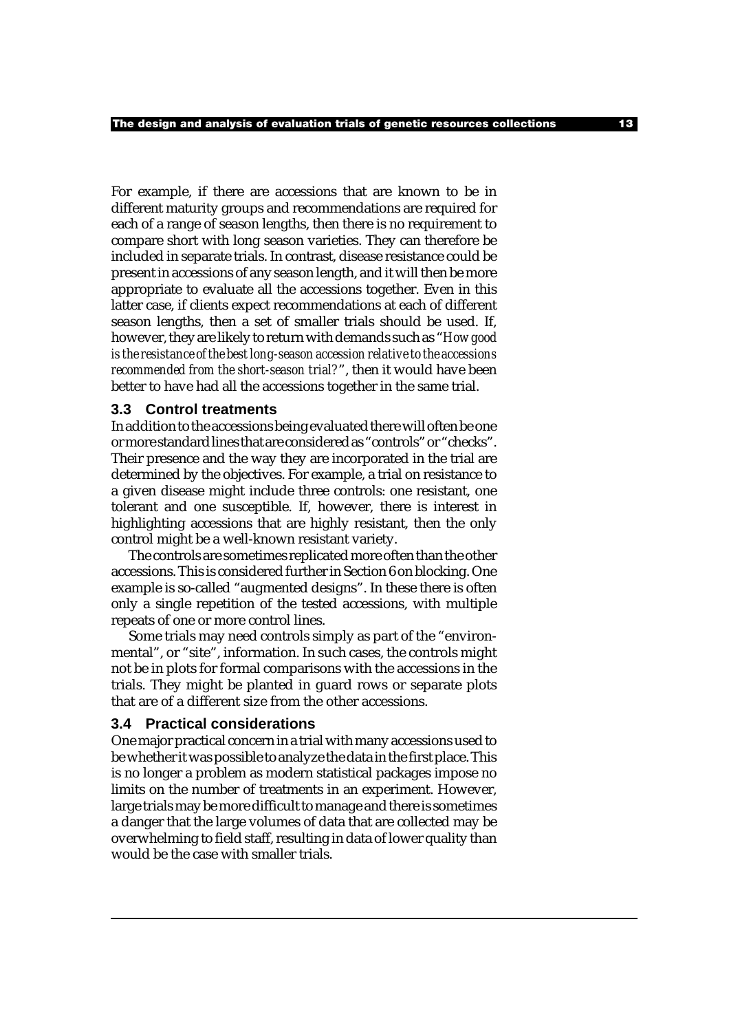For example, if there are accessions that are known to be in different maturity groups and recommendations are required for each of a range of season lengths, then there is no requirement to compare short with long season varieties. They can therefore be included in separate trials. In contrast, disease resistance could be present in accessions of any season length, and it will then be more appropriate to evaluate all the accessions together. Even in this latter case, if clients expect recommendations at each of different season lengths, then a set of smaller trials should be used. If, however, they are likely to return with demands such as "*How good is the resistance of the best long-season accession relative to the accessions recommended from the short-season trial?*", then it would have been better to have had all the accessions together in the same trial.

### 3.3 Control treatments

In addition to the accessions being evaluated there will often be one or more standard lines that are considered as "controls" or "checks". Their presence and the way they are incorporated in the trial are determined by the objectives. For example, a trial on resistance to a given disease might include three controls: one resistant, one tolerant and one susceptible. If, however, there is interest in highlighting accessions that are highly resistant, then the only control might be a well-known resistant variety.

The controls are sometimes replicated more often than the other accessions. This is considered further in Section 6 on blocking. One example is so-called "augmented designs". In these there is often only a single repetition of the tested accessions, with multiple repeats of one or more control lines.

Some trials may need controls simply as part of the "environmental", or "site", information. In such cases, the controls might not be in plots for formal comparisons with the accessions in the trials. They might be planted in guard rows or separate plots that are of a different size from the other accessions.

### 3.4 Practical considerations

One major practical concern in a trial with many accessions used to be whether it was possible to analyze the data in the first place. This is no longer a problem as modern statistical packages impose no limits on the number of treatments in an experiment. However, large trials may be more difficult to manage and there is sometimes a danger that the large volumes of data that are collected may be overwhelming to field staff, resulting in data of lower quality than would be the case with smaller trials.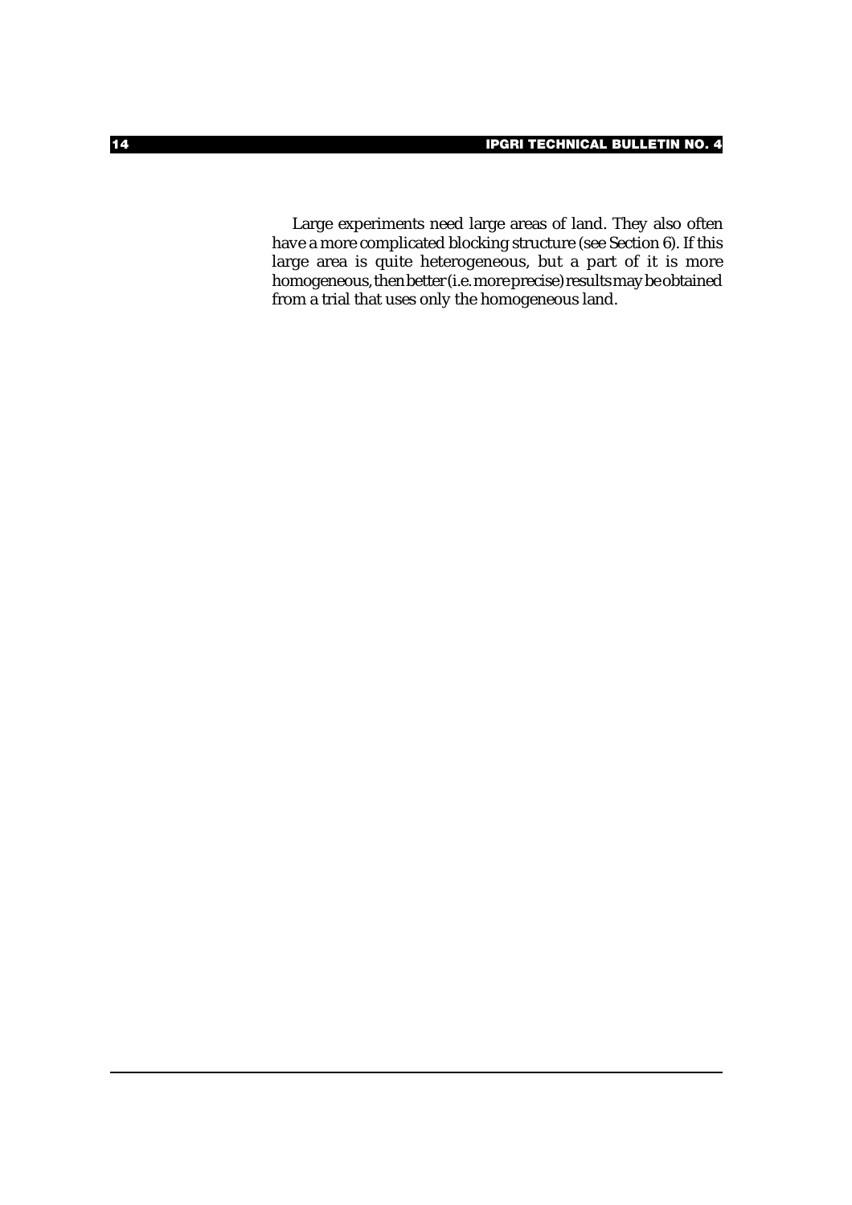Large experiments need large areas of land. They also often have a more complicated blocking structure (see Section 6). If this large area is quite heterogeneous, but a part of it is more homogeneous, then better (i.e. more precise) results may be obtained from a trial that uses only the homogeneous land.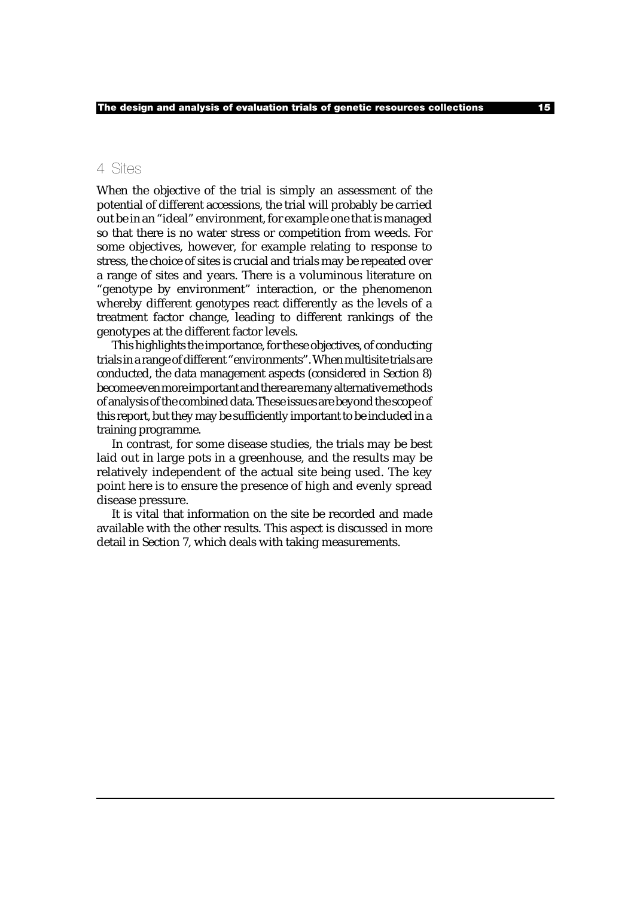## 4 Sites

When the objective of the trial is simply an assessment of the potential of different accessions, the trial will probably be carried out be in an "ideal" environment, for example one that is managed so that there is no water stress or competition from weeds. For some objectives, however, for example relating to response to stress, the choice of sites is crucial and trials may be repeated over a range of sites and years. There is a voluminous literature on "genotype by environment" interaction, or the phenomenon whereby different genotypes react differently as the levels of a treatment factor change, leading to different rankings of the genotypes at the different factor levels.

This highlights the importance, for these objectives, of conducting trials in a range of different "environments". When multisite trials are conducted, the data management aspects (considered in Section 8) become even more important and there are many alternative methods of analysis of the combined data. These issues are beyond the scope of this report, but they may be sufficiently important to be included in a training programme.

In contrast, for some disease studies, the trials may be best laid out in large pots in a greenhouse, and the results may be relatively independent of the actual site being used. The key point here is to ensure the presence of high and evenly spread disease pressure.

It is vital that information on the site be recorded and made available with the other results. This aspect is discussed in more detail in Section 7, which deals with taking measurements.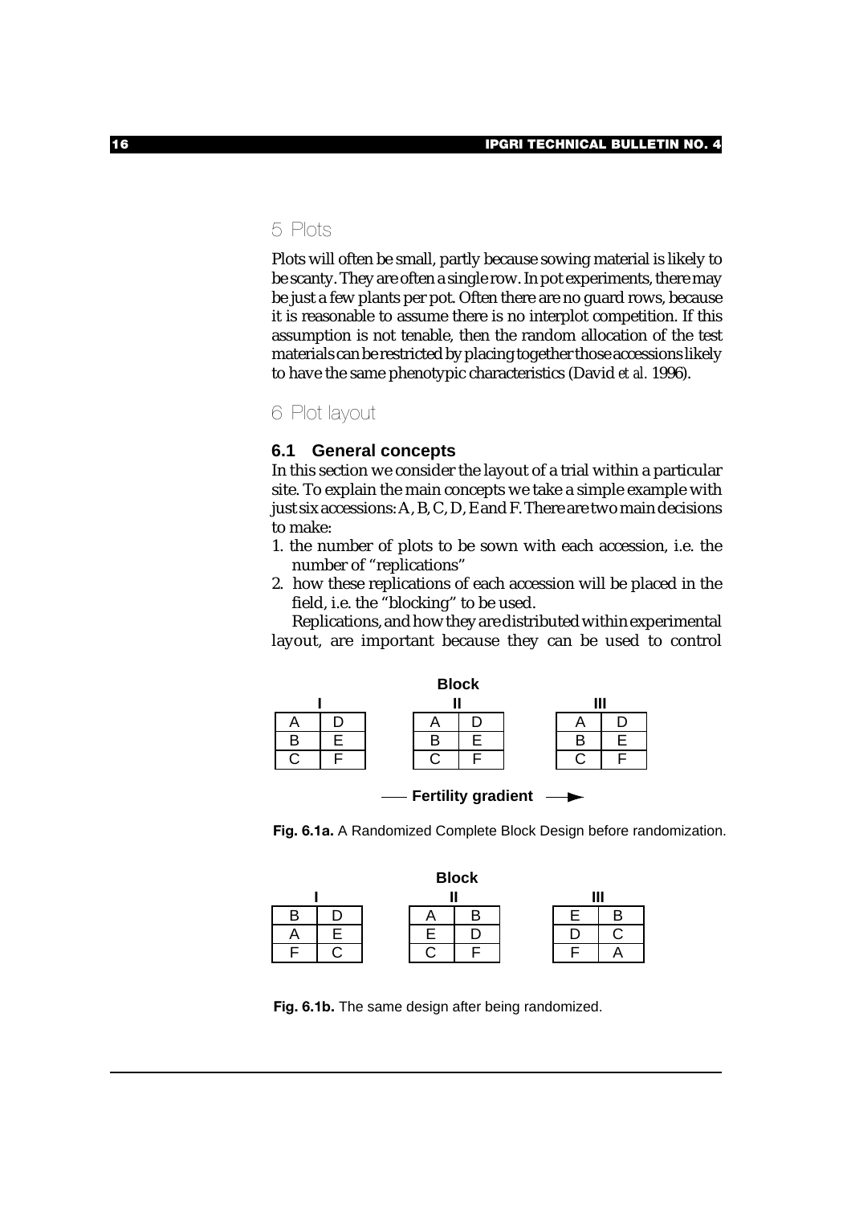# 5 Plots

Plots will often be small, partly because sowing material is likely to be scanty. They are often a single row. In pot experiments, there may be just a few plants per pot. Often there are no guard rows, because it is reasonable to assume there is no interplot competition. If this assumption is not tenable, then the random allocation of the test materials can be restricted by placing together those accessions likely to have the same phenotypic characteristics (David *et al.* 1996).

# 6 Plot layout

## 6.1 General concepts

In this section we consider the layout of a trial within a particular site. To explain the main concepts we take a simple example with just six accessions: A, B, C, D, E and F. There are two main decisions to make:

1. the number of plots to be sown with each accession, i.e. the number of "replications"
2. how these replications of each accession will be placed in the field, i.e. the "blocking" to be used.

Replications, and how they are distributed within experimental layout, are important because they can be used to control

**Block**

| I | | | II | | | III | |
|---|---|---|---|---|---|---|---|
| A | D | | A | D | | A | D |
| B | E | | B | E | | B | E |
| C | F | | C | F | | C | F |

**Fertility gradient** →

**Fig. 6.1a.** A Randomized Complete Block Design before randomization.

**Block**

| I | | | II | | | III | |
|---|---|---|---|---|---|---|---|
| B | D | | A | B | | E | B |
| A | E | | E | D | | D | C |
| F | C | | C | F | | F | A |

**Fig. 6.1b.** The same design after being randomized.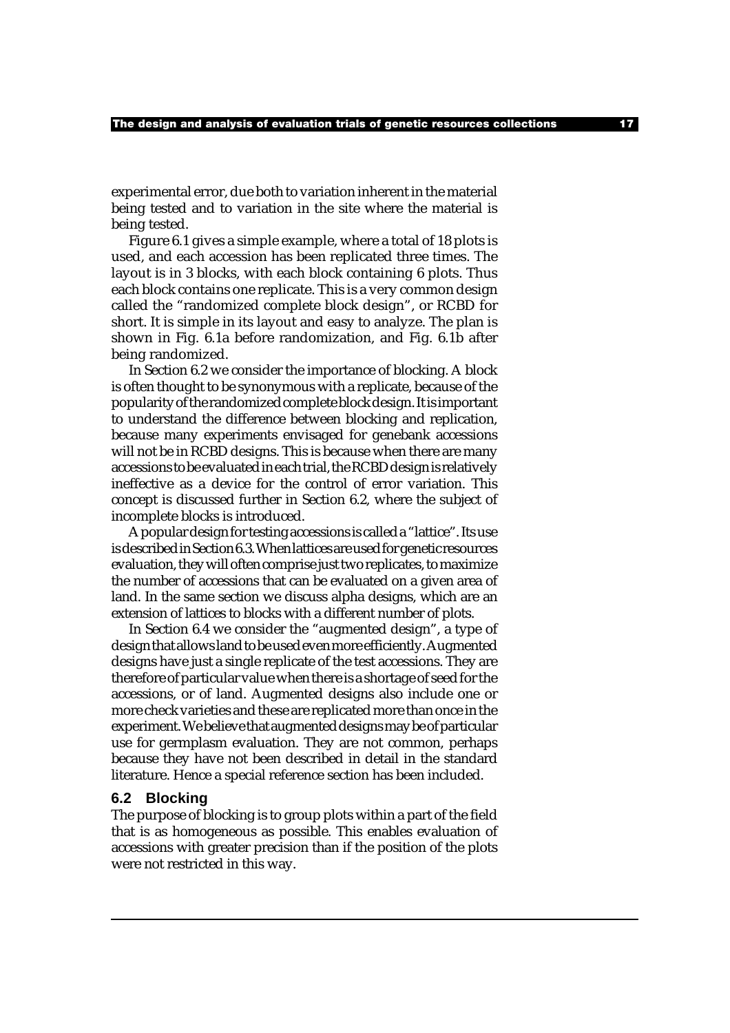experimental error, due both to variation inherent in the material being tested and to variation in the site where the material is being tested.

Figure 6.1 gives a simple example, where a total of 18 plots is used, and each accession has been replicated three times. The layout is in 3 blocks, with each block containing 6 plots. Thus each block contains one replicate. This is a very common design called the "randomized complete block design", or RCBD for short. It is simple in its layout and easy to analyze. The plan is shown in Fig. 6.1a before randomization, and Fig. 6.1b after being randomized.

In Section 6.2 we consider the importance of blocking. A block is often thought to be synonymous with a replicate, because of the popularity of the randomized complete block design. It is important to understand the difference between blocking and replication, because many experiments envisaged for genebank accessions will not be in RCBD designs. This is because when there are many accessions to be evaluated in each trial, the RCBD design is relatively ineffective as a device for the control of error variation. This concept is discussed further in Section 6.2, where the subject of incomplete blocks is introduced.

A popular design for testing accessions is called a "lattice". Its use is described in Section 6.3. When lattices are used for genetic resources evaluation, they will often comprise just two replicates, to maximize the number of accessions that can be evaluated on a given area of land. In the same section we discuss alpha designs, which are an extension of lattices to blocks with a different number of plots.

In Section 6.4 we consider the "augmented design", a type of design that allows land to be used even more efficiently. Augmented designs have just a single replicate of the test accessions. They are therefore of particular value when there is a shortage of seed for the accessions, or of land. Augmented designs also include one or more check varieties and these are replicated more than once in the experiment. We believe that augmented designs may be of particular use for germplasm evaluation. They are not common, perhaps because they have not been described in detail in the standard literature. Hence a special reference section has been included.

## 6.2 Blocking

The purpose of blocking is to group plots within a part of the field that is as homogeneous as possible. This enables evaluation of accessions with greater precision than if the position of the plots were not restricted in this way.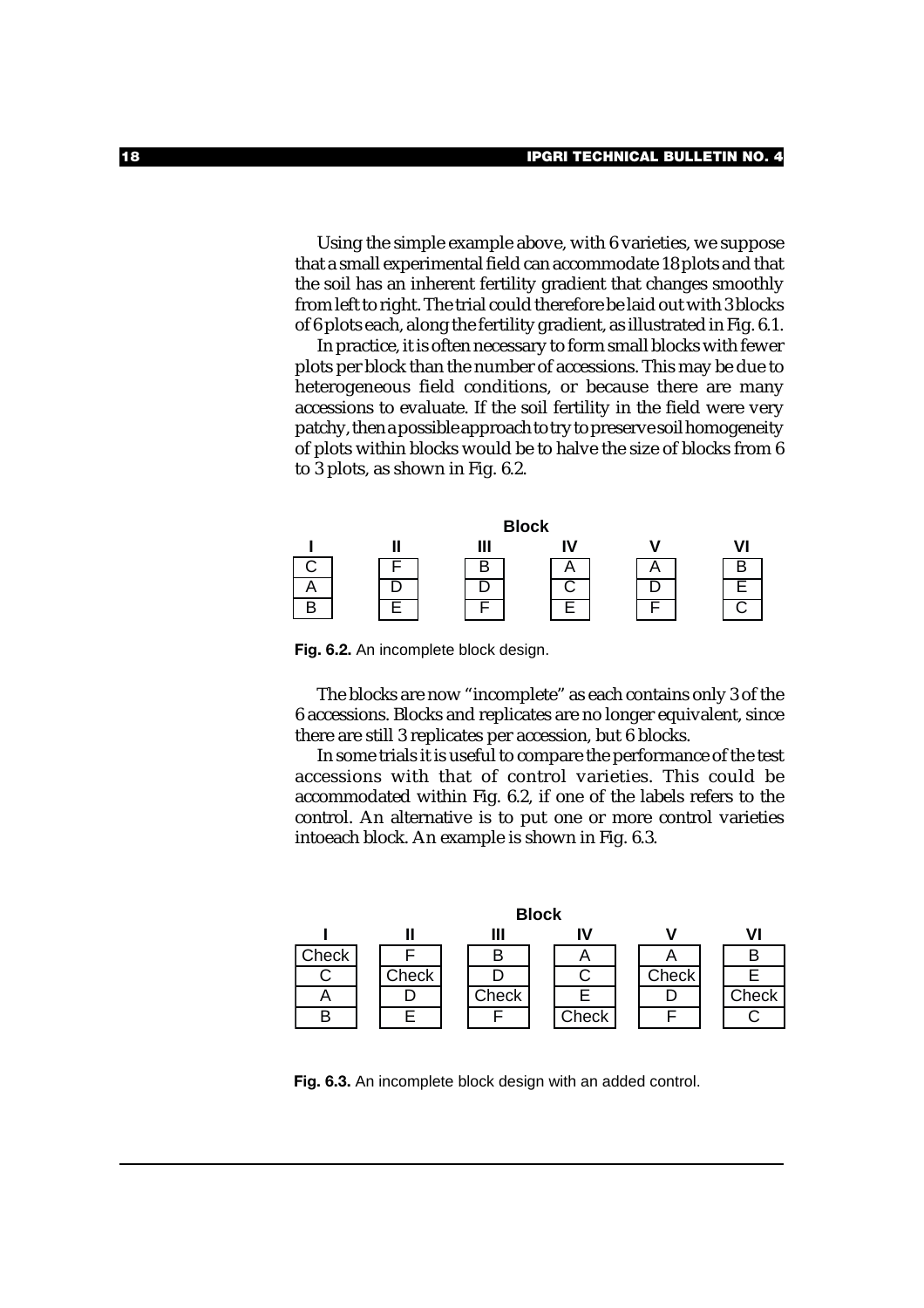Using the simple example above, with 6 varieties, we suppose that a small experimental field can accommodate 18 plots and that the soil has an inherent fertility gradient that changes smoothly from left to right. The trial could therefore be laid out with 3 blocks of 6 plots each, along the fertility gradient, as illustrated in Fig. 6.1.

In practice, it is often necessary to form small blocks with fewer plots per block than the number of accessions. This may be due to heterogeneous field conditions, or because there are many accessions to evaluate. If the soil fertility in the field were very patchy, then a possible approach to try to preserve soil homogeneity of plots within blocks would be to halve the size of blocks from 6 to 3 plots, as shown in Fig. 6.2.

| Block | | | | | |
|---|---|---|---|---|---|
| **I** | **II** | **III** | **IV** | **V** | **VI** |
| C | F | B | A | A | B |
| A | D | D | C | D | E |
| B | E | F | E | F | C |

**Fig. 6.2.** An incomplete block design.

The blocks are now "incomplete" as each contains only 3 of the 6 accessions. Blocks and replicates are no longer equivalent, since there are still 3 replicates per accession, but 6 blocks.

In some trials it is useful to compare the performance of the test accessions with that of control varieties. This could be accommodated within Fig. 6.2, if one of the labels refers to the control. An alternative is to put one or more control varieties intoeach block. An example is shown in Fig. 6.3.

| Block | | | | | |
|---|---|---|---|---|---|
| **I** | **II** | **III** | **IV** | **V** | **VI** |
| Check | F | B | A | A | B |
| C | Check | D | C | Check | E |
| A | D | Check | E | D | Check |
| B | E | F | Check | F | C |

**Fig. 6.3.** An incomplete block design with an added control.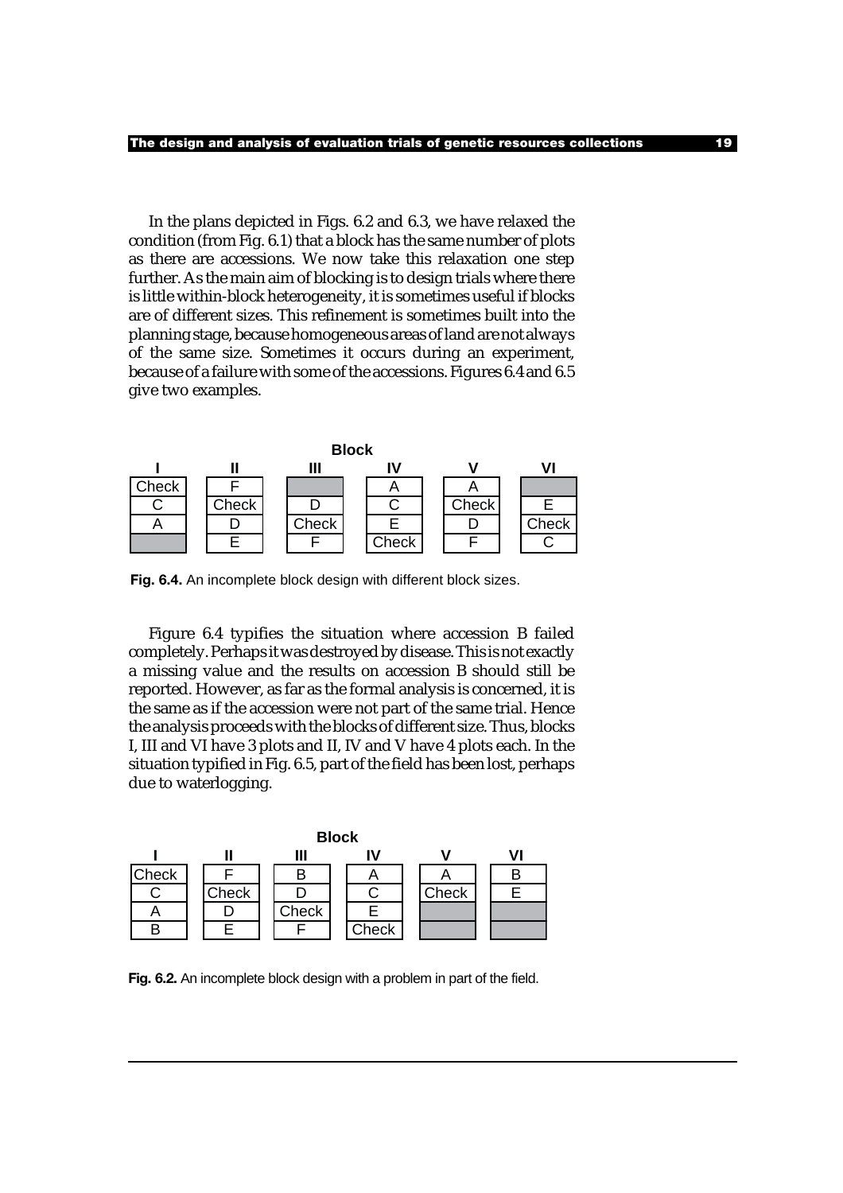In the plans depicted in Figs. 6.2 and 6.3, we have relaxed the condition (from Fig. 6.1) that a block has the same number of plots as there are accessions. We now take this relaxation one step further. As the main aim of blocking is to design trials where there is little within-block heterogeneity, it is sometimes useful if blocks are of different sizes. This refinement is sometimes built into the planning stage, because homogeneous areas of land are not always of the same size. Sometimes it occurs during an experiment, because of a failure with some of the accessions. Figures 6.4 and 6.5 give two examples.

| Block I | Block II | Block III | Block IV | Block V | Block VI |
|---|---|---|---|---|---|
| Check | F | | A | A | |
| C | Check | D | C | Check | E |
| A | D | Check | E | D | Check |
| | E | F | Check | F | C |

**Fig. 6.4.** An incomplete block design with different block sizes.

Figure 6.4 typifies the situation where accession B failed completely. Perhaps it was destroyed by disease. This is not exactly a missing value and the results on accession B should still be reported. However, as far as the formal analysis is concerned, it is the same as if the accession were not part of the same trial. Hence the analysis proceeds with the blocks of different size. Thus, blocks I, III and VI have 3 plots and II, IV and V have 4 plots each. In the situation typified in Fig. 6.5, part of the field has been lost, perhaps due to waterlogging.

| Block I | Block II | Block III | Block IV | Block V | Block VI |
|---|---|---|---|---|---|
| Check | F | B | A | A | B |
| C | Check | D | C | Check | E |
| A | D | Check | E | | |
| B | E | F | Check | | |

**Fig. 6.2.** An incomplete block design with a problem in part of the field.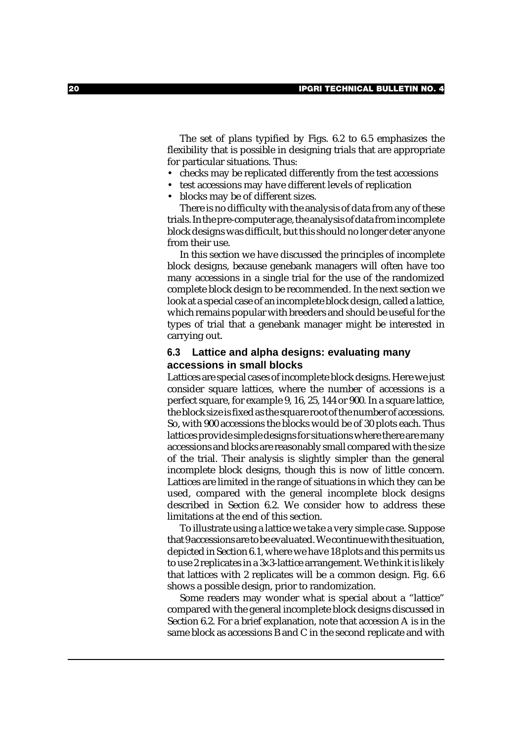The set of plans typified by Figs. 6.2 to 6.5 emphasizes the flexibility that is possible in designing trials that are appropriate for particular situations. Thus:

- checks may be replicated differently from the test accessions
- test accessions may have different levels of replication
- blocks may be of different sizes.

There is no difficulty with the analysis of data from any of these trials. In the pre-computer age, the analysis of data from incomplete block designs was difficult, but this should no longer deter anyone from their use.

In this section we have discussed the principles of incomplete block designs, because genebank managers will often have too many accessions in a single trial for the use of the randomized complete block design to be recommended. In the next section we look at a special case of an incomplete block design, called a lattice, which remains popular with breeders and should be useful for the types of trial that a genebank manager might be interested in carrying out.

### 6.3 Lattice and alpha designs: evaluating many accessions in small blocks

Lattices are special cases of incomplete block designs. Here we just consider square lattices, where the number of accessions is a perfect square, for example 9, 16, 25, 144 or 900. In a square lattice, the block size is fixed as the square root of the number of accessions. So, with 900 accessions the blocks would be of 30 plots each. Thus lattices provide simple designs for situations where there are many accessions and blocks are reasonably small compared with the size of the trial. Their analysis is slightly simpler than the general incomplete block designs, though this is now of little concern. Lattices are limited in the range of situations in which they can be used, compared with the general incomplete block designs described in Section 6.2. We consider how to address these limitations at the end of this section.

To illustrate using a lattice we take a very simple case. Suppose that 9 accessions are to be evaluated. We continue with the situation, depicted in Section 6.1, where we have 18 plots and this permits us to use 2 replicates in a 3x3-lattice arrangement. We think it is likely that lattices with 2 replicates will be a common design. Fig. 6.6 shows a possible design, prior to randomization.

Some readers may wonder what is special about a "lattice" compared with the general incomplete block designs discussed in Section 6.2. For a brief explanation, note that accession A is in the same block as accessions B and C in the second replicate and with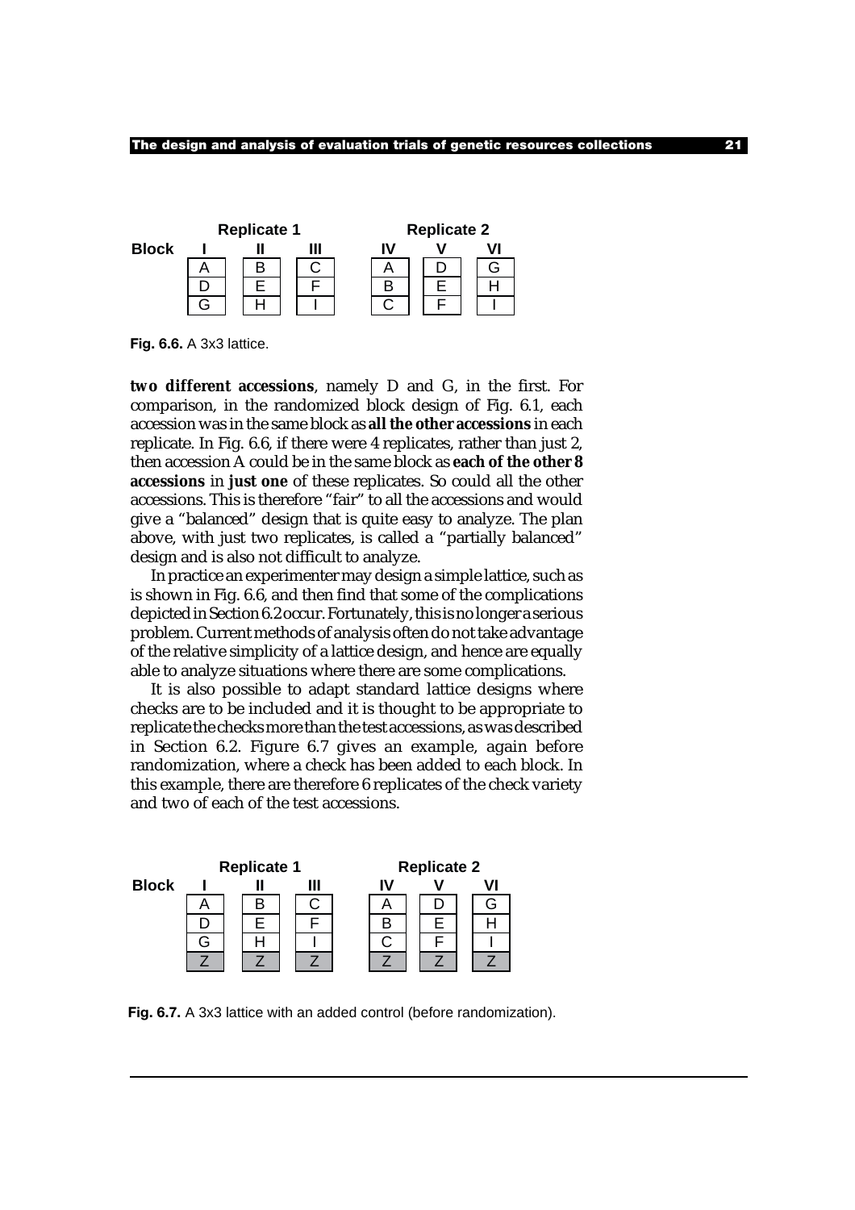|  | Replicate 1 |  |  | Replicate 2 |  |  |
|---|---|---|---|---|---|---|
| **Block** | **I** | **II** | **III** | **IV** | **V** | **VI** |
|  | A | B | C | A | D | G |
|  | D | E | F | B | E | H |
|  | G | H | I | C | F | I |

**Fig. 6.6.** A 3x3 lattice.

**two different accessions**, namely D and G, in the first. For comparison, in the randomized block design of Fig. 6.1, each accession was in the same block as **all the other accessions** in each replicate. In Fig. 6.6, if there were 4 replicates, rather than just 2, then accession A could be in the same block as **each of the other 8 accessions** in **just one** of these replicates. So could all the other accessions. This is therefore "fair" to all the accessions and would give a "balanced" design that is quite easy to analyze. The plan above, with just two replicates, is called a "partially balanced" design and is also not difficult to analyze.

In practice an experimenter may design a simple lattice, such as is shown in Fig. 6.6, and then find that some of the complications depicted in Section 6.2 occur. Fortunately, this is no longer a serious problem. Current methods of analysis often do not take advantage of the relative simplicity of a lattice design, and hence are equally able to analyze situations where there are some complications.

It is also possible to adapt standard lattice designs where checks are to be included and it is thought to be appropriate to replicate the checks more than the test accessions, as was described in Section 6.2. Figure 6.7 gives an example, again before randomization, where a check has been added to each block. In this example, there are therefore 6 replicates of the check variety and two of each of the test accessions.

|  | Replicate 1 |  |  | Replicate 2 |  |  |
|---|---|---|---|---|---|---|
| **Block** | **I** | **II** | **III** | **IV** | **V** | **VI** |
|  | A | B | C | A | D | G |
|  | D | E | F | B | E | H |
|  | G | H | I | C | F | I |
|  | Z | Z | Z | Z | Z | Z |

**Fig. 6.7.** A 3x3 lattice with an added control (before randomization).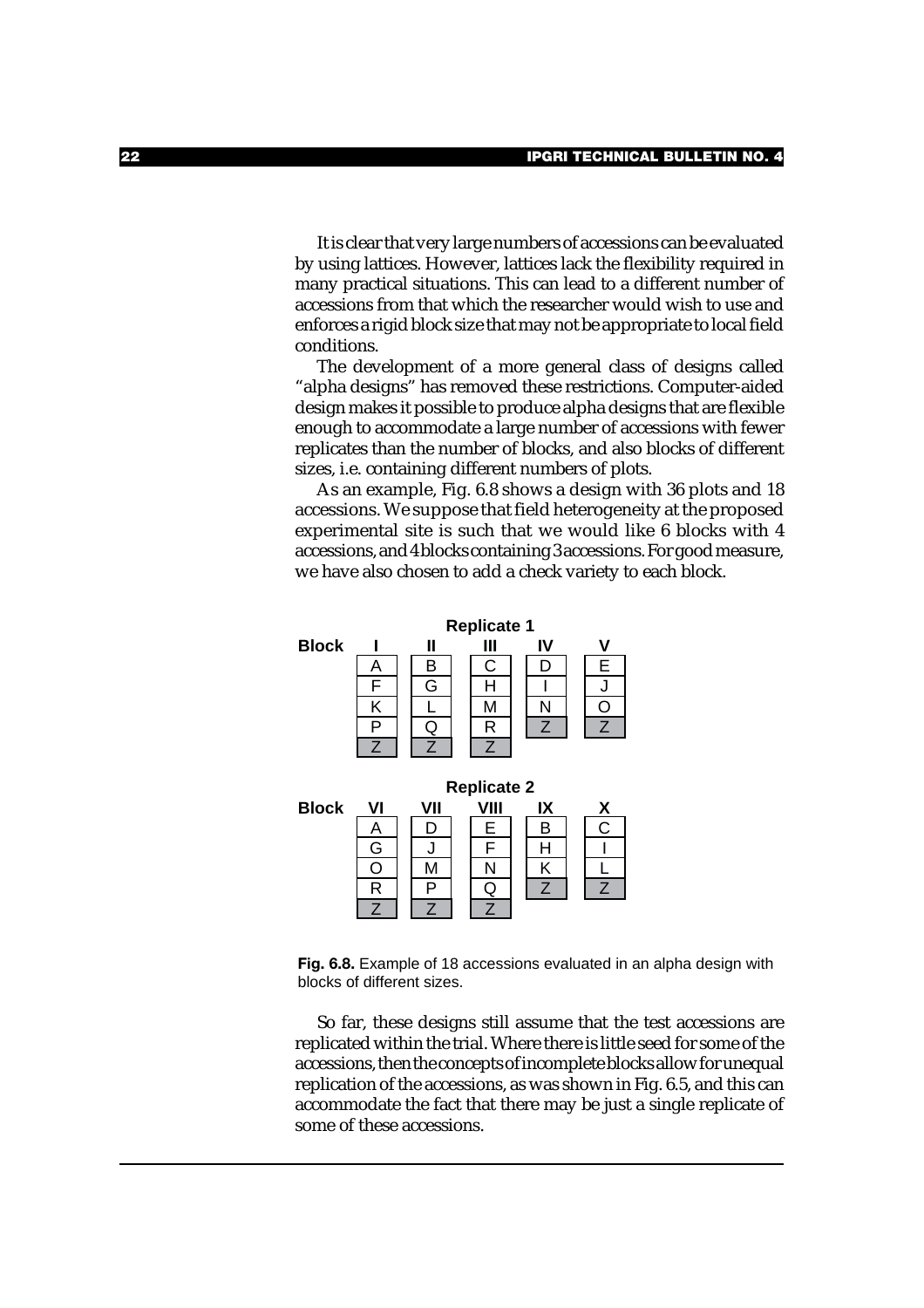It is clear that very large numbers of accessions can be evaluated by using lattices. However, lattices lack the flexibility required in many practical situations. This can lead to a different number of accessions from that which the researcher would wish to use and enforces a rigid block size that may not be appropriate to local field conditions.

The development of a more general class of designs called "alpha designs" has removed these restrictions. Computer-aided design makes it possible to produce alpha designs that are flexible enough to accommodate a large number of accessions with fewer replicates than the number of blocks, and also blocks of different sizes, i.e. containing different numbers of plots.

As an example, Fig. 6.8 shows a design with 36 plots and 18 accessions. We suppose that field heterogeneity at the proposed experimental site is such that we would like 6 blocks with 4 accessions, and 4 blocks containing 3 accessions. For good measure, we have also chosen to add a check variety to each block.

**Replicate 1**

| Block | I | II | III | IV | V |
|---|---|---|---|---|---|
| | A | B | C | D | E |
| | F | G | H | I | J |
| | K | L | M | N | O |
| | P | Q | R | Z | Z |
| | Z | Z | Z | | |

**Replicate 2**

| Block | VI | VII | VIII | IX | X |
|---|---|---|---|---|---|
| | A | D | E | B | C |
| | G | J | F | H | I |
| | O | M | N | K | L |
| | R | P | Q | Z | Z |
| | Z | Z | Z | | |

**Fig. 6.8.** Example of 18 accessions evaluated in an alpha design with blocks of different sizes.

So far, these designs still assume that the test accessions are replicated within the trial. Where there is little seed for some of the accessions, then the concepts of incomplete blocks allow for unequal replication of the accessions, as was shown in Fig. 6.5, and this can accommodate the fact that there may be just a single replicate of some of these accessions.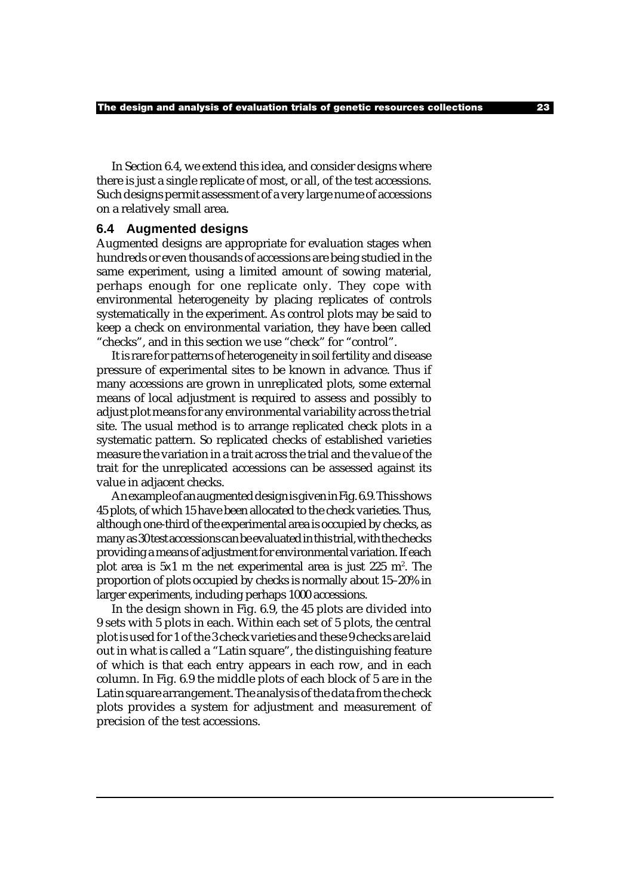In Section 6.4, we extend this idea, and consider designs where there is just a single replicate of most, or all, of the test accessions. Such designs permit assessment of a very large nume of accessions on a relatively small area.

## 6.4 Augmented designs

Augmented designs are appropriate for evaluation stages when hundreds or even thousands of accessions are being studied in the same experiment, using a limited amount of sowing material, perhaps enough for one replicate only. They cope with environmental heterogeneity by placing replicates of controls systematically in the experiment. As control plots may be said to keep a check on environmental variation, they have been called "checks", and in this section we use "check" for "control".

It is rare for patterns of heterogeneity in soil fertility and disease pressure of experimental sites to be known in advance. Thus if many accessions are grown in unreplicated plots, some external means of local adjustment is required to assess and possibly to adjust plot means for any environmental variability across the trial site. The usual method is to arrange replicated check plots in a systematic pattern. So replicated checks of established varieties measure the variation in a trait across the trial and the value of the trait for the unreplicated accessions can be assessed against its value in adjacent checks.

An example of an augmented design is given in Fig. 6.9. This shows 45 plots, of which 15 have been allocated to the check varieties. Thus, although one-third of the experimental area is occupied by checks, as many as 30 test accessions can be evaluated in this trial, with the checks providing a means of adjustment for environmental variation. If each plot area is 5x1 m the net experimental area is just 225 m$^2$. The proportion of plots occupied by checks is normally about 15–20% in larger experiments, including perhaps 1000 accessions.

In the design shown in Fig. 6.9, the 45 plots are divided into 9 sets with 5 plots in each. Within each set of 5 plots, the central plot is used for 1 of the 3 check varieties and these 9 checks are laid out in what is called a "Latin square", the distinguishing feature of which is that each entry appears in each row, and in each column. In Fig. 6.9 the middle plots of each block of 5 are in the Latin square arrangement. The analysis of the data from the check plots provides a system for adjustment and measurement of precision of the test accessions.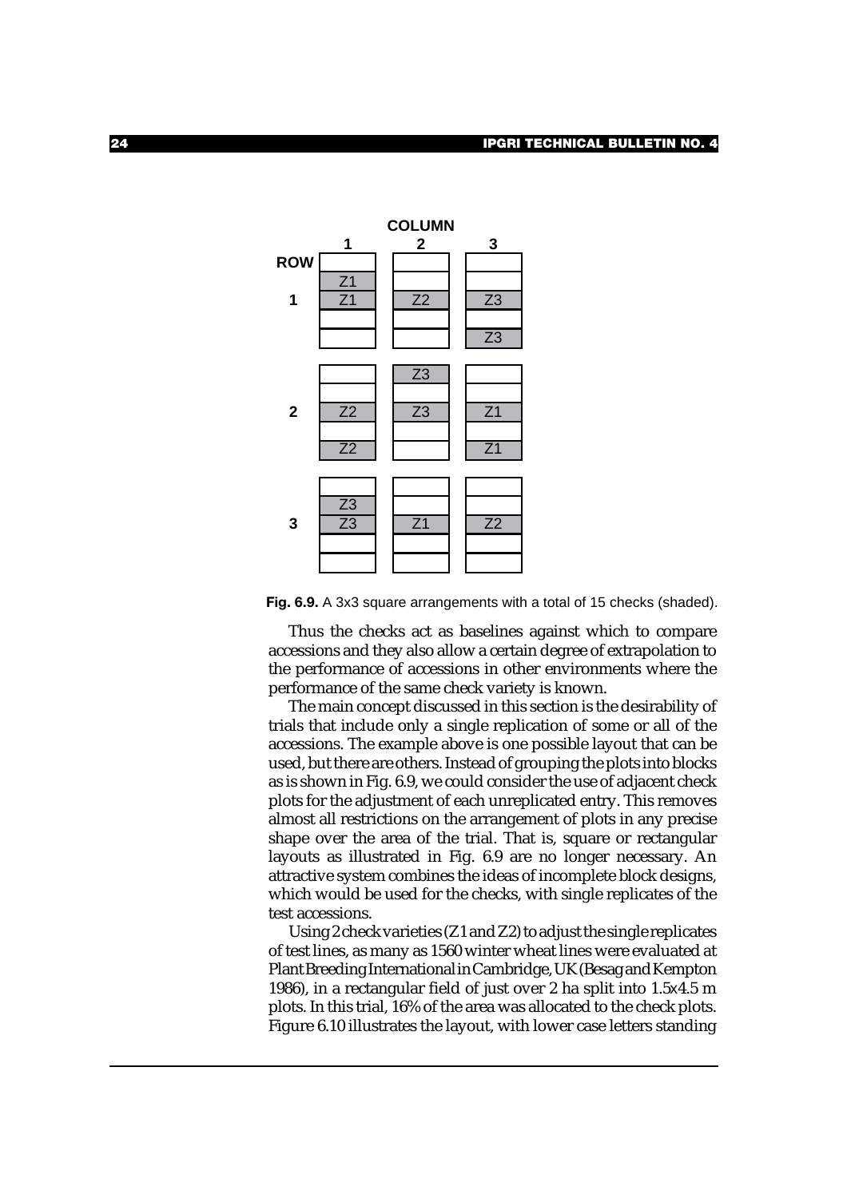**Fig. 6.9.** A 3x3 square arrangements with a total of 15 checks (shaded).

Thus the checks act as baselines against which to compare accessions and they also allow a certain degree of extrapolation to the performance of accessions in other environments where the performance of the same check variety is known.

The main concept discussed in this section is the desirability of trials that include only a single replication of some or all of the accessions. The example above is one possible layout that can be used, but there are others. Instead of grouping the plots into blocks as is shown in Fig. 6.9, we could consider the use of adjacent check plots for the adjustment of each unreplicated entry. This removes almost all restrictions on the arrangement of plots in any precise shape over the area of the trial. That is, square or rectangular layouts as illustrated in Fig. 6.9 are no longer necessary. An attractive system combines the ideas of incomplete block designs, which would be used for the checks, with single replicates of the test accessions.

Using 2 check varieties (Z1 and Z2) to adjust the single replicates of test lines, as many as 1560 winter wheat lines were evaluated at Plant Breeding International in Cambridge, UK (Besag and Kempton 1986), in a rectangular field of just over 2 ha split into 1.5x4.5 m plots. In this trial, 16% of the area was allocated to the check plots. Figure 6.10 illustrates the layout, with lower case letters standing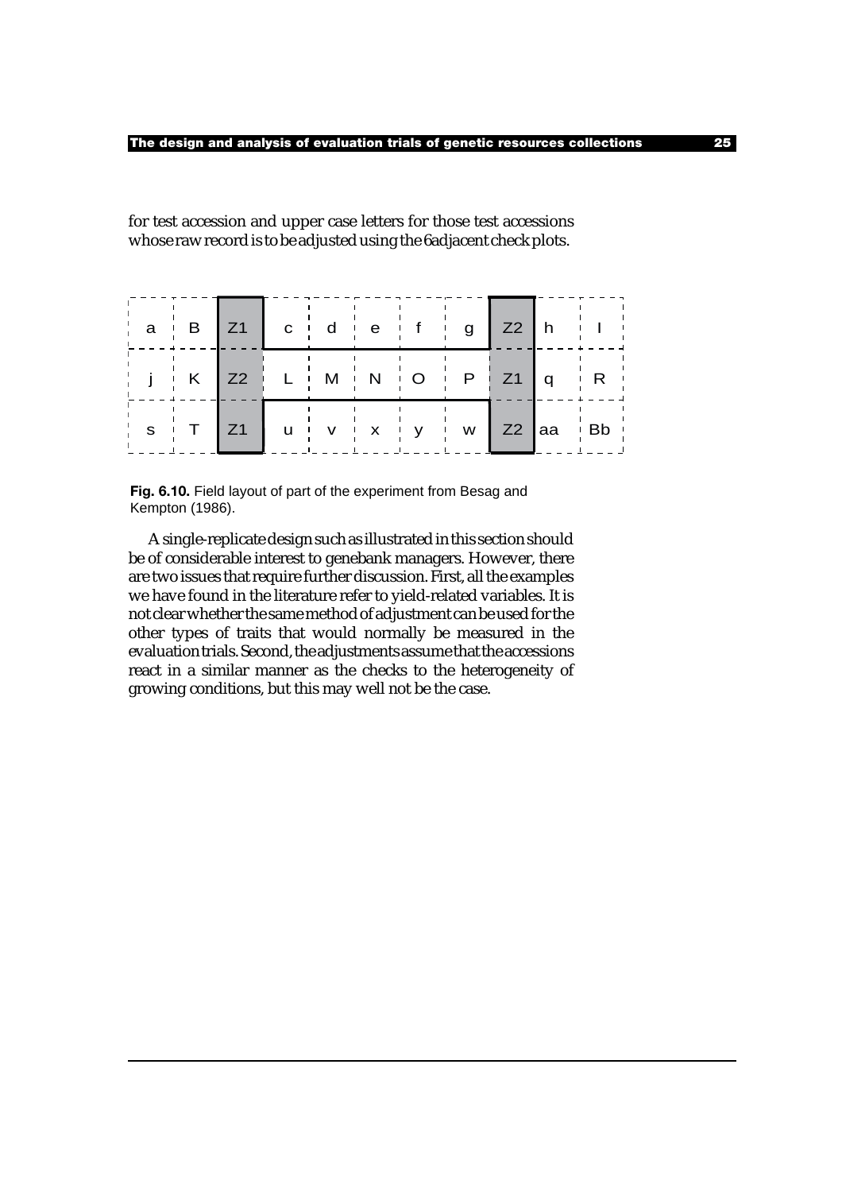for test accession and upper case letters for those test accessions whose raw record is to be adjusted using the 6 adjacent check plots.

| | | | | | | | | | | |
|---|---|---|---|---|---|---|---|---|---|---|
| a | B | Z1 | c | d | e | f | g | Z2 | h | I |
| j | K | Z2 | L | M | N | O | P | Z1 | q | R |
| s | T | Z1 | u | v | x | y | w | Z2 | aa | Bb |

**Fig. 6.10.** Field layout of part of the experiment from Besag and Kempton (1986).

A single-replicate design such as illustrated in this section should be of considerable interest to genebank managers. However, there are two issues that require further discussion. First, all the examples we have found in the literature refer to yield-related variables. It is not clear whether the same method of adjustment can be used for the other types of traits that would normally be measured in the evaluation trials. Second, the adjustments assume that the accessions react in a similar manner as the checks to the heterogeneity of growing conditions, but this may well not be the case.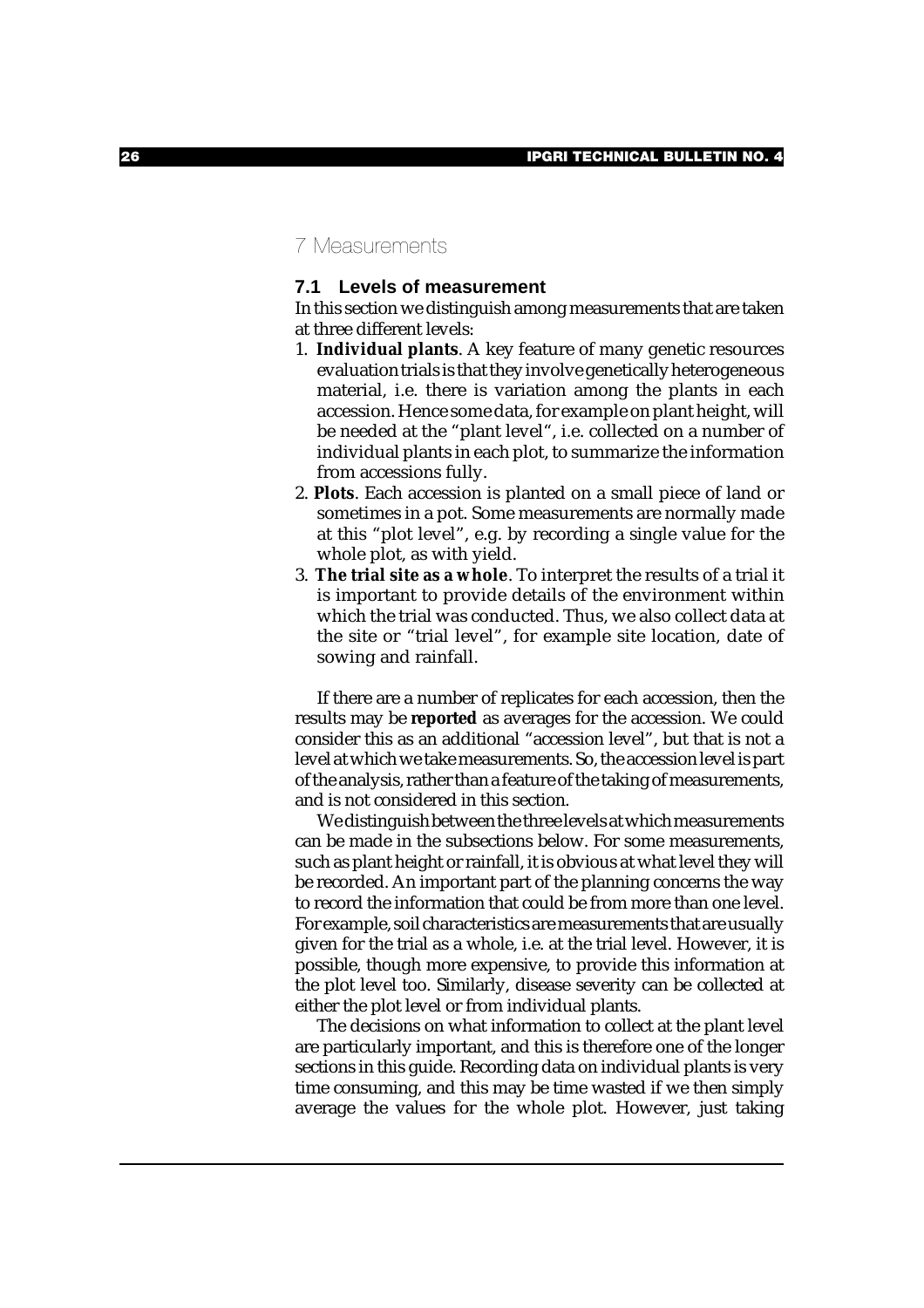# 7 Measurements

## 7.1 Levels of measurement

In this section we distinguish among measurements that are taken at three different levels:

1. **Individual plants**. A key feature of many genetic resources evaluation trials is that they involve genetically heterogeneous material, i.e. there is variation among the plants in each accession. Hence some data, for example on plant height, will be needed at the "plant level", i.e. collected on a number of individual plants in each plot, to summarize the information from accessions fully.
2. **Plots**. Each accession is planted on a small piece of land or sometimes in a pot. Some measurements are normally made at this "plot level", e.g. by recording a single value for the whole plot, as with yield.
3. **The trial site as a whole**. To interpret the results of a trial it is important to provide details of the environment within which the trial was conducted. Thus, we also collect data at the site or "trial level", for example site location, date of sowing and rainfall.

If there are a number of replicates for each accession, then the results may be **reported** as averages for the accession. We could consider this as an additional "accession level", but that is not a level at which we take measurements. So, the accession level is part of the analysis, rather than a feature of the taking of measurements, and is not considered in this section.

We distinguish between the three levels at which measurements can be made in the subsections below. For some measurements, such as plant height or rainfall, it is obvious at what level they will be recorded. An important part of the planning concerns the way to record the information that could be from more than one level. For example, soil characteristics are measurements that are usually given for the trial as a whole, i.e. at the trial level. However, it is possible, though more expensive, to provide this information at the plot level too. Similarly, disease severity can be collected at either the plot level or from individual plants.

The decisions on what information to collect at the plant level are particularly important, and this is therefore one of the longer sections in this guide. Recording data on individual plants is very time consuming, and this may be time wasted if we then simply average the values for the whole plot. However, just taking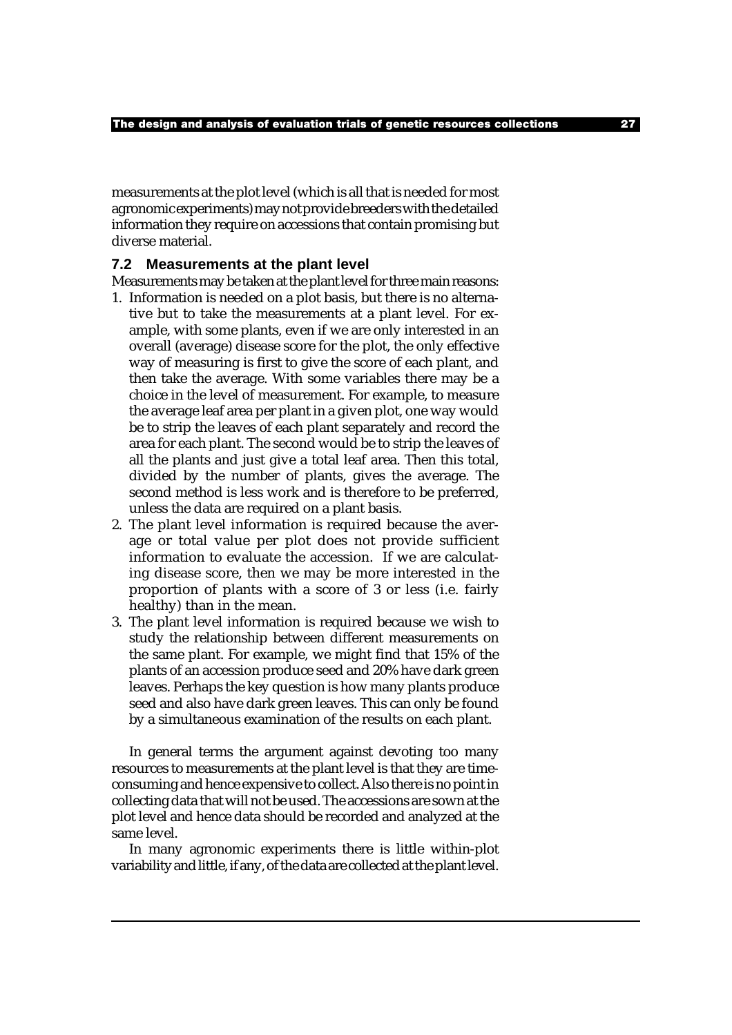measurements at the plot level (which is all that is needed for most agronomic experiments) may not provide breeders with the detailed information they require on accessions that contain promising but diverse material.

## 7.2 Measurements at the plant level

Measurements may be taken at the plant level for three main reasons:

1. Information is needed on a plot basis, but there is no alternative but to take the measurements at a plant level. For example, with some plants, even if we are only interested in an overall (average) disease score for the plot, the only effective way of measuring is first to give the score of each plant, and then take the average. With some variables there may be a choice in the level of measurement. For example, to measure the average leaf area per plant in a given plot, one way would be to strip the leaves of each plant separately and record the area for each plant. The second would be to strip the leaves of all the plants and just give a total leaf area. Then this total, divided by the number of plants, gives the average. The second method is less work and is therefore to be preferred, unless the data are required on a plant basis.
2. The plant level information is required because the average or total value per plot does not provide sufficient information to evaluate the accession. If we are calculating disease score, then we may be more interested in the proportion of plants with a score of 3 or less (i.e. fairly healthy) than in the mean.
3. The plant level information is required because we wish to study the relationship between different measurements on the same plant. For example, we might find that 15% of the plants of an accession produce seed and 20% have dark green leaves. Perhaps the key question is how many plants produce seed and also have dark green leaves. This can only be found by a simultaneous examination of the results on each plant.

In general terms the argument against devoting too many resources to measurements at the plant level is that they are time-consuming and hence expensive to collect. Also there is no point in collecting data that will not be used. The accessions are sown at the plot level and hence data should be recorded and analyzed at the same level.

In many agronomic experiments there is little within-plot variability and little, if any, of the data are collected at the plant level.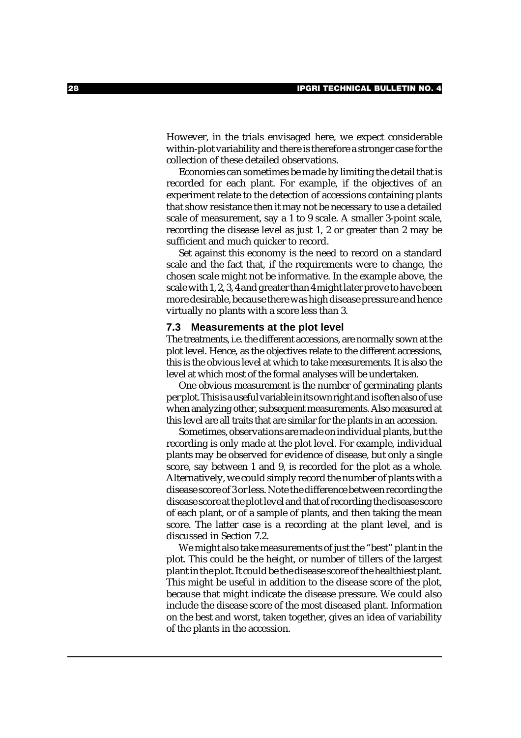However, in the trials envisaged here, we expect considerable within-plot variability and there is therefore a stronger case for the collection of these detailed observations.

Economies can sometimes be made by limiting the detail that is recorded for each plant. For example, if the objectives of an experiment relate to the detection of accessions containing plants that show resistance then it may not be necessary to use a detailed scale of measurement, say a 1 to 9 scale. A smaller 3-point scale, recording the disease level as just 1, 2 or greater than 2 may be sufficient and much quicker to record.

Set against this economy is the need to record on a standard scale and the fact that, if the requirements were to change, the chosen scale might not be informative. In the example above, the scale with 1, 2, 3, 4 and greater than 4 might later prove to have been more desirable, because there was high disease pressure and hence virtually no plants with a score less than 3.

### 7.3 Measurements at the plot level

The treatments, i.e. the different accessions, are normally sown at the plot level. Hence, as the objectives relate to the different accessions, this is the obvious level at which to take measurements. It is also the level at which most of the formal analyses will be undertaken.

One obvious measurement is the number of germinating plants per plot. This is a useful variable in its own right and is often also of use when analyzing other, subsequent measurements. Also measured at this level are all traits that are similar for the plants in an accession.

Sometimes, observations are made on individual plants, but the recording is only made at the plot level. For example, individual plants may be observed for evidence of disease, but only a single score, say between 1 and 9, is recorded for the plot as a whole. Alternatively, we could simply record the number of plants with a disease score of 3 or less. Note the difference between recording the disease score at the plot level and that of recording the disease score of each plant, or of a sample of plants, and then taking the mean score. The latter case is a recording at the plant level, and is discussed in Section 7.2.

We might also take measurements of just the "best" plant in the plot. This could be the height, or number of tillers of the largest plant in the plot. It could be the disease score of the healthiest plant. This might be useful in addition to the disease score of the plot, because that might indicate the disease pressure. We could also include the disease score of the most diseased plant. Information on the best and worst, taken together, gives an idea of variability of the plants in the accession.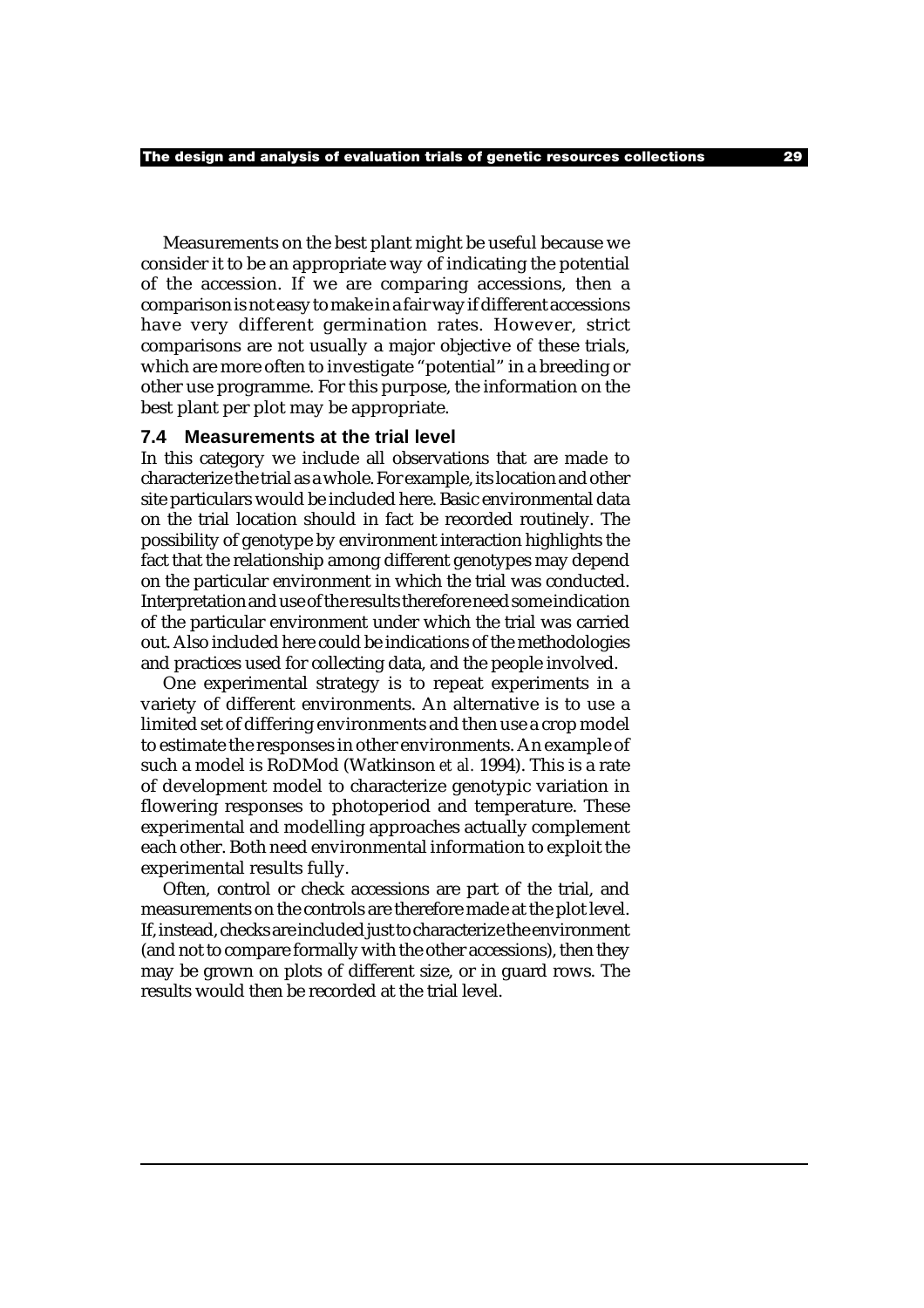Measurements on the best plant might be useful because we consider it to be an appropriate way of indicating the potential of the accession. If we are comparing accessions, then a comparison is not easy to make in a fair way if different accessions have very different germination rates. However, strict comparisons are not usually a major objective of these trials, which are more often to investigate "potential" in a breeding or other use programme. For this purpose, the information on the best plant per plot may be appropriate.

### 7.4 Measurements at the trial level

In this category we include all observations that are made to characterize the trial as a whole. For example, its location and other site particulars would be included here. Basic environmental data on the trial location should in fact be recorded routinely. The possibility of genotype by environment interaction highlights the fact that the relationship among different genotypes may depend on the particular environment in which the trial was conducted. Interpretation and use of the results therefore need some indication of the particular environment under which the trial was carried out. Also included here could be indications of the methodologies and practices used for collecting data, and the people involved.

One experimental strategy is to repeat experiments in a variety of different environments. An alternative is to use a limited set of differing environments and then use a crop model to estimate the responses in other environments. An example of such a model is RoDMod (Watkinson *et al.* 1994). This is a rate of development model to characterize genotypic variation in flowering responses to photoperiod and temperature. These experimental and modelling approaches actually complement each other. Both need environmental information to exploit the experimental results fully.

Often, control or check accessions are part of the trial, and measurements on the controls are therefore made at the plot level. If, instead, checks are included just to characterize the environment (and not to compare formally with the other accessions), then they may be grown on plots of different size, or in guard rows. The results would then be recorded at the trial level.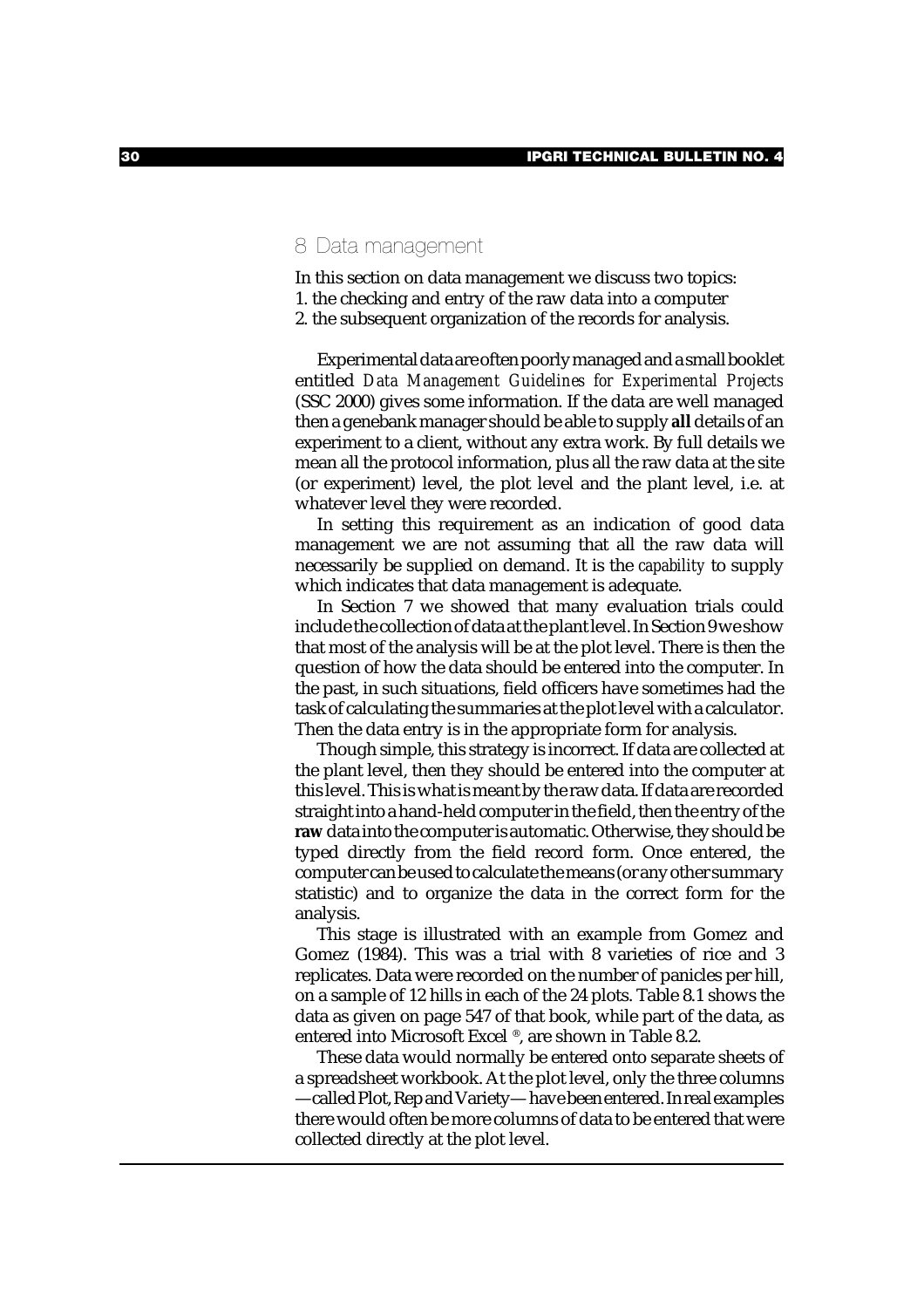## 8 Data management

In this section on data management we discuss two topics:
1. the checking and entry of the raw data into a computer
2. the subsequent organization of the records for analysis.

Experimental data are often poorly managed and a small booklet entitled *Data Management Guidelines for Experimental Projects* (SSC 2000) gives some information. If the data are well managed then a genebank manager should be able to supply **all** details of an experiment to a client, without any extra work. By full details we mean all the protocol information, plus all the raw data at the site (or experiment) level, the plot level and the plant level, i.e. at whatever level they were recorded.

In setting this requirement as an indication of good data management we are not assuming that all the raw data will necessarily be supplied on demand. It is the *capability* to supply which indicates that data management is adequate.

In Section 7 we showed that many evaluation trials could include the collection of data at the plant level. In Section 9 we show that most of the analysis will be at the plot level. There is then the question of how the data should be entered into the computer. In the past, in such situations, field officers have sometimes had the task of calculating the summaries at the plot level with a calculator. Then the data entry is in the appropriate form for analysis.

Though simple, this strategy is incorrect. If data are collected at the plant level, then they should be entered into the computer at this level. This is what is meant by the raw data. If data are recorded straight into a hand-held computer in the field, then the entry of the **raw** data into the computer is automatic. Otherwise, they should be typed directly from the field record form. Once entered, the computer can be used to calculate the means (or any other summary statistic) and to organize the data in the correct form for the analysis.

This stage is illustrated with an example from Gomez and Gomez (1984). This was a trial with 8 varieties of rice and 3 replicates. Data were recorded on the number of panicles per hill, on a sample of 12 hills in each of the 24 plots. Table 8.1 shows the data as given on page 547 of that book, while part of the data, as entered into Microsoft Excel ®, are shown in Table 8.2.

These data would normally be entered onto separate sheets of a spreadsheet workbook. At the plot level, only the three columns — called Plot, Rep and Variety — have been entered. In real examples there would often be more columns of data to be entered that were collected directly at the plot level.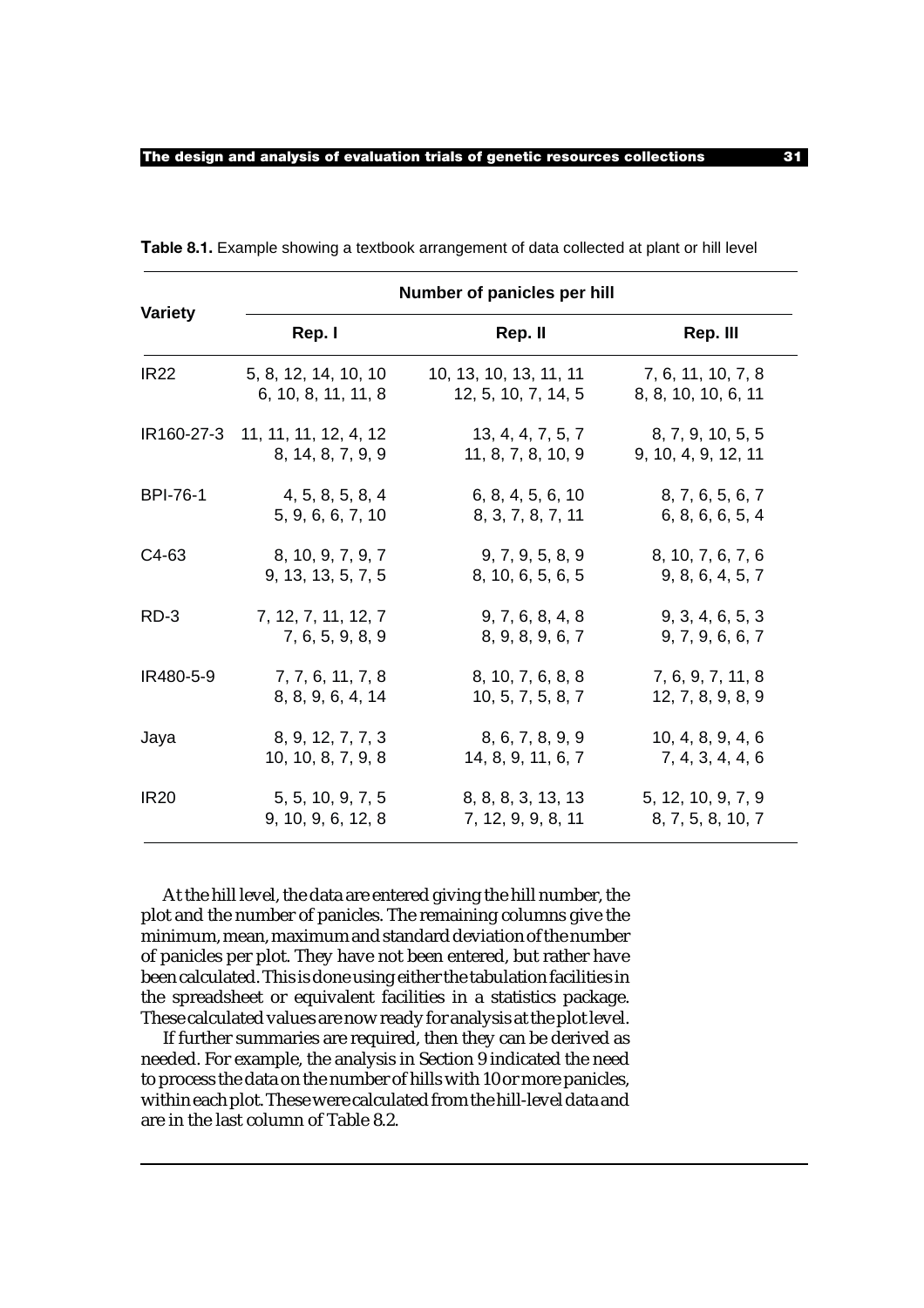**Table 8.1.** Example showing a textbook arrangement of data collected at plant or hill level

| Variety | Number of panicles per hill | | |
|---|---|---|---|
| | Rep. I | Rep. II | Rep. III |
| IR22 | 5, 8, 12, 14, 10, 10<br>6, 10, 8, 11, 11, 8 | 10, 13, 10, 13, 11, 11<br>12, 5, 10, 7, 14, 5 | 7, 6, 11, 10, 7, 8<br>8, 8, 10, 10, 6, 11 |
| IR160-27-3 | 11, 11, 11, 12, 4, 12<br>8, 14, 8, 7, 9, 9 | 13, 4, 4, 7, 5, 7<br>11, 8, 7, 8, 10, 9 | 8, 7, 9, 10, 5, 5<br>9, 10, 4, 9, 12, 11 |
| BPI-76-1 | 4, 5, 8, 5, 8, 4<br>5, 9, 6, 6, 7, 10 | 6, 8, 4, 5, 6, 10<br>8, 3, 7, 8, 7, 11 | 8, 7, 6, 5, 6, 7<br>6, 8, 6, 6, 5, 4 |
| C4-63 | 8, 10, 9, 7, 9, 7<br>9, 13, 13, 5, 7, 5 | 9, 7, 9, 5, 8, 9<br>8, 10, 6, 5, 6, 5 | 8, 10, 7, 6, 7, 6<br>9, 8, 6, 4, 5, 7 |
| RD-3 | 7, 12, 7, 11, 12, 7<br>7, 6, 5, 9, 8, 9 | 9, 7, 6, 8, 4, 8<br>8, 9, 8, 9, 6, 7 | 9, 3, 4, 6, 5, 3<br>9, 7, 9, 6, 6, 7 |
| IR480-5-9 | 7, 7, 6, 11, 7, 8<br>8, 8, 9, 6, 4, 14 | 8, 10, 7, 6, 8, 8<br>10, 5, 7, 5, 8, 7 | 7, 6, 9, 7, 11, 8<br>12, 7, 8, 9, 8, 9 |
| Jaya | 8, 9, 12, 7, 7, 3<br>10, 10, 8, 7, 9, 8 | 8, 6, 7, 8, 9, 9<br>14, 8, 9, 11, 6, 7 | 10, 4, 8, 9, 4, 6<br>7, 4, 3, 4, 4, 6 |
| IR20 | 5, 5, 10, 9, 7, 5<br>9, 10, 9, 6, 12, 8 | 8, 8, 8, 3, 13, 13<br>7, 12, 9, 9, 8, 11 | 5, 12, 10, 9, 7, 9<br>8, 7, 5, 8, 10, 7 |

At the hill level, the data are entered giving the hill number, the plot and the number of panicles. The remaining columns give the minimum, mean, maximum and standard deviation of the number of panicles per plot. They have not been entered, but rather have been calculated. This is done using either the tabulation facilities in the spreadsheet or equivalent facilities in a statistics package. These calculated values are now ready for analysis at the plot level.

If further summaries are required, then they can be derived as needed. For example, the analysis in Section 9 indicated the need to process the data on the number of hills with 10 or more panicles, within each plot. These were calculated from the hill-level data and are in the last column of Table 8.2.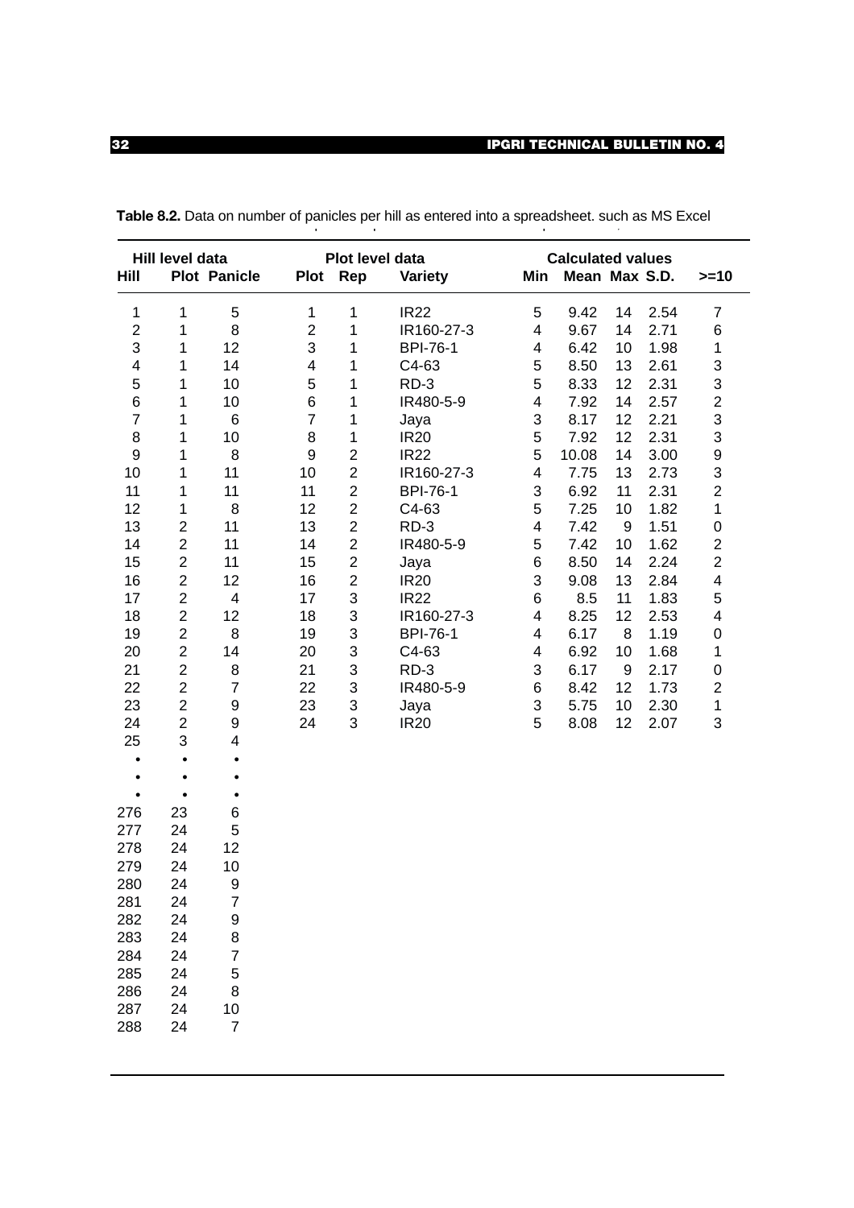**Table 8.2.** Data on number of panicles per hill as entered into a spreadsheet. such as MS Excel

| Hill level data | | | Plot level data | | | Calculated values | | | | |
|---|---|---|---|---|---|---|---|---|---|---|
| Hill | Plot | Panicle | Plot | Rep | Variety | Min | Mean | Max | S.D. | >=10 |
| 1 | 1 | 5 | 1 | 1 | IR22 | 5 | 9.42 | 14 | 2.54 | 7 |
| 2 | 1 | 8 | 2 | 1 | IR160-27-3 | 4 | 9.67 | 14 | 2.71 | 6 |
| 3 | 1 | 12 | 3 | 1 | BPI-76-1 | 4 | 6.42 | 10 | 1.98 | 1 |
| 4 | 1 | 14 | 4 | 1 | C4-63 | 5 | 8.50 | 13 | 2.61 | 3 |
| 5 | 1 | 10 | 5 | 1 | RD-3 | 5 | 8.33 | 12 | 2.31 | 3 |
| 6 | 1 | 10 | 6 | 1 | IR480-5-9 | 4 | 7.92 | 14 | 2.57 | 2 |
| 7 | 1 | 6 | 7 | 1 | Jaya | 3 | 8.17 | 12 | 2.21 | 3 |
| 8 | 1 | 10 | 8 | 1 | IR20 | 5 | 7.92 | 12 | 2.31 | 3 |
| 9 | 1 | 8 | 9 | 2 | IR22 | 5 | 10.08 | 14 | 3.00 | 9 |
| 10 | 1 | 11 | 10 | 2 | IR160-27-3 | 4 | 7.75 | 13 | 2.73 | 3 |
| 11 | 1 | 11 | 11 | 2 | BPI-76-1 | 3 | 6.92 | 11 | 2.31 | 2 |
| 12 | 1 | 8 | 12 | 2 | C4-63 | 5 | 7.25 | 10 | 1.82 | 1 |
| 13 | 2 | 11 | 13 | 2 | RD-3 | 4 | 7.42 | 9 | 1.51 | 0 |
| 14 | 2 | 11 | 14 | 2 | IR480-5-9 | 5 | 7.42 | 10 | 1.62 | 2 |
| 15 | 2 | 11 | 15 | 2 | Jaya | 6 | 8.50 | 14 | 2.24 | 2 |
| 16 | 2 | 12 | 16 | 2 | IR20 | 3 | 9.08 | 13 | 2.84 | 4 |
| 17 | 2 | 4 | 17 | 3 | IR22 | 6 | 8.5 | 11 | 1.83 | 5 |
| 18 | 2 | 12 | 18 | 3 | IR160-27-3 | 4 | 8.25 | 12 | 2.53 | 4 |
| 19 | 2 | 8 | 19 | 3 | BPI-76-1 | 4 | 6.17 | 8 | 1.19 | 0 |
| 20 | 2 | 14 | 20 | 3 | C4-63 | 4 | 6.92 | 10 | 1.68 | 1 |
| 21 | 2 | 8 | 21 | 3 | RD-3 | 3 | 6.17 | 9 | 2.17 | 0 |
| 22 | 2 | 7 | 22 | 3 | IR480-5-9 | 6 | 8.42 | 12 | 1.73 | 2 |
| 23 | 2 | 9 | 23 | 3 | Jaya | 3 | 5.75 | 10 | 2.30 | 1 |
| 24 | 2 | 9 | 24 | 3 | IR20 | 5 | 8.08 | 12 | 2.07 | 3 |
| 25 | 3 | 4 | | | | | | | | |
| • | • | • | | | | | | | | |
| • | • | • | | | | | | | | |
| • | • | • | | | | | | | | |
| 276 | 23 | 6 | | | | | | | | |
| 277 | 24 | 5 | | | | | | | | |
| 278 | 24 | 12 | | | | | | | | |
| 279 | 24 | 10 | | | | | | | | |
| 280 | 24 | 9 | | | | | | | | |
| 281 | 24 | 7 | | | | | | | | |
| 282 | 24 | 9 | | | | | | | | |
| 283 | 24 | 8 | | | | | | | | |
| 284 | 24 | 7 | | | | | | | | |
| 285 | 24 | 5 | | | | | | | | |
| 286 | 24 | 8 | | | | | | | | |
| 287 | 24 | 10 | | | | | | | | |
| 288 | 24 | 7 | | | | | | | | |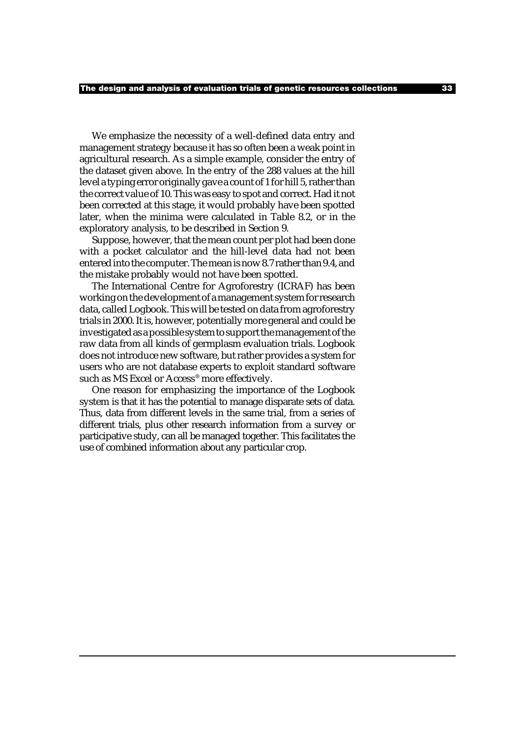We emphasize the necessity of a well-defined data entry and management strategy because it has so often been a weak point in agricultural research. As a simple example, consider the entry of the dataset given above. In the entry of the 288 values at the hill level a typing error originally gave a count of 1 for hill 5, rather than the correct value of 10. This was easy to spot and correct. Had it not been corrected at this stage, it would probably have been spotted later, when the minima were calculated in Table 8.2, or in the exploratory analysis, to be described in Section 9.

Suppose, however, that the mean count per plot had been done with a pocket calculator and the hill-level data had not been entered into the computer. The mean is now 8.7 rather than 9.4, and the mistake probably would not have been spotted.

The International Centre for Agroforestry (ICRAF) has been working on the development of a management system for research data, called Logbook. This will be tested on data from agroforestry trials in 2000. It is, however, potentially more general and could be investigated as a possible system to support the management of the raw data from all kinds of germplasm evaluation trials. Logbook does not introduce new software, but rather provides a system for users who are not database experts to exploit standard software such as MS Excel or Access® more effectively.

One reason for emphasizing the importance of the Logbook system is that it has the potential to manage disparate sets of data. Thus, data from different levels in the same trial, from a series of different trials, plus other research information from a survey or participative study, can all be managed together. This facilitates the use of combined information about any particular crop.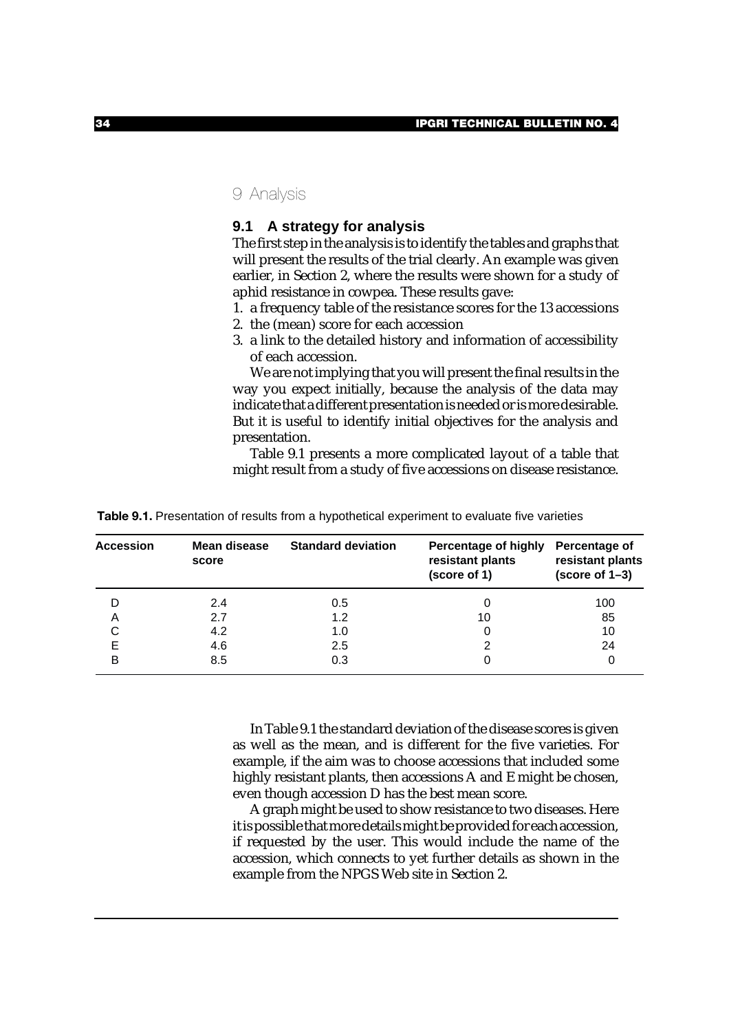# 9 Analysis

## 9.1 A strategy for analysis

The first step in the analysis is to identify the tables and graphs that will present the results of the trial clearly. An example was given earlier, in Section 2, where the results were shown for a study of aphid resistance in cowpea. These results gave:

1. a frequency table of the resistance scores for the 13 accessions
2. the (mean) score for each accession
3. a link to the detailed history and information of accessibility of each accession.

We are not implying that you will present the final results in the way you expect initially, because the analysis of the data may indicate that a different presentation is needed or is more desirable. But it is useful to identify initial objectives for the analysis and presentation.

Table 9.1 presents a more complicated layout of a table that might result from a study of five accessions on disease resistance.

**Table 9.1.** Presentation of results from a hypothetical experiment to evaluate five varieties

| Accession | Mean disease score | Standard deviation | Percentage of highly resistant plants (score of 1) | Percentage of resistant plants (score of 1–3) |
|---|---|---|---|---|
| D | 2.4 | 0.5 | 0 | 100 |
| A | 2.7 | 1.2 | 10 | 85 |
| C | 4.2 | 1.0 | 0 | 10 |
| E | 4.6 | 2.5 | 2 | 24 |
| B | 8.5 | 0.3 | 0 | 0 |

In Table 9.1 the standard deviation of the disease scores is given as well as the mean, and is different for the five varieties. For example, if the aim was to choose accessions that included some highly resistant plants, then accessions A and E might be chosen, even though accession D has the best mean score.

A graph might be used to show resistance to two diseases. Here it is possible that more details might be provided for each accession, if requested by the user. This would include the name of the accession, which connects to yet further details as shown in the example from the NPGS Web site in Section 2.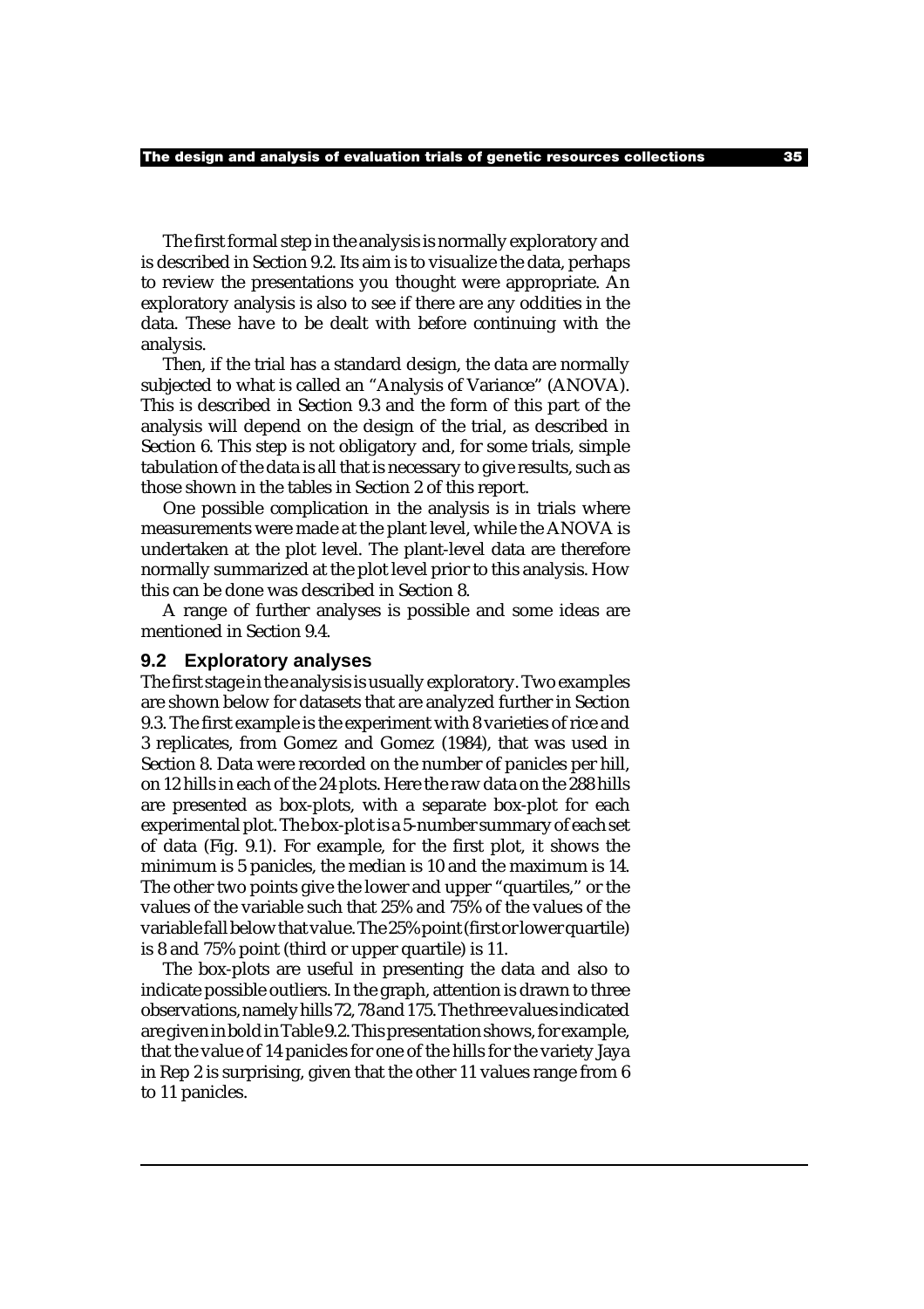The first formal step in the analysis is normally exploratory and is described in Section 9.2. Its aim is to visualize the data, perhaps to review the presentations you thought were appropriate. An exploratory analysis is also to see if there are any oddities in the data. These have to be dealt with before continuing with the analysis.

Then, if the trial has a standard design, the data are normally subjected to what is called an "Analysis of Variance" (ANOVA). This is described in Section 9.3 and the form of this part of the analysis will depend on the design of the trial, as described in Section 6. This step is not obligatory and, for some trials, simple tabulation of the data is all that is necessary to give results, such as those shown in the tables in Section 2 of this report.

One possible complication in the analysis is in trials where measurements were made at the plant level, while the ANOVA is undertaken at the plot level. The plant-level data are therefore normally summarized at the plot level prior to this analysis. How this can be done was described in Section 8.

A range of further analyses is possible and some ideas are mentioned in Section 9.4.

## 9.2 Exploratory analyses

The first stage in the analysis is usually exploratory. Two examples are shown below for datasets that are analyzed further in Section 9.3. The first example is the experiment with 8 varieties of rice and 3 replicates, from Gomez and Gomez (1984), that was used in Section 8. Data were recorded on the number of panicles per hill, on 12 hills in each of the 24 plots. Here the raw data on the 288 hills are presented as box-plots, with a separate box-plot for each experimental plot. The box-plot is a 5-number summary of each set of data (Fig. 9.1). For example, for the first plot, it shows the minimum is 5 panicles, the median is 10 and the maximum is 14. The other two points give the lower and upper "quartiles," or the values of the variable such that 25% and 75% of the values of the variable fall below that value. The 25% point (first or lower quartile) is 8 and 75% point (third or upper quartile) is 11.

The box-plots are useful in presenting the data and also to indicate possible outliers. In the graph, attention is drawn to three observations, namely hills 72, 78 and 175. The three values indicated are given in bold in Table 9.2. This presentation shows, for example, that the value of 14 panicles for one of the hills for the variety Jaya in Rep 2 is surprising, given that the other 11 values range from 6 to 11 panicles.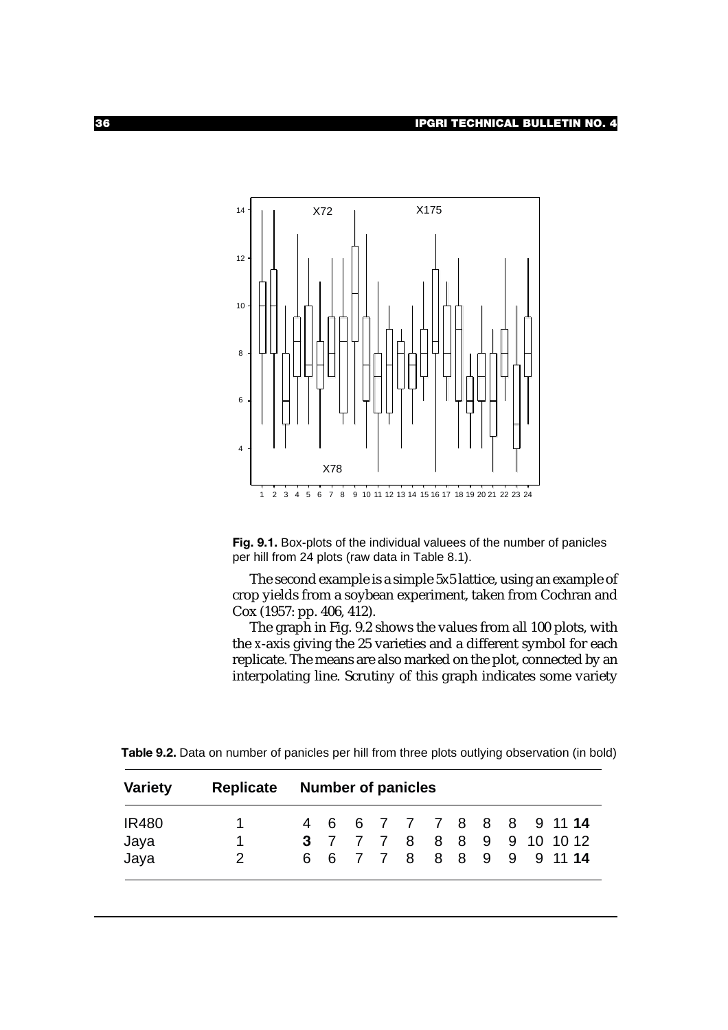**Fig. 9.1.** Box-plots of the individual valuees of the number of panicles per hill from 24 plots (raw data in Table 8.1).

The second example is a simple 5x5 lattice, using an example of crop yields from a soybean experiment, taken from Cochran and Cox (1957: pp. 406, 412).

The graph in Fig. 9.2 shows the values from all 100 plots, with the *x*-axis giving the 25 varieties and a different symbol for each replicate. The means are also marked on the plot, connected by an interpolating line. Scrutiny of this graph indicates some variety

**Table 9.2.** Data on number of panicles per hill from three plots outlying observation (in bold)

| Variety | Replicate | Number of panicles | | | | | | | | | | | |
|---|---|---|---|---|---|---|---|---|---|---|---|---|---|
| IR480 | 1 | 4 | 6 | 6 | 7 | 7 | 7 | 8 | 8 | 8 | 9 | 11 | **14** |
| Jaya | 1 | **3** | 7 | 7 | 7 | 8 | 8 | 8 | 9 | 9 | 10 | 10 | 12 |
| Jaya | 2 | 6 | 6 | 7 | 7 | 8 | 8 | 8 | 9 | 9 | 9 | 11 | **14** |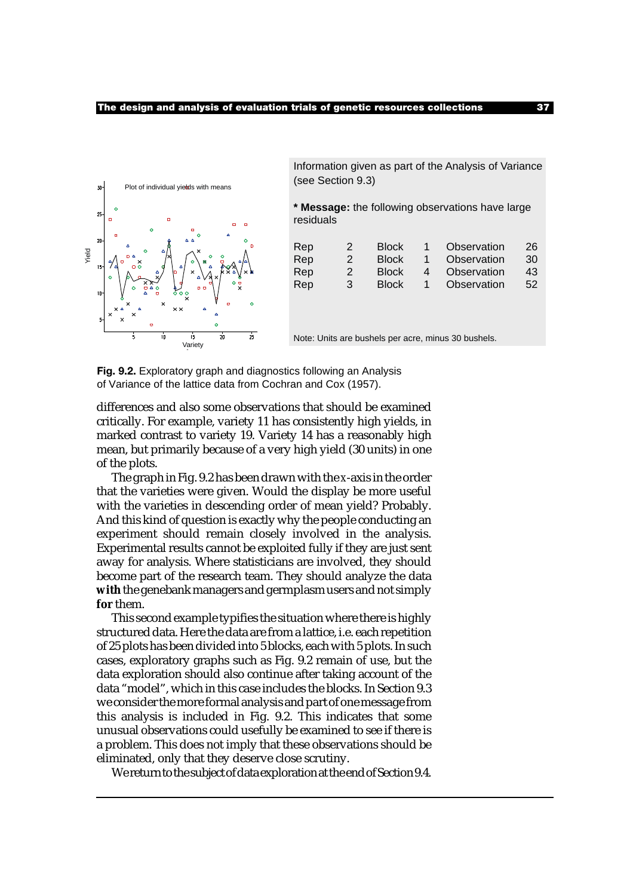Information given as part of the Analysis of Variance (see Section 9.3)

**\* Message:** the following observations have large residuals

| | | | | | | | |
|---|---|---|---|---|---|---|---|
| Rep | 2 | Block | 1 | Observation | 26 | | |
| Rep | 2 | Block | 1 | Observation | 30 | | |
| Rep | 2 | Block | 4 | Observation | 43 | | |
| Rep | 3 | Block | 1 | Observation | 52 | | |

Note: Units are bushels per acre, minus 30 bushels.

**Fig. 9.2.** Exploratory graph and diagnostics following an Analysis of Variance of the lattice data from Cochran and Cox (1957).

differences and also some observations that should be examined critically. For example, variety 11 has consistently high yields, in marked contrast to variety 19. Variety 14 has a reasonably high mean, but primarily because of a very high yield (30 units) in one of the plots.

The graph in Fig. 9.2 has been drawn with the *x*-axis in the order that the varieties were given. Would the display be more useful with the varieties in descending order of mean yield? Probably. And this kind of question is exactly why the people conducting an experiment should remain closely involved in the analysis. Experimental results cannot be exploited fully if they are just sent away for analysis. Where statisticians are involved, they should become part of the research team. They should analyze the data **with** the genebank managers and germplasm users and not simply **for** them.

This second example typifies the situation where there is highly structured data. Here the data are from a lattice, i.e. each repetition of 25 plots has been divided into 5 blocks, each with 5 plots. In such cases, exploratory graphs such as Fig. 9.2 remain of use, but the data exploration should also continue after taking account of the data "model", which in this case includes the blocks. In Section 9.3 we consider the more formal analysis and part of one message from this analysis is included in Fig. 9.2. This indicates that some unusual observations could usefully be examined to see if there is a problem. This does not imply that these observations should be eliminated, only that they deserve close scrutiny.

We return to the subject of data exploration at the end of Section 9.4.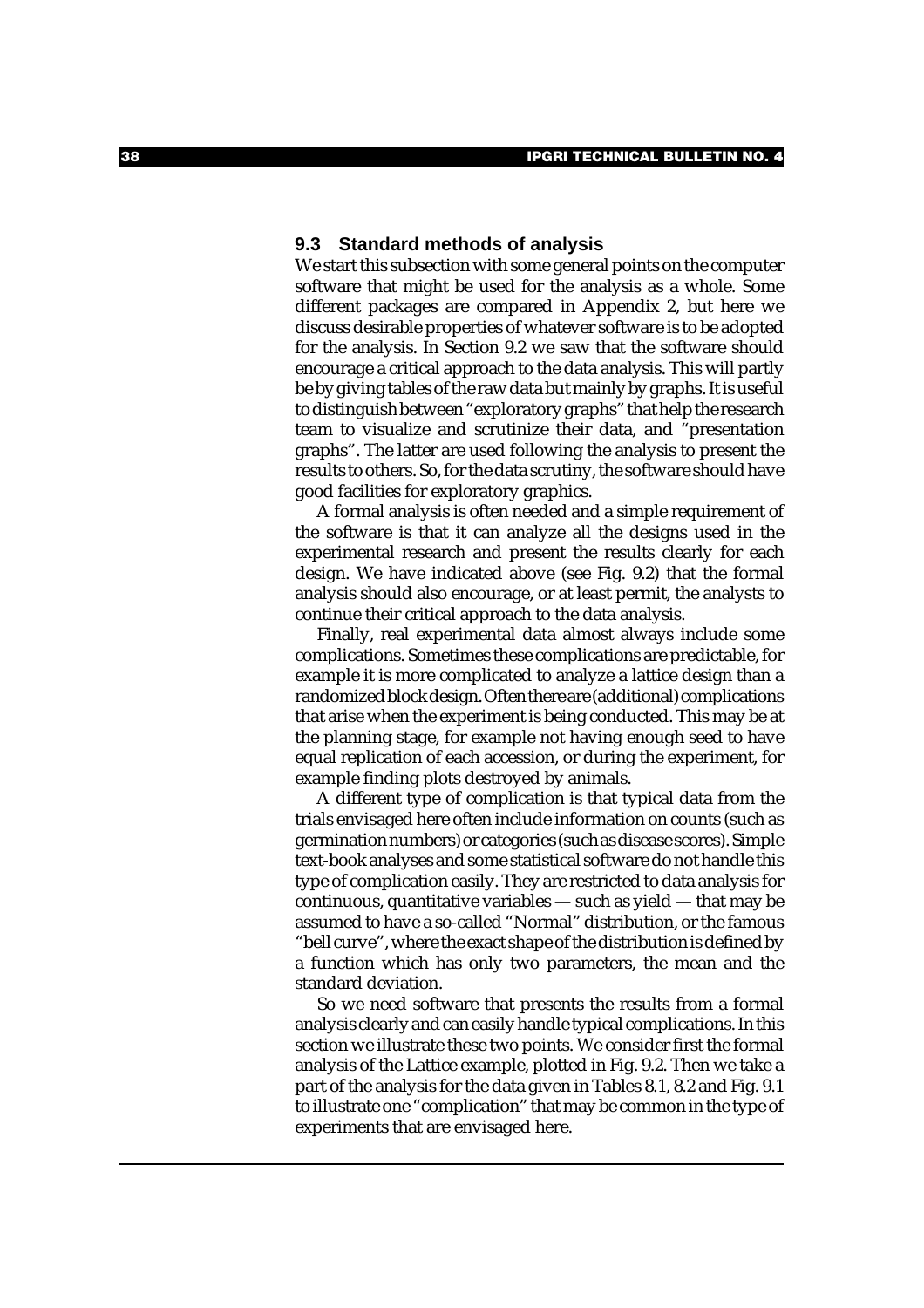## 9.3 Standard methods of analysis

We start this subsection with some general points on the computer software that might be used for the analysis as a whole. Some different packages are compared in Appendix 2, but here we discuss desirable properties of whatever software is to be adopted for the analysis. In Section 9.2 we saw that the software should encourage a critical approach to the data analysis. This will partly be by giving tables of the raw data but mainly by graphs. It is useful to distinguish between "exploratory graphs" that help the research team to visualize and scrutinize their data, and "presentation graphs". The latter are used following the analysis to present the results to others. So, for the data scrutiny, the software should have good facilities for exploratory graphics.

A formal analysis is often needed and a simple requirement of the software is that it can analyze all the designs used in the experimental research and present the results clearly for each design. We have indicated above (see Fig. 9.2) that the formal analysis should also encourage, or at least permit, the analysts to continue their critical approach to the data analysis.

Finally, real experimental data almost always include some complications. Sometimes these complications are predictable, for example it is more complicated to analyze a lattice design than a randomized block design. Often there are (additional) complications that arise when the experiment is being conducted. This may be at the planning stage, for example not having enough seed to have equal replication of each accession, or during the experiment, for example finding plots destroyed by animals.

A different type of complication is that typical data from the trials envisaged here often include information on counts (such as germination numbers) or categories (such as disease scores). Simple text-book analyses and some statistical software do not handle this type of complication easily. They are restricted to data analysis for continuous, quantitative variables — such as yield — that may be assumed to have a so-called "Normal" distribution, or the famous "bell curve", where the exact shape of the distribution is defined by a function which has only two parameters, the mean and the standard deviation.

So we need software that presents the results from a formal analysis clearly and can easily handle typical complications. In this section we illustrate these two points. We consider first the formal analysis of the Lattice example, plotted in Fig. 9.2. Then we take a part of the analysis for the data given in Tables 8.1, 8.2 and Fig. 9.1 to illustrate one "complication" that may be common in the type of experiments that are envisaged here.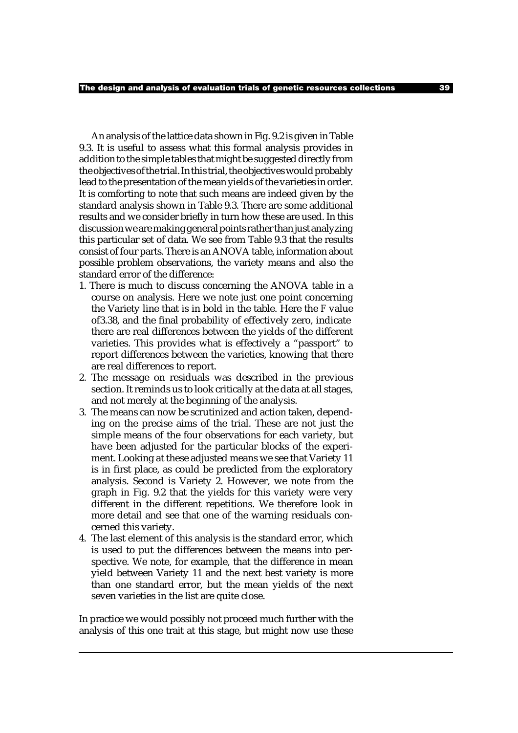An analysis of the lattice data shown in Fig. 9.2 is given in Table 9.3. It is useful to assess what this formal analysis provides in addition to the simple tables that might be suggested directly from the objectives of the trial. In this trial, the objectives would probably lead to the presentation of the mean yields of the varieties in order. It is comforting to note that such means are indeed given by the standard analysis shown in Table 9.3. There are some additional results and we consider briefly in turn how these are used. In this discussion we are making general points rather than just analyzing this particular set of data. We see from Table 9.3 that the results consist of four parts. There is an ANOVA table, information about possible problem observations, the variety means and also the standard error of the difference:

1. There is much to discuss concerning the ANOVA table in a course on analysis. Here we note just one point concerning the Variety line that is in bold in the table. Here the *F* value of3.38, and the final probability of effectively zero, indicate there are real differences between the yields of the different varieties. This provides what is effectively a "passport" to report differences between the varieties, knowing that there are real differences to report.
2. The message on residuals was described in the previous section. It reminds us to look critically at the data at all stages, and not merely at the beginning of the analysis.
3. The means can now be scrutinized and action taken, depending on the precise aims of the trial. These are not just the simple means of the four observations for each variety, but have been adjusted for the particular blocks of the experiment. Looking at these adjusted means we see that Variety 11 is in first place, as could be predicted from the exploratory analysis. Second is Variety 2. However, we note from the graph in Fig. 9.2 that the yields for this variety were very different in the different repetitions. We therefore look in more detail and see that one of the warning residuals concerned this variety.
4. The last element of this analysis is the standard error, which is used to put the differences between the means into perspective. We note, for example, that the difference in mean yield between Variety 11 and the next best variety is more than one standard error, but the mean yields of the next seven varieties in the list are quite close.

In practice we would possibly not proceed much further with the analysis of this one trait at this stage, but might now use these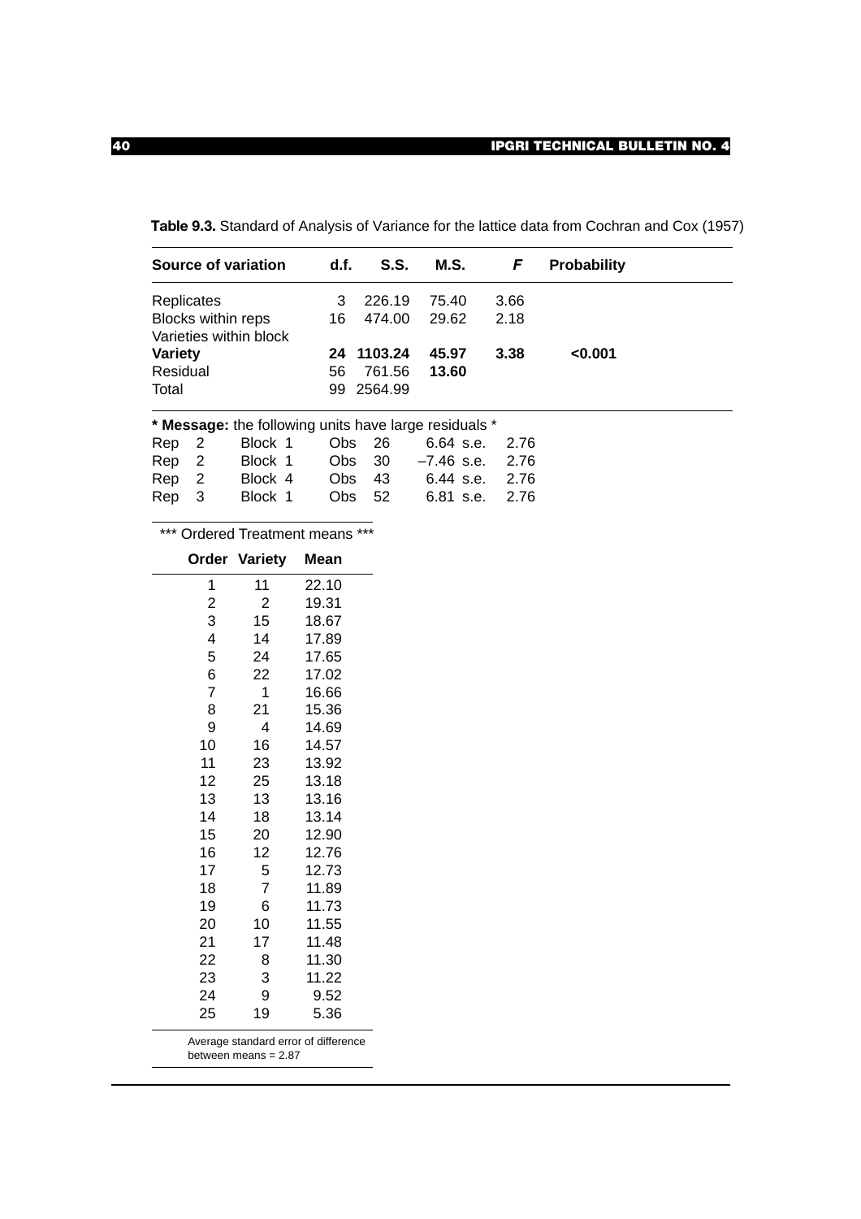**Table 9.3.** Standard of Analysis of Variance for the lattice data from Cochran and Cox (1957)

| Source of variation | d.f. | S.S. | M.S. | *F* | Probability |
|---|---|---|---|---|---|
| Replicates | 3 | 226.19 | 75.40 | 3.66 | |
| Blocks within reps | 16 | 474.00 | 29.62 | 2.18 | |
| Varieties within block | | | | | |
| **Variety** | **24** | **1103.24** | **45.97** | **3.38** | **<0.001** |
| Residual | 56 | 761.56 | **13.60** | | |
| Total | 99 | 2564.99 | | | |

**\* Message:** the following units have large residuals *

| | | | | | | | | |
|---|---|---|---|---|---|---|---|---|
| Rep | 2 | Block 1 | Obs | 26 | 6.64 | s.e. | 2.76 |
| Rep | 2 | Block 1 | Obs | 30 | –7.46 | s.e. | 2.76 |
| Rep | 2 | Block 4 | Obs | 43 | 6.44 | s.e. | 2.76 |
| Rep | 3 | Block 1 | Obs | 52 | 6.81 | s.e. | 2.76 |

*** Ordered Treatment means ***

| Order | Variety | Mean |
|---|---|---|
| 1 | 11 | 22.10 |
| 2 | 2 | 19.31 |
| 3 | 15 | 18.67 |
| 4 | 14 | 17.89 |
| 5 | 24 | 17.65 |
| 6 | 22 | 17.02 |
| 7 | 1 | 16.66 |
| 8 | 21 | 15.36 |
| 9 | 4 | 14.69 |
| 10 | 16 | 14.57 |
| 11 | 23 | 13.92 |
| 12 | 25 | 13.18 |
| 13 | 13 | 13.16 |
| 14 | 18 | 13.14 |
| 15 | 20 | 12.90 |
| 16 | 12 | 12.76 |
| 17 | 5 | 12.73 |
| 18 | 7 | 11.89 |
| 19 | 6 | 11.73 |
| 20 | 10 | 11.55 |
| 21 | 17 | 11.48 |
| 22 | 8 | 11.30 |
| 23 | 3 | 11.22 |
| 24 | 9 | 9.52 |
| 25 | 19 | 5.36 |

Average standard error of difference between means = 2.87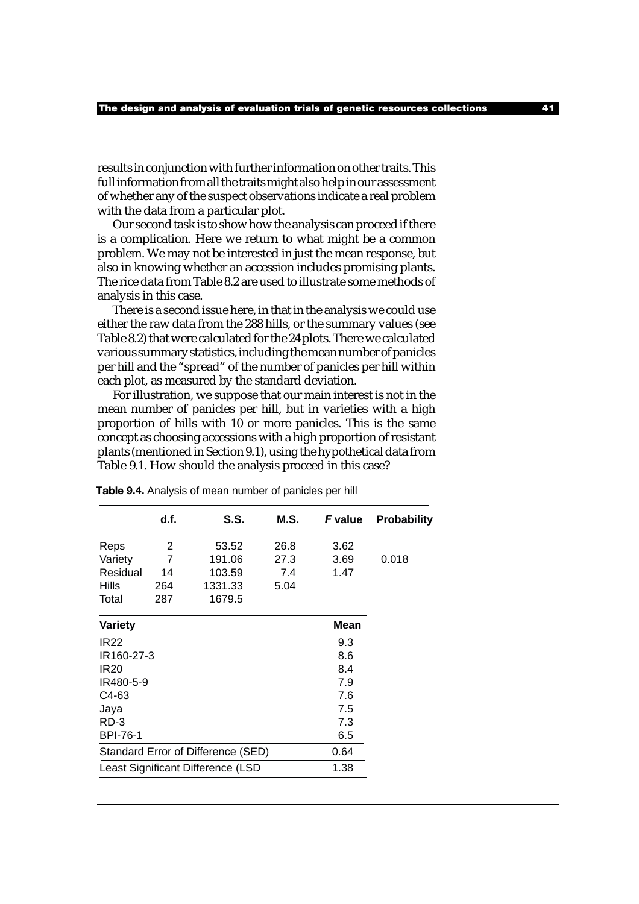results in conjunction with further information on other traits. This full information from all the traits might also help in our assessment of whether any of the suspect observations indicate a real problem with the data from a particular plot.

Our second task is to show how the analysis can proceed if there is a complication. Here we return to what might be a common problem. We may not be interested in just the mean response, but also in knowing whether an accession includes promising plants. The rice data from Table 8.2 are used to illustrate some methods of analysis in this case.

There is a second issue here, in that in the analysis we could use either the raw data from the 288 hills, or the summary values (see Table 8.2) that were calculated for the 24 plots. There we calculated various summary statistics, including the mean number of panicles per hill and the "spread" of the number of panicles per hill within each plot, as measured by the standard deviation.

For illustration, we suppose that our main interest is not in the mean number of panicles per hill, but in varieties with a high proportion of hills with 10 or more panicles. This is the same concept as choosing accessions with a high proportion of resistant plants (mentioned in Section 9.1), using the hypothetical data from Table 9.1. How should the analysis proceed in this case?

**Table 9.4.** Analysis of mean number of panicles per hill

| | d.f. | S.S. | M.S. | *F* value | Probability |
|---|---|---|---|---|---|
| Reps | 2 | 53.52 | 26.8 | 3.62 | |
| Variety | 7 | 191.06 | 27.3 | 3.69 | 0.018 |
| Residual | 14 | 103.59 | 7.4 | 1.47 | |
| Hills | 264 | 1331.33 | 5.04 | | |
| Total | 287 | 1679.5 | | | |

| Variety | Mean |
|---|---|
| IR22 | 9.3 |
| IR160-27-3 | 8.6 |
| IR20 | 8.4 |
| IR480-5-9 | 7.9 |
| C4-63 | 7.6 |
| Jaya | 7.5 |
| RD-3 | 7.3 |
| BPI-76-1 | 6.5 |
| Standard Error of Difference (SED) | 0.64 |
| Least Significant Difference (LSD | 1.38 |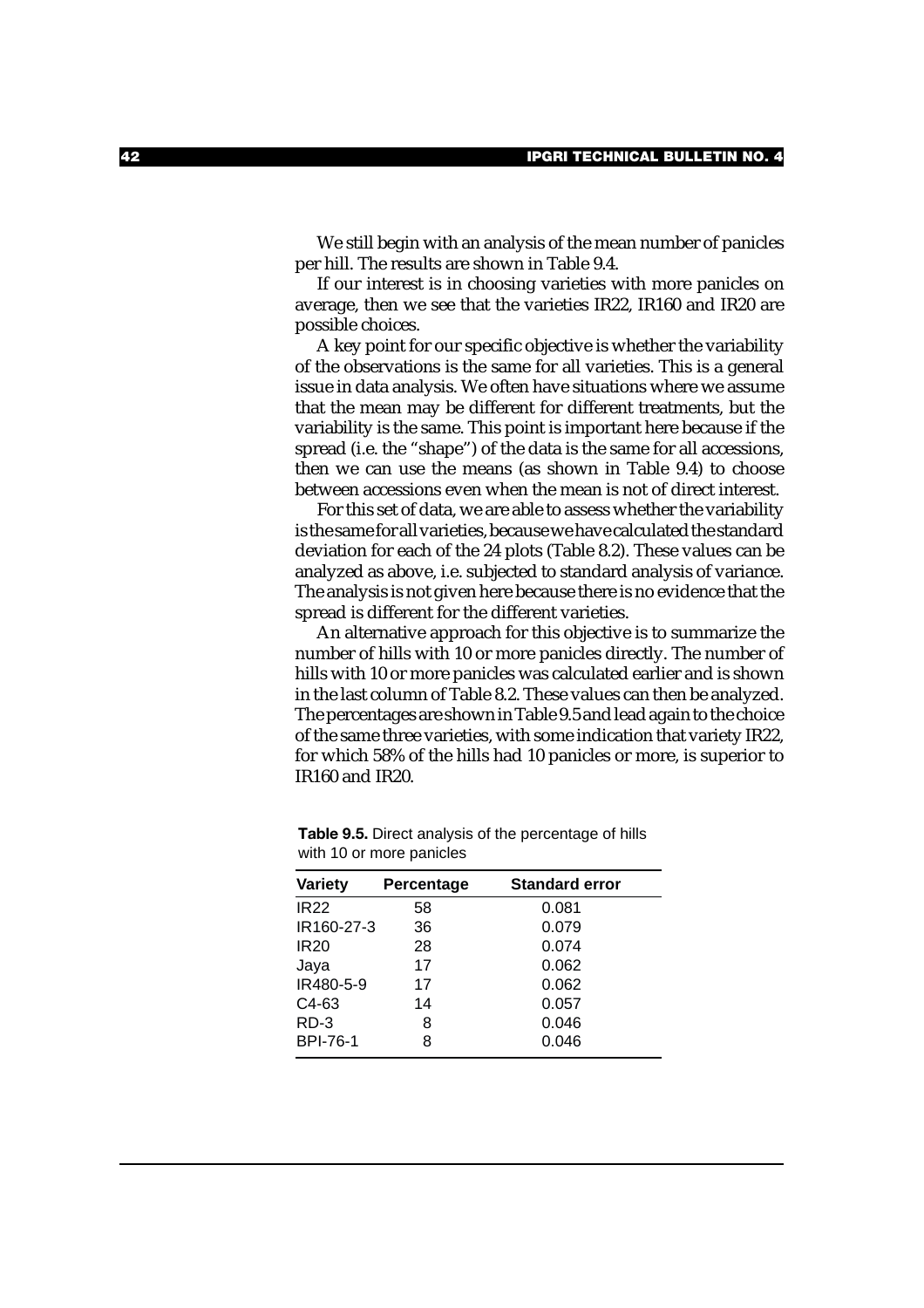We still begin with an analysis of the mean number of panicles per hill. The results are shown in Table 9.4.

If our interest is in choosing varieties with more panicles on average, then we see that the varieties IR22, IR160 and IR20 are possible choices.

A key point for our specific objective is whether the variability of the observations is the same for all varieties. This is a general issue in data analysis. We often have situations where we assume that the mean may be different for different treatments, but the variability is the same. This point is important here because if the spread (i.e. the "shape") of the data is the same for all accessions, then we can use the means (as shown in Table 9.4) to choose between accessions even when the mean is not of direct interest.

For this set of data, we are able to assess whether the variability is the same for all varieties, because we have calculated the standard deviation for each of the 24 plots (Table 8.2). These values can be analyzed as above, i.e. subjected to standard analysis of variance. The analysis is not given here because there is no evidence that the spread is different for the different varieties.

An alternative approach for this objective is to summarize the number of hills with 10 or more panicles directly. The number of hills with 10 or more panicles was calculated earlier and is shown in the last column of Table 8.2. These values can then be analyzed. The percentages are shown in Table 9.5 and lead again to the choice of the same three varieties, with some indication that variety IR22, for which 58% of the hills had 10 panicles or more, is superior to IR160 and IR20.

**Table 9.5.** Direct analysis of the percentage of hills with 10 or more panicles

| Variety | Percentage | Standard error |
|---|---|---|
| IR22 | 58 | 0.081 |
| IR160-27-3 | 36 | 0.079 |
| IR20 | 28 | 0.074 |
| Jaya | 17 | 0.062 |
| IR480-5-9 | 17 | 0.062 |
| C4-63 | 14 | 0.057 |
| RD-3 | 8 | 0.046 |
| BPI-76-1 | 8 | 0.046 |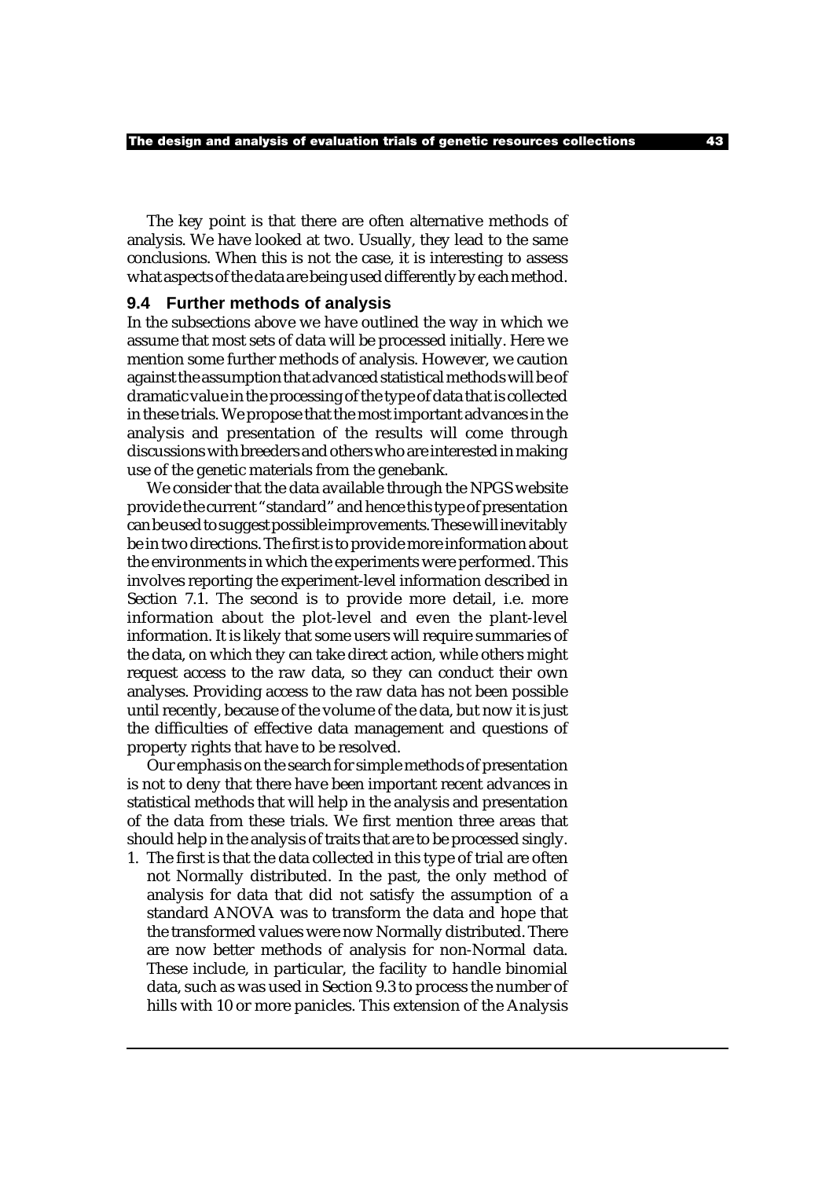The key point is that there are often alternative methods of analysis. We have looked at two. Usually, they lead to the same conclusions. When this is not the case, it is interesting to assess what aspects of the data are being used differently by each method.

## 9.4 Further methods of analysis

In the subsections above we have outlined the way in which we assume that most sets of data will be processed initially. Here we mention some further methods of analysis. However, we caution against the assumption that advanced statistical methods will be of dramatic value in the processing of the type of data that is collected in these trials. We propose that the most important advances in the analysis and presentation of the results will come through discussions with breeders and others who are interested in making use of the genetic materials from the genebank.

We consider that the data available through the NPGS website provide the current "standard" and hence this type of presentation can be used to suggest possible improvements. These will inevitably be in two directions. The first is to provide more information about the environments in which the experiments were performed. This involves reporting the experiment-level information described in Section 7.1. The second is to provide more detail, i.e. more information about the plot-level and even the plant-level information. It is likely that some users will require summaries of the data, on which they can take direct action, while others might request access to the raw data, so they can conduct their own analyses. Providing access to the raw data has not been possible until recently, because of the volume of the data, but now it is just the difficulties of effective data management and questions of property rights that have to be resolved.

Our emphasis on the search for simple methods of presentation is not to deny that there have been important recent advances in statistical methods that will help in the analysis and presentation of the data from these trials. We first mention three areas that should help in the analysis of traits that are to be processed singly.

1. The first is that the data collected in this type of trial are often not Normally distributed. In the past, the only method of analysis for data that did not satisfy the assumption of a standard ANOVA was to transform the data and hope that the transformed values were now Normally distributed. There are now better methods of analysis for non-Normal data. These include, in particular, the facility to handle binomial data, such as was used in Section 9.3 to process the number of hills with 10 or more panicles. This extension of the Analysis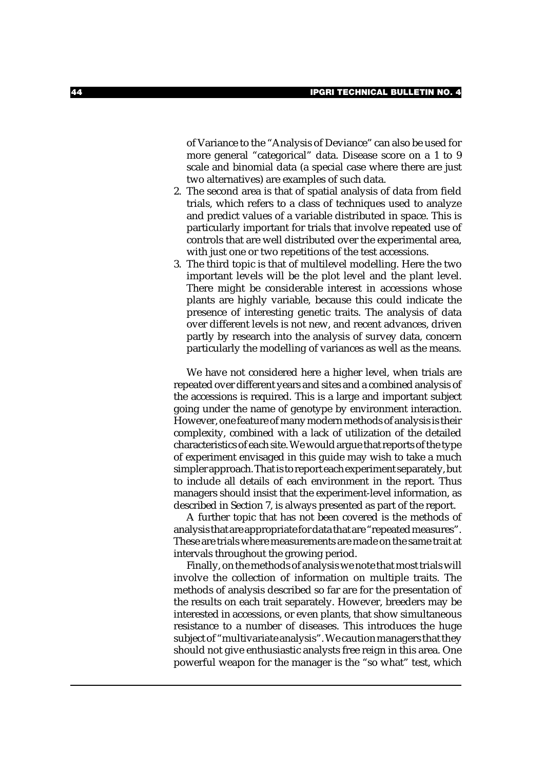of Variance to the "Analysis of Deviance" can also be used for more general "categorical" data. Disease score on a 1 to 9 scale and binomial data (a special case where there are just two alternatives) are examples of such data.

2. The second area is that of spatial analysis of data from field trials, which refers to a class of techniques used to analyze and predict values of a variable distributed in space. This is particularly important for trials that involve repeated use of controls that are well distributed over the experimental area, with just one or two repetitions of the test accessions.
3. The third topic is that of multilevel modelling. Here the two important levels will be the plot level and the plant level. There might be considerable interest in accessions whose plants are highly variable, because this could indicate the presence of interesting genetic traits. The analysis of data over different levels is not new, and recent advances, driven partly by research into the analysis of survey data, concern particularly the modelling of variances as well as the means.

We have not considered here a higher level, when trials are repeated over different years and sites and a combined analysis of the accessions is required. This is a large and important subject going under the name of genotype by environment interaction. However, one feature of many modern methods of analysis is their complexity, combined with a lack of utilization of the detailed characteristics of each site. We would argue that reports of the type of experiment envisaged in this guide may wish to take a much simpler approach. That is to report each experiment separately, but to include all details of each environment in the report. Thus managers should insist that the experiment-level information, as described in Section 7, is always presented as part of the report.

A further topic that has not been covered is the methods of analysis that are appropriate for data that are "repeated measures". These are trials where measurements are made on the same trait at intervals throughout the growing period.

Finally, on the methods of analysis we note that most trials will involve the collection of information on multiple traits. The methods of analysis described so far are for the presentation of the results on each trait separately. However, breeders may be interested in accessions, or even plants, that show simultaneous resistance to a number of diseases. This introduces the huge subject of "multivariate analysis". We caution managers that they should not give enthusiastic analysts free reign in this area. One powerful weapon for the manager is the "so what" test, which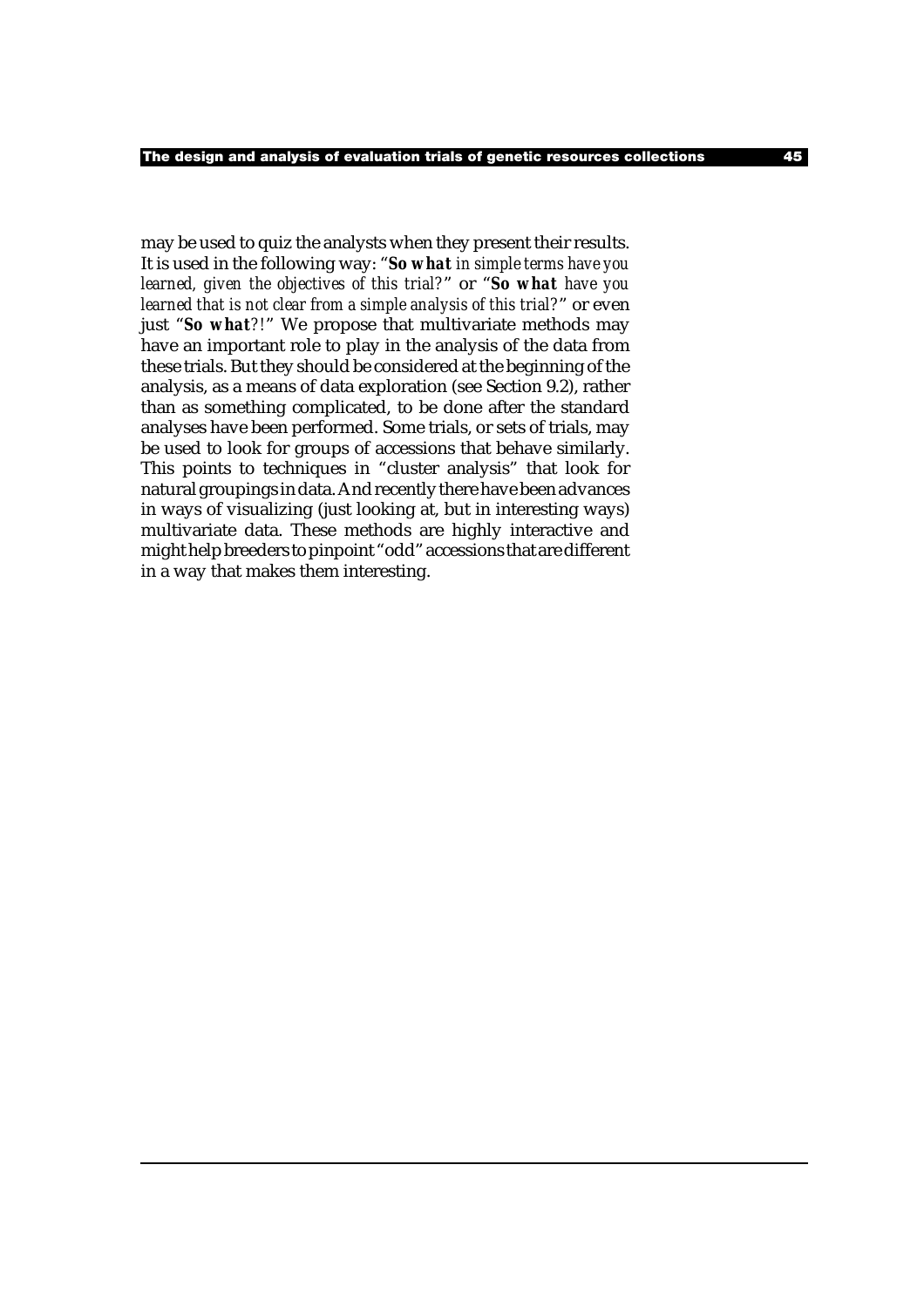may be used to quiz the analysts when they present their results. It is used in the following way: "***So what** in simple terms have you learned, given the objectives of this trial?*" or "***So what** have you learned that is not clear from a simple analysis of this trial?*" or even just "***So what**?!*" We propose that multivariate methods may have an important role to play in the analysis of the data from these trials. But they should be considered at the beginning of the analysis, as a means of data exploration (see Section 9.2), rather than as something complicated, to be done after the standard analyses have been performed. Some trials, or sets of trials, may be used to look for groups of accessions that behave similarly. This points to techniques in "cluster analysis" that look for natural groupings in data. And recently there have been advances in ways of visualizing (just looking at, but in interesting ways) multivariate data. These methods are highly interactive and might help breeders to pinpoint "odd" accessions that are different in a way that makes them interesting.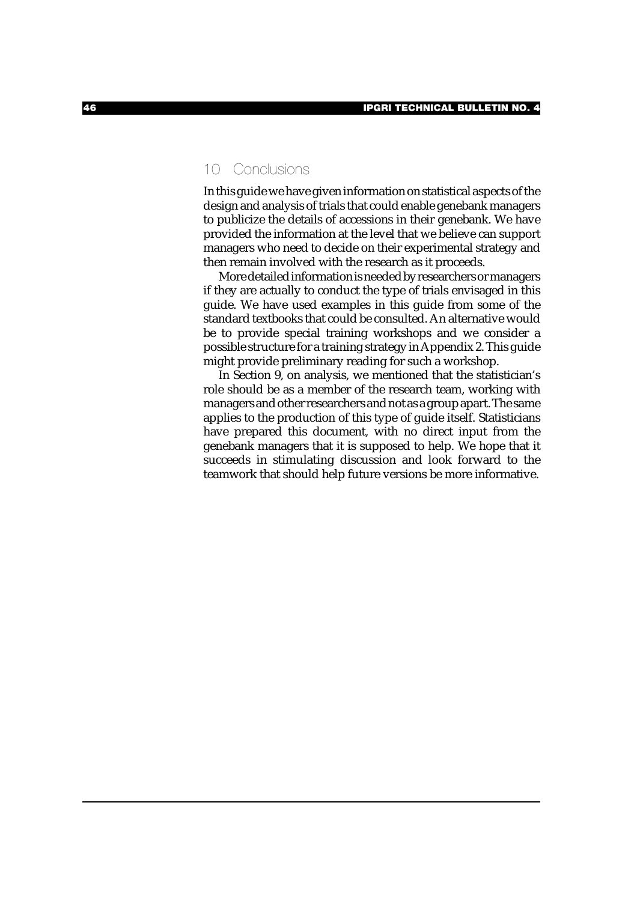## 10 Conclusions

In this guide we have given information on statistical aspects of the design and analysis of trials that could enable genebank managers to publicize the details of accessions in their genebank. We have provided the information at the level that we believe can support managers who need to decide on their experimental strategy and then remain involved with the research as it proceeds.

More detailed information is needed by researchers or managers if they are actually to conduct the type of trials envisaged in this guide. We have used examples in this guide from some of the standard textbooks that could be consulted. An alternative would be to provide special training workshops and we consider a possible structure for a training strategy in Appendix 2. This guide might provide preliminary reading for such a workshop.

In Section 9, on analysis, we mentioned that the statistician's role should be as a member of the research team, working with managers and other researchers and not as a group apart. The same applies to the production of this type of guide itself. Statisticians have prepared this document, with no direct input from the genebank managers that it is supposed to help. We hope that it succeeds in stimulating discussion and look forward to the teamwork that should help future versions be more informative.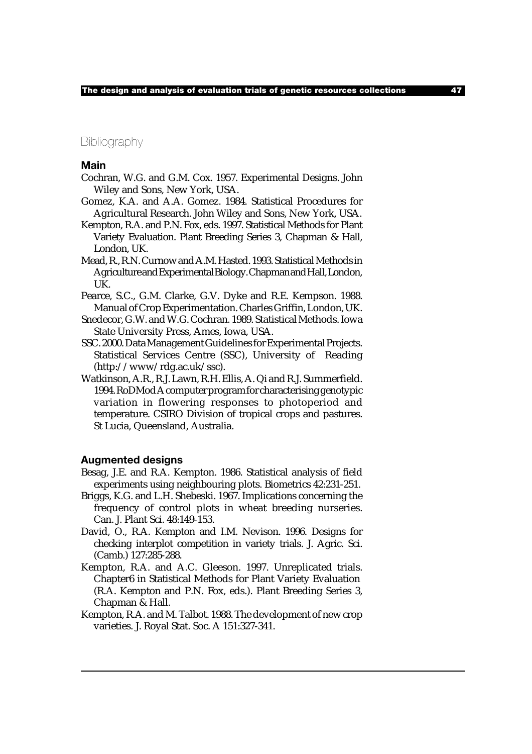## Bibliography

### Main

Cochran, W.G. and G.M. Cox. 1957. Experimental Designs. John Wiley and Sons, New York, USA.

Gomez, K.A. and A.A. Gomez. 1984. Statistical Procedures for Agricultural Research. John Wiley and Sons, New York, USA.

Kempton, R.A. and P.N. Fox, eds. 1997. Statistical Methods for Plant Variety Evaluation. Plant Breeding Series 3, Chapman & Hall, London, UK.

Mead, R., R.N. Curnow and A.M. Hasted. 1993. Statistical Methods in Agriculture and Experimental Biology. Chapman and Hall, London, UK.

Pearce, S.C., G.M. Clarke, G.V. Dyke and R.E. Kempson. 1988. Manual of Crop Experimentation. Charles Griffin, London, UK.

Snedecor, G.W. and W.G. Cochran. 1989. Statistical Methods. Iowa State University Press, Ames, Iowa, USA.

SSC. 2000. Data Management Guidelines for Experimental Projects. Statistical Services Centre (SSC), University of Reading (http://www/rdg.ac.uk/ssc).

Watkinson, A.R., R.J. Lawn, R.H. Ellis, A. Qi and R.J. Summerfield. 1994. RoDMod A computer program for characterising genotypic variation in flowering responses to photoperiod and temperature. CSIRO Division of tropical crops and pastures. St Lucia, Queensland, Australia.

### Augmented designs

Besag, J.E. and R.A. Kempton. 1986. Statistical analysis of field experiments using neighbouring plots. Biometrics 42:231-251.

Briggs, K.G. and L.H. Shebeski. 1967. Implications concerning the frequency of control plots in wheat breeding nurseries. Can. J. Plant Sci. 48:149-153.

David, O., R.A. Kempton and I.M. Nevison. 1996. Designs for checking interplot competition in variety trials. J. Agric. Sci. (Camb.) 127:285-288.

Kempton, R.A. and A.C. Gleeson. 1997. Unreplicated trials. Chapter6 in Statistical Methods for Plant Variety Evaluation (R.A. Kempton and P.N. Fox, eds.). Plant Breeding Series 3, Chapman & Hall.

Kempton, R.A. and M. Talbot. 1988. The development of new crop varieties. J. Royal Stat. Soc. A 151:327-341.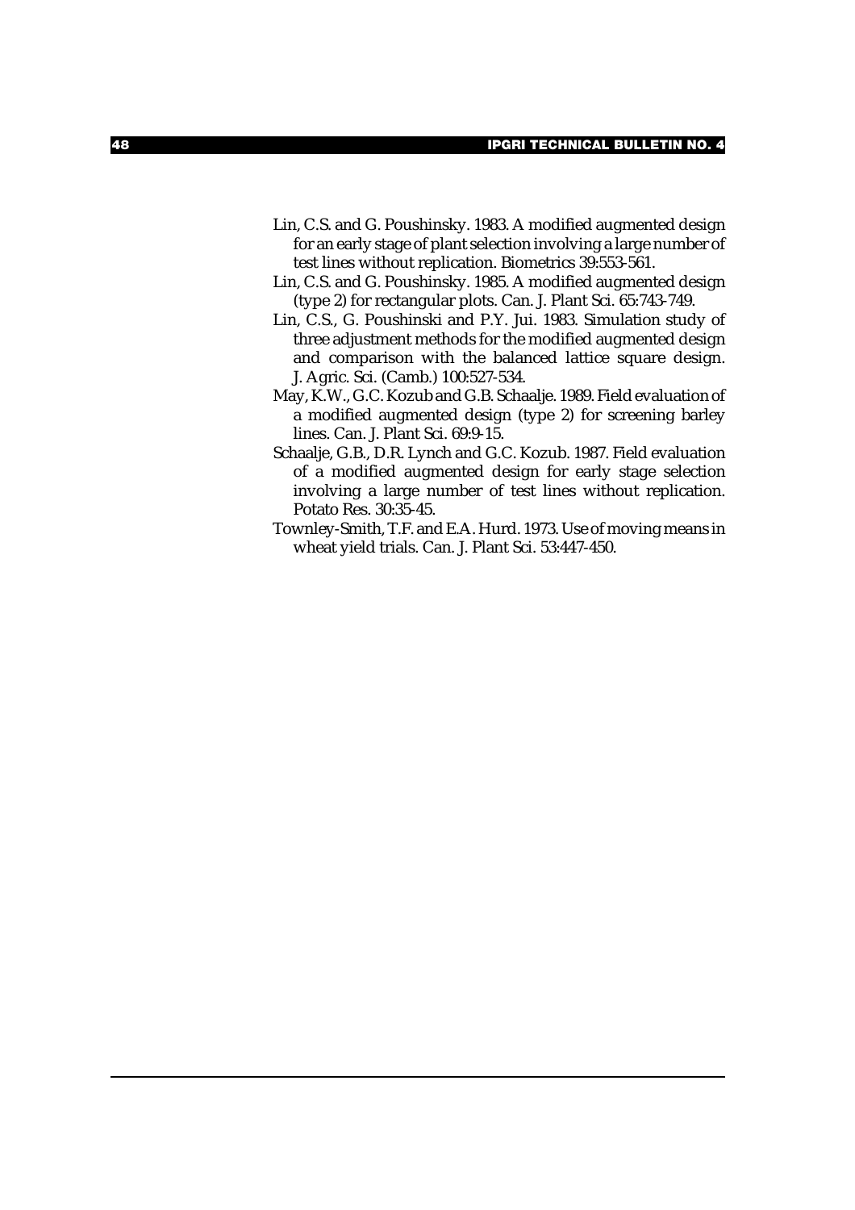Lin, C.S. and G. Poushinsky. 1983. A modified augmented design for an early stage of plant selection involving a large number of test lines without replication. Biometrics 39:553-561.

Lin, C.S. and G. Poushinsky. 1985. A modified augmented design (type 2) for rectangular plots. Can. J. Plant Sci. 65:743-749.

Lin, C.S., G. Poushinski and P.Y. Jui. 1983. Simulation study of three adjustment methods for the modified augmented design and comparison with the balanced lattice square design. J. Agric. Sci. (Camb.) 100:527-534.

May, K.W., G.C. Kozub and G.B. Schaalje. 1989. Field evaluation of a modified augmented design (type 2) for screening barley lines. Can. J. Plant Sci. 69:9-15.

Schaalje, G.B., D.R. Lynch and G.C. Kozub. 1987. Field evaluation of a modified augmented design for early stage selection involving a large number of test lines without replication. Potato Res. 30:35-45.

Townley-Smith, T.F. and E.A. Hurd. 1973. Use of moving means in wheat yield trials. Can. J. Plant Sci. 53:447-450.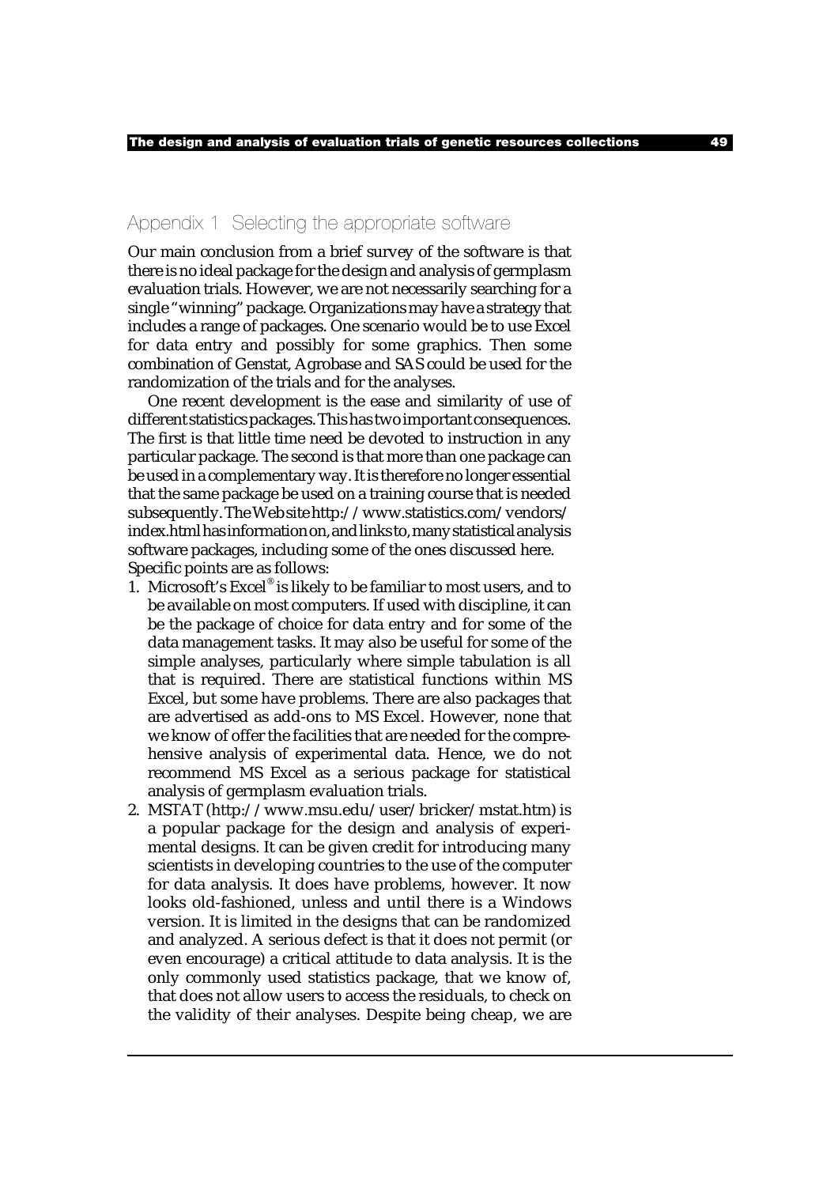## Appendix 1 Selecting the appropriate software

Our main conclusion from a brief survey of the software is that there is no ideal package for the design and analysis of germplasm evaluation trials. However, we are not necessarily searching for a single "winning" package. Organizations may have a strategy that includes a range of packages. One scenario would be to use Excel for data entry and possibly for some graphics. Then some combination of Genstat, Agrobase and SAS could be used for the randomization of the trials and for the analyses.

One recent development is the ease and similarity of use of different statistics packages. This has two important consequences. The first is that little time need be devoted to instruction in any particular package. The second is that more than one package can be used in a complementary way. It is therefore no longer essential that the same package be used on a training course that is needed subsequently. The Web site http://www.statistics.com/vendors/index.html has information on, and links to, many statistical analysis software packages, including some of the ones discussed here. Specific points are as follows:

1. Microsoft's Excel® is likely to be familiar to most users, and to be available on most computers. If used with discipline, it can be the package of choice for data entry and for some of the data management tasks. It may also be useful for some of the simple analyses, particularly where simple tabulation is all that is required. There are statistical functions within MS Excel, but some have problems. There are also packages that are advertised as add-ons to MS Excel. However, none that we know of offer the facilities that are needed for the comprehensive analysis of experimental data. Hence, we do not recommend MS Excel as a serious package for statistical analysis of germplasm evaluation trials.
2. MSTAT (http://www.msu.edu/user/bricker/mstat.htm) is a popular package for the design and analysis of experimental designs. It can be given credit for introducing many scientists in developing countries to the use of the computer for data analysis. It does have problems, however. It now looks old-fashioned, unless and until there is a Windows version. It is limited in the designs that can be randomized and analyzed. A serious defect is that it does not permit (or even encourage) a critical attitude to data analysis. It is the only commonly used statistics package, that we know of, that does not allow users to access the residuals, to check on the validity of their analyses. Despite being cheap, we are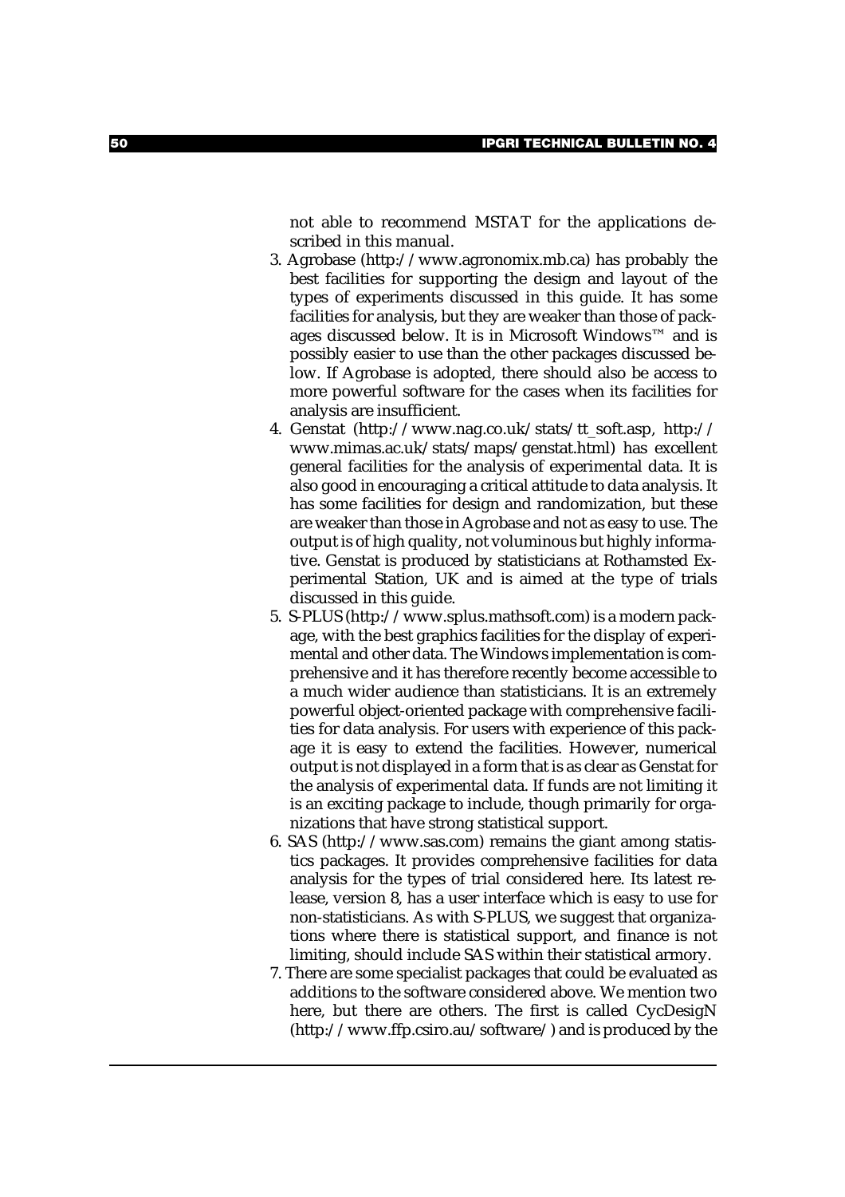not able to recommend MSTAT for the applications described in this manual.

3. Agrobase (http://www.agronomix.mb.ca) has probably the best facilities for supporting the design and layout of the types of experiments discussed in this guide. It has some facilities for analysis, but they are weaker than those of packages discussed below. It is in Microsoft Windows™ and is possibly easier to use than the other packages discussed below. If Agrobase is adopted, there should also be access to more powerful software for the cases when its facilities for analysis are insufficient.
4. Genstat (http://www.nag.co.uk/stats/tt_soft.asp, http://www.mimas.ac.uk/stats/maps/genstat.html) has excellent general facilities for the analysis of experimental data. It is also good in encouraging a critical attitude to data analysis. It has some facilities for design and randomization, but these are weaker than those in Agrobase and not as easy to use. The output is of high quality, not voluminous but highly informative. Genstat is produced by statisticians at Rothamsted Experimental Station, UK and is aimed at the type of trials discussed in this guide.
5. S-PLUS (http://www.splus.mathsoft.com) is a modern package, with the best graphics facilities for the display of experimental and other data. The Windows implementation is comprehensive and it has therefore recently become accessible to a much wider audience than statisticians. It is an extremely powerful object-oriented package with comprehensive facilities for data analysis. For users with experience of this package it is easy to extend the facilities. However, numerical output is not displayed in a form that is as clear as Genstat for the analysis of experimental data. If funds are not limiting it is an exciting package to include, though primarily for organizations that have strong statistical support.
6. SAS (http://www.sas.com) remains the giant among statistics packages. It provides comprehensive facilities for data analysis for the types of trial considered here. Its latest release, version 8, has a user interface which is easy to use for non-statisticians. As with S-PLUS, we suggest that organizations where there is statistical support, and finance is not limiting, should include SAS within their statistical armory.
7. There are some specialist packages that could be evaluated as additions to the software considered above. We mention two here, but there are others. The first is called CycDesigN (http://www.ffp.csiro.au/software/) and is produced by the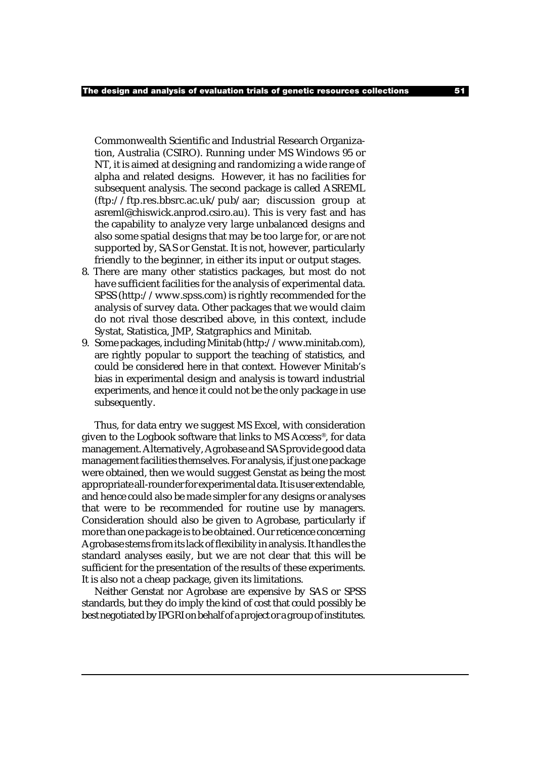Commonwealth Scientific and Industrial Research Organization, Australia (CSIRO). Running under MS Windows 95 or NT, it is aimed at designing and randomizing a wide range of alpha and related designs. However, it has no facilities for subsequent analysis. The second package is called ASREML (ftp://ftp.res.bbsrc.ac.uk/pub/aar; discussion group at asreml@chiswick.anprod.csiro.au). This is very fast and has the capability to analyze very large unbalanced designs and also some spatial designs that may be too large for, or are not supported by, SAS or Genstat. It is not, however, particularly friendly to the beginner, in either its input or output stages.

8. There are many other statistics packages, but most do not have sufficient facilities for the analysis of experimental data. SPSS (http://www.spss.com) is rightly recommended for the analysis of survey data. Other packages that we would claim do not rival those described above, in this context, include Systat, Statistica, JMP, Statgraphics and Minitab.
9. Some packages, including Minitab (http://www.minitab.com), are rightly popular to support the teaching of statistics, and could be considered here in that context. However Minitab's bias in experimental design and analysis is toward industrial experiments, and hence it could not be the only package in use subsequently.

Thus, for data entry we suggest MS Excel, with consideration given to the Logbook software that links to MS Access®, for data management. Alternatively, Agrobase and SAS provide good data management facilities themselves. For analysis, if just one package were obtained, then we would suggest Genstat as being the most appropriate all-rounder for experimental data. It is user extendable, and hence could also be made simpler for any designs or analyses that were to be recommended for routine use by managers. Consideration should also be given to Agrobase, particularly if more than one package is to be obtained. Our reticence concerning Agrobase stems from its lack of flexibility in analysis. It handles the standard analyses easily, but we are not clear that this will be sufficient for the presentation of the results of these experiments. It is also not a cheap package, given its limitations.

Neither Genstat nor Agrobase are expensive by SAS or SPSS standards, but they do imply the kind of cost that could possibly be best negotiated by IPGRI on behalf of a project or a group of institutes.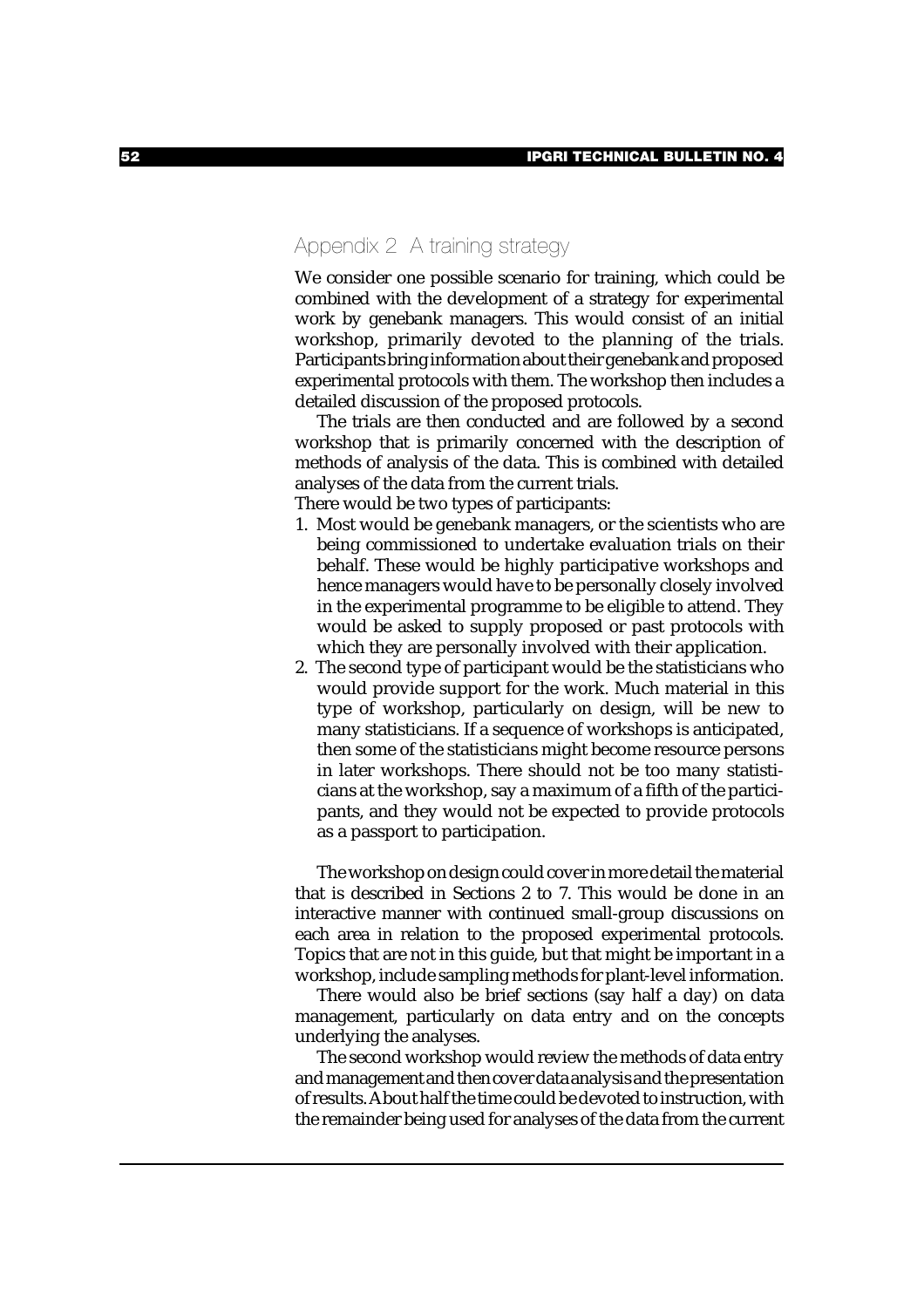## Appendix 2 A training strategy

We consider one possible scenario for training, which could be combined with the development of a strategy for experimental work by genebank managers. This would consist of an initial workshop, primarily devoted to the planning of the trials. Participants bring information about their genebank and proposed experimental protocols with them. The workshop then includes a detailed discussion of the proposed protocols.

The trials are then conducted and are followed by a second workshop that is primarily concerned with the description of methods of analysis of the data. This is combined with detailed analyses of the data from the current trials.

There would be two types of participants:

1. Most would be genebank managers, or the scientists who are being commissioned to undertake evaluation trials on their behalf. These would be highly participative workshops and hence managers would have to be personally closely involved in the experimental programme to be eligible to attend. They would be asked to supply proposed or past protocols with which they are personally involved with their application.
2. The second type of participant would be the statisticians who would provide support for the work. Much material in this type of workshop, particularly on design, will be new to many statisticians. If a sequence of workshops is anticipated, then some of the statisticians might become resource persons in later workshops. There should not be too many statisticians at the workshop, say a maximum of a fifth of the participants, and they would not be expected to provide protocols as a passport to participation.

The workshop on design could cover in more detail the material that is described in Sections 2 to 7. This would be done in an interactive manner with continued small-group discussions on each area in relation to the proposed experimental protocols. Topics that are not in this guide, but that might be important in a workshop, include sampling methods for plant-level information.

There would also be brief sections (say half a day) on data management, particularly on data entry and on the concepts underlying the analyses.

The second workshop would review the methods of data entry and management and then cover data analysis and the presentation of results. About half the time could be devoted to instruction, with the remainder being used for analyses of the data from the current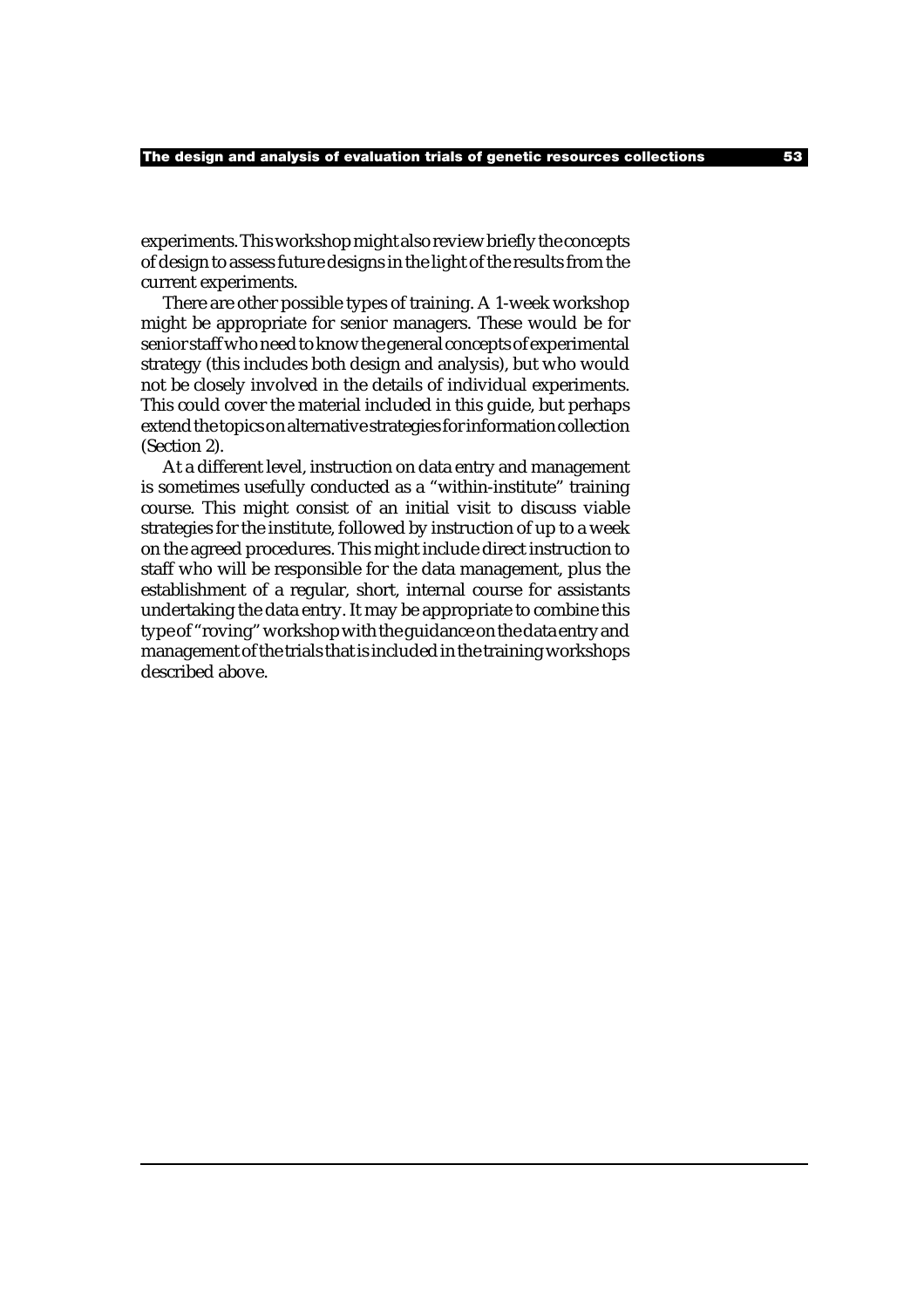experiments. This workshop might also review briefly the concepts of design to assess future designs in the light of the results from the current experiments.

There are other possible types of training. A 1-week workshop might be appropriate for senior managers. These would be for senior staff who need to know the general concepts of experimental strategy (this includes both design and analysis), but who would not be closely involved in the details of individual experiments. This could cover the material included in this guide, but perhaps extend the topics on alternative strategies for information collection (Section 2).

At a different level, instruction on data entry and management is sometimes usefully conducted as a "within-institute" training course. This might consist of an initial visit to discuss viable strategies for the institute, followed by instruction of up to a week on the agreed procedures. This might include direct instruction to staff who will be responsible for the data management, plus the establishment of a regular, short, internal course for assistants undertaking the data entry. It may be appropriate to combine this type of "roving" workshop with the guidance on the data entry and management of the trials that is included in the training workshops described above.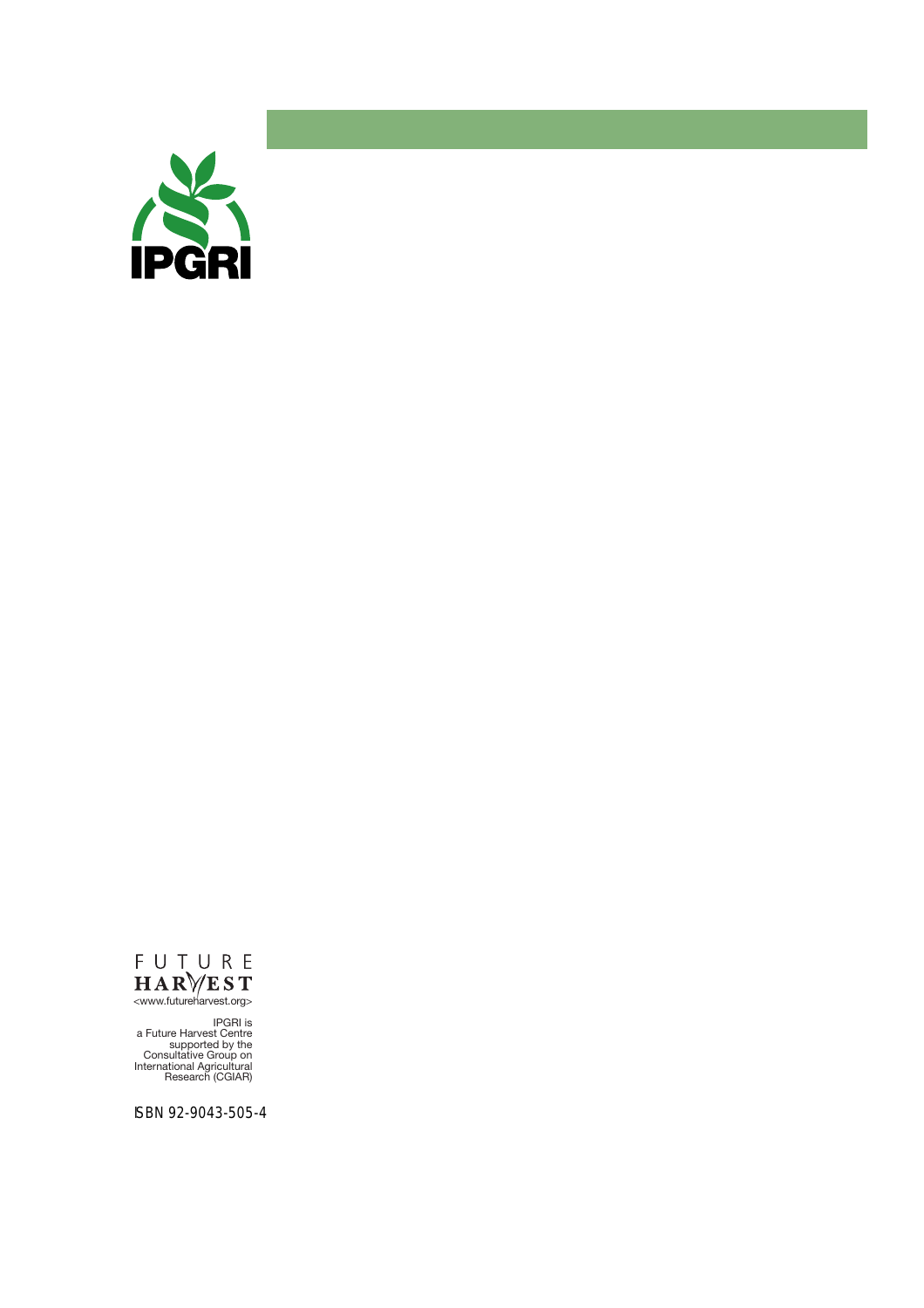IPGRI

FUTURE HARVEST
<www.futureharvest.org>

IPGRI is
a Future Harvest Centre
supported by the
Consultative Group on
International Agricultural
Research (CGIAR)

ISBN 92-9043-505-4